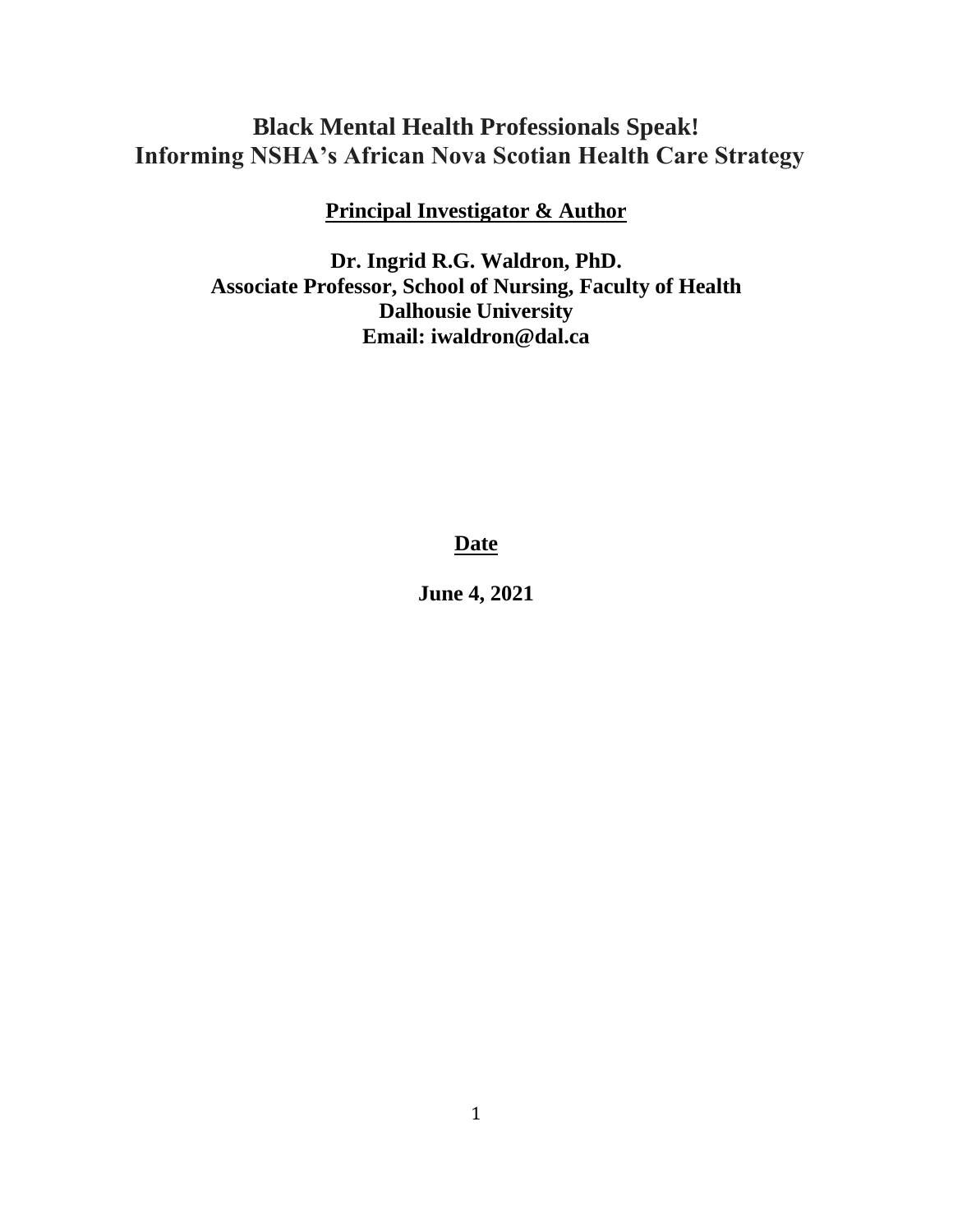# Black Mental Health Professionals Speak!
# Informing NSHA's African Nova Scotian Health Care Strategy

**Principal Investigator & Author**

**Dr. Ingrid R.G. Waldron, PhD.**
**Associate Professor, School of Nursing, Faculty of Health**
**Dalhousie University**
**Email: iwaldron@dal.ca**

**Date**

**June 4, 2021**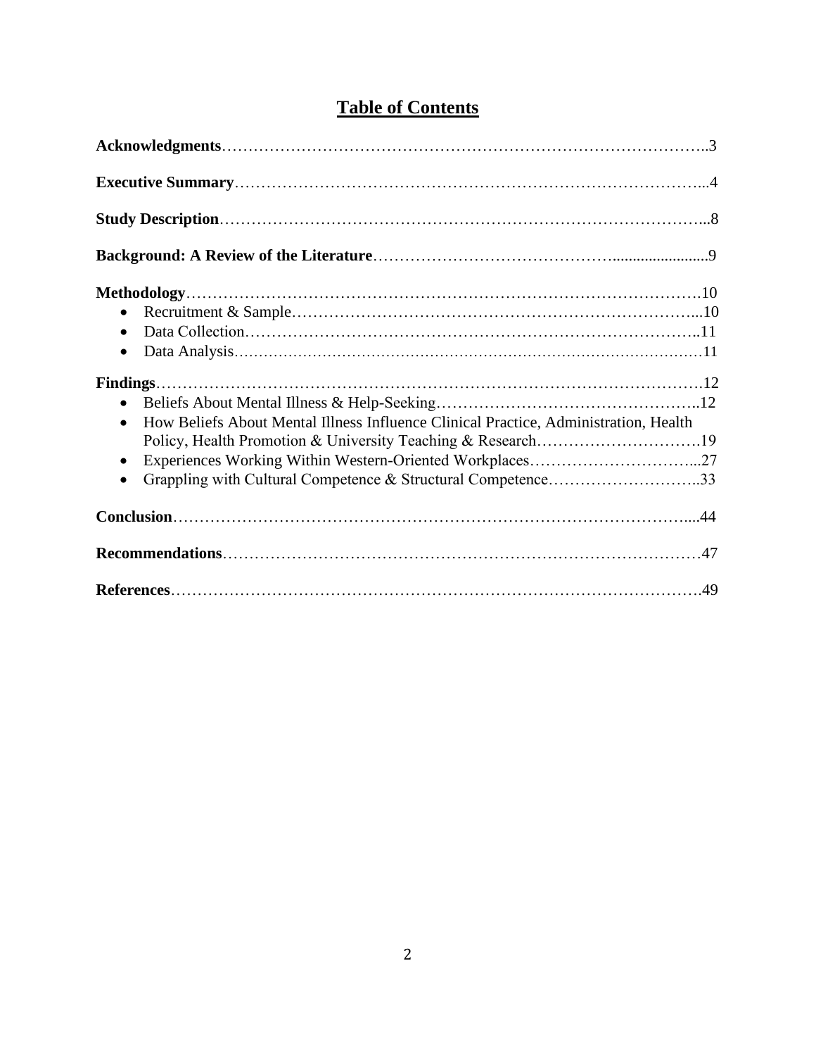# Table of Contents

**Acknowledgments**……………………………………………………………………………..3

**Executive Summary**…………………………………………………………………………...4

**Study Description**……………………………………………………………………………...8

**Background: A Review of the Literature**……………………………………........................9

**Methodology**…………………………………………………………………………………….10

- Recruitment & Sample…………………………………………………………………...10
- Data Collection…………………………………………………………………………..11
- Data Analysis……………………………………………………………………………11

**Findings**………………………………………………………………………………………….12

- Beliefs About Mental Illness & Help-Seeking…………………………………………..12
- How Beliefs About Mental Illness Influence Clinical Practice, Administration, Health Policy, Health Promotion & University Teaching & Research………………………….19
- Experiences Working Within Western-Oriented Workplaces…………………………...27
- Grappling with Cultural Competence & Structural Competence………………………..33

**Conclusion**……………………………………………………………………………………....44

**Recommendations**……………………………………………………………………………47

**References**……………………………………………………………………………………….49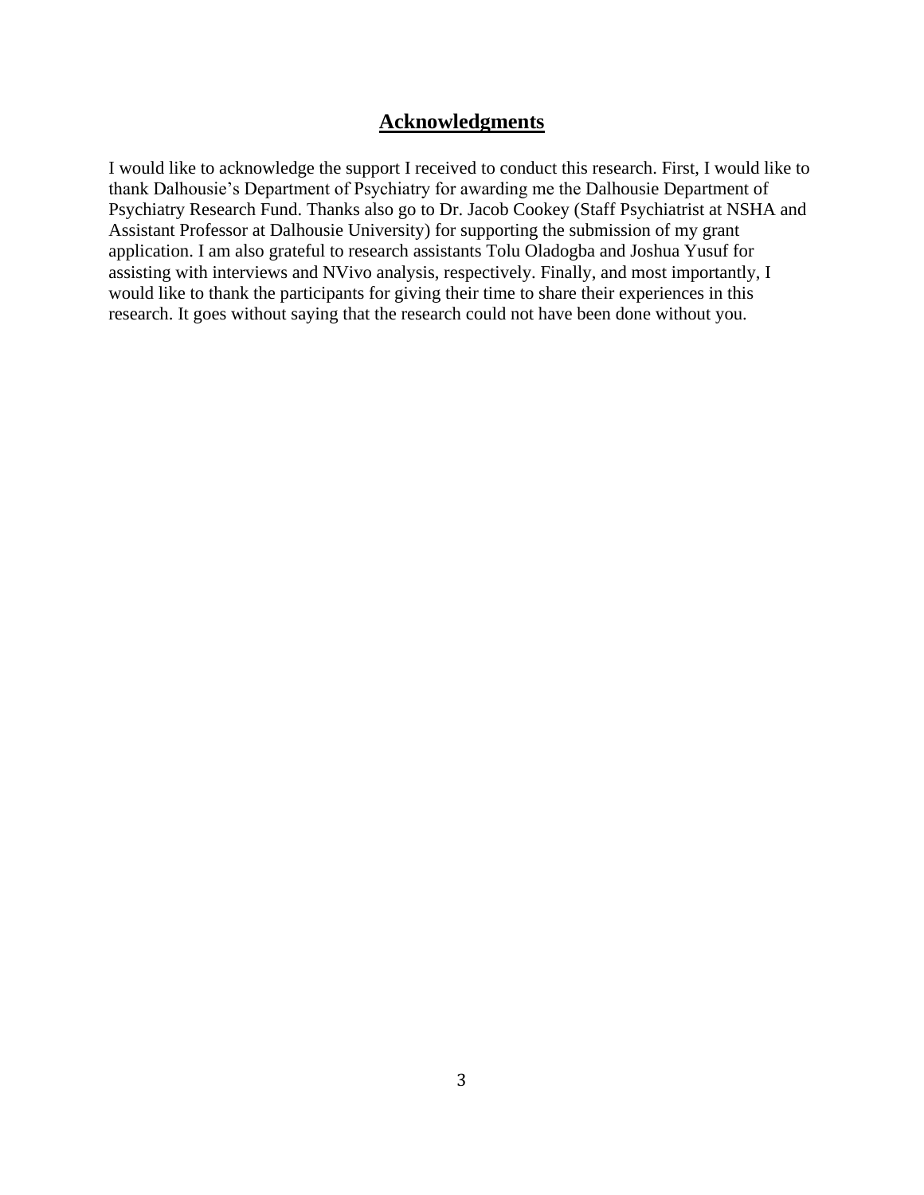## Acknowledgments

I would like to acknowledge the support I received to conduct this research. First, I would like to thank Dalhousie's Department of Psychiatry for awarding me the Dalhousie Department of Psychiatry Research Fund. Thanks also go to Dr. Jacob Cookey (Staff Psychiatrist at NSHA and Assistant Professor at Dalhousie University) for supporting the submission of my grant application. I am also grateful to research assistants Tolu Oladogba and Joshua Yusuf for assisting with interviews and NVivo analysis, respectively. Finally, and most importantly, I would like to thank the participants for giving their time to share their experiences in this research. It goes without saying that the research could not have been done without you.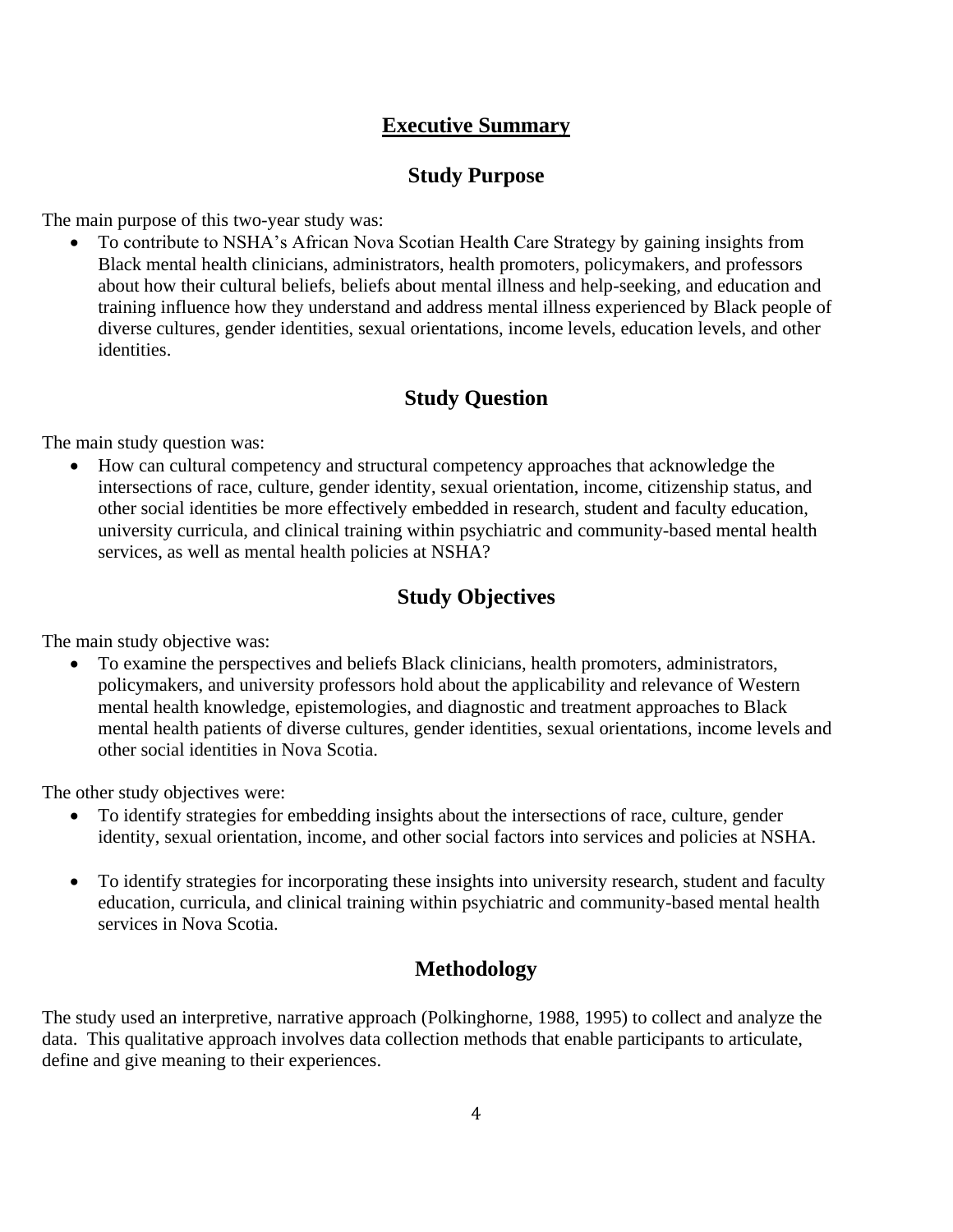# Executive Summary

## Study Purpose

The main purpose of this two-year study was:

- To contribute to NSHA's African Nova Scotian Health Care Strategy by gaining insights from Black mental health clinicians, administrators, health promoters, policymakers, and professors about how their cultural beliefs, beliefs about mental illness and help-seeking, and education and training influence how they understand and address mental illness experienced by Black people of diverse cultures, gender identities, sexual orientations, income levels, education levels, and other identities.

## Study Question

The main study question was:

- How can cultural competency and structural competency approaches that acknowledge the intersections of race, culture, gender identity, sexual orientation, income, citizenship status, and other social identities be more effectively embedded in research, student and faculty education, university curricula, and clinical training within psychiatric and community-based mental health services, as well as mental health policies at NSHA?

## Study Objectives

The main study objective was:

- To examine the perspectives and beliefs Black clinicians, health promoters, administrators, policymakers, and university professors hold about the applicability and relevance of Western mental health knowledge, epistemologies, and diagnostic and treatment approaches to Black mental health patients of diverse cultures, gender identities, sexual orientations, income levels and other social identities in Nova Scotia.

The other study objectives were:

- To identify strategies for embedding insights about the intersections of race, culture, gender identity, sexual orientation, income, and other social factors into services and policies at NSHA.

- To identify strategies for incorporating these insights into university research, student and faculty education, curricula, and clinical training within psychiatric and community-based mental health services in Nova Scotia.

## Methodology

The study used an interpretive, narrative approach (Polkinghorne, 1988, 1995) to collect and analyze the data. This qualitative approach involves data collection methods that enable participants to articulate, define and give meaning to their experiences.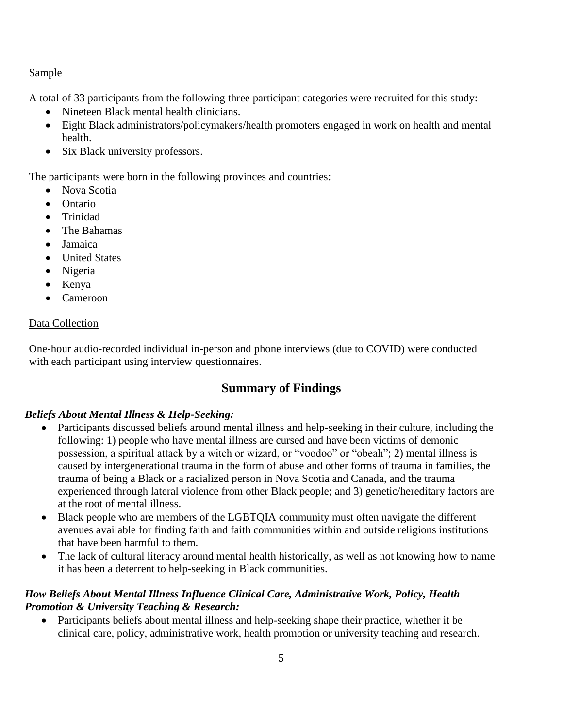Sample

A total of 33 participants from the following three participant categories were recruited for this study:

- Nineteen Black mental health clinicians.
- Eight Black administrators/policymakers/health promoters engaged in work on health and mental health.
- Six Black university professors.

The participants were born in the following provinces and countries:

- Nova Scotia
- Ontario
- Trinidad
- The Bahamas
- Jamaica
- United States
- Nigeria
- Kenya
- Cameroon

Data Collection

One-hour audio-recorded individual in-person and phone interviews (due to COVID) were conducted with each participant using interview questionnaires.

## Summary of Findings

***Beliefs About Mental Illness & Help-Seeking:***

- Participants discussed beliefs around mental illness and help-seeking in their culture, including the following: 1) people who have mental illness are cursed and have been victims of demonic possession, a spiritual attack by a witch or wizard, or "voodoo" or "obeah"; 2) mental illness is caused by intergenerational trauma in the form of abuse and other forms of trauma in families, the trauma of being a Black or a racialized person in Nova Scotia and Canada, and the trauma experienced through lateral violence from other Black people; and 3) genetic/hereditary factors are at the root of mental illness.
- Black people who are members of the LGBTQIA community must often navigate the different avenues available for finding faith and faith communities within and outside religions institutions that have been harmful to them.
- The lack of cultural literacy around mental health historically, as well as not knowing how to name it has been a deterrent to help-seeking in Black communities.

***How Beliefs About Mental Illness Influence Clinical Care, Administrative Work, Policy, Health Promotion & University Teaching & Research:***

- Participants beliefs about mental illness and help-seeking shape their practice, whether it be clinical care, policy, administrative work, health promotion or university teaching and research.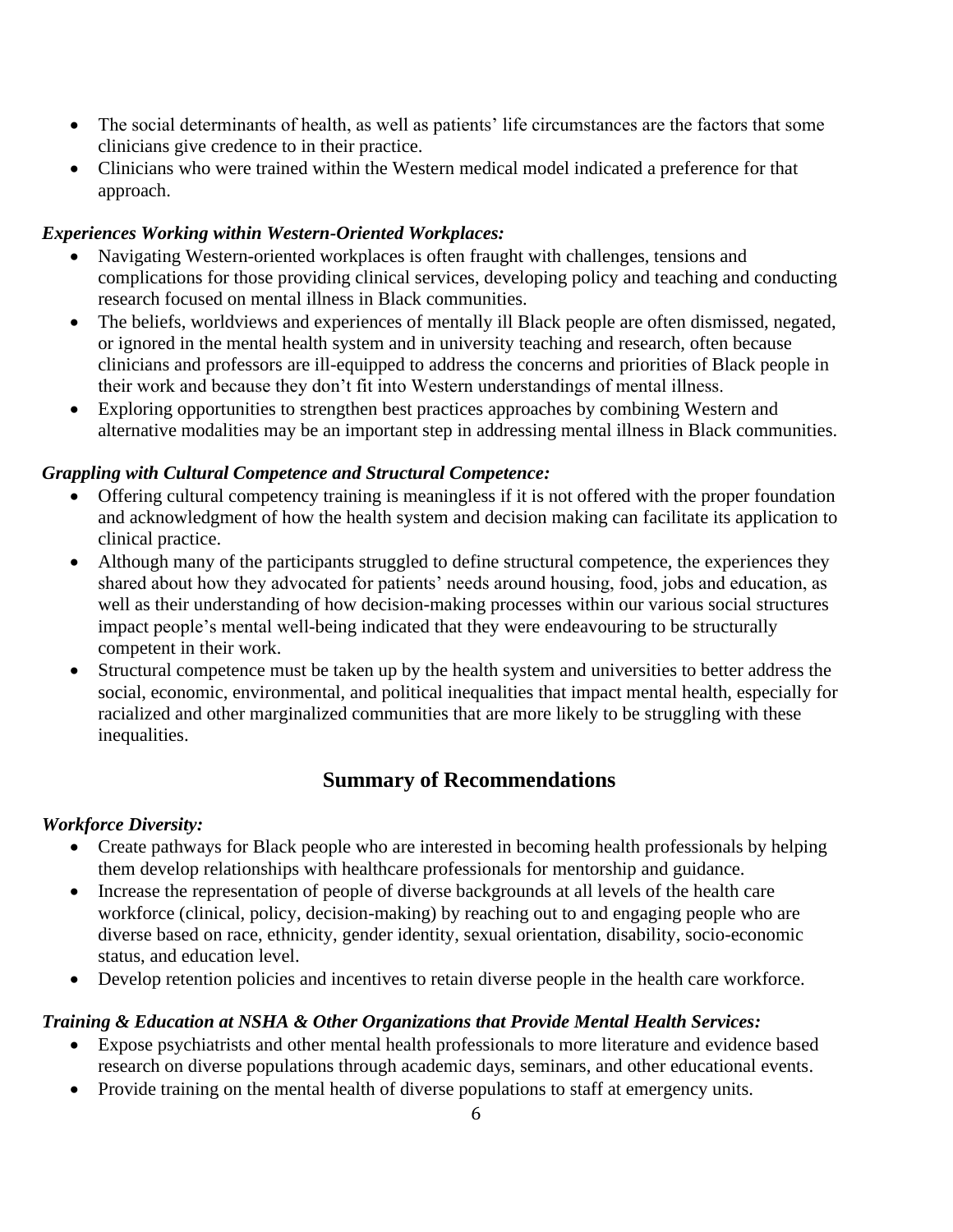- The social determinants of health, as well as patients' life circumstances are the factors that some clinicians give credence to in their practice.
- Clinicians who were trained within the Western medical model indicated a preference for that approach.

***Experiences Working within Western-Oriented Workplaces:***

- Navigating Western-oriented workplaces is often fraught with challenges, tensions and complications for those providing clinical services, developing policy and teaching and conducting research focused on mental illness in Black communities.
- The beliefs, worldviews and experiences of mentally ill Black people are often dismissed, negated, or ignored in the mental health system and in university teaching and research, often because clinicians and professors are ill-equipped to address the concerns and priorities of Black people in their work and because they don't fit into Western understandings of mental illness.
- Exploring opportunities to strengthen best practices approaches by combining Western and alternative modalities may be an important step in addressing mental illness in Black communities.

***Grappling with Cultural Competence and Structural Competence:***

- Offering cultural competency training is meaningless if it is not offered with the proper foundation and acknowledgment of how the health system and decision making can facilitate its application to clinical practice.
- Although many of the participants struggled to define structural competence, the experiences they shared about how they advocated for patients' needs around housing, food, jobs and education, as well as their understanding of how decision-making processes within our various social structures impact people's mental well-being indicated that they were endeavouring to be structurally competent in their work.
- Structural competence must be taken up by the health system and universities to better address the social, economic, environmental, and political inequalities that impact mental health, especially for racialized and other marginalized communities that are more likely to be struggling with these inequalities.

## Summary of Recommendations

***Workforce Diversity:***

- Create pathways for Black people who are interested in becoming health professionals by helping them develop relationships with healthcare professionals for mentorship and guidance.
- Increase the representation of people of diverse backgrounds at all levels of the health care workforce (clinical, policy, decision-making) by reaching out to and engaging people who are diverse based on race, ethnicity, gender identity, sexual orientation, disability, socio-economic status, and education level.
- Develop retention policies and incentives to retain diverse people in the health care workforce.

***Training & Education at NSHA & Other Organizations that Provide Mental Health Services:***

- Expose psychiatrists and other mental health professionals to more literature and evidence based research on diverse populations through academic days, seminars, and other educational events.
- Provide training on the mental health of diverse populations to staff at emergency units.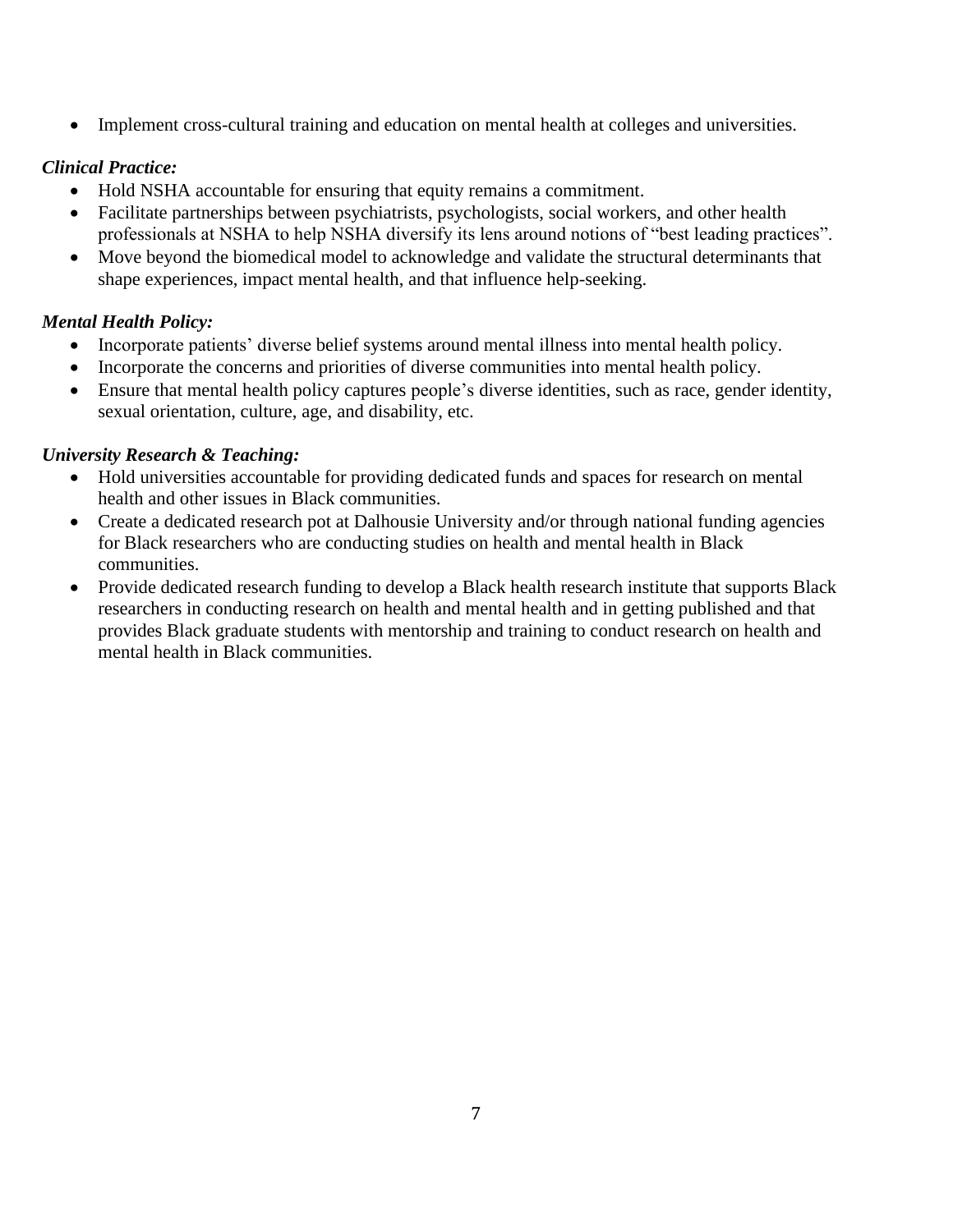- Implement cross-cultural training and education on mental health at colleges and universities.

***Clinical Practice:***

- Hold NSHA accountable for ensuring that equity remains a commitment.
- Facilitate partnerships between psychiatrists, psychologists, social workers, and other health professionals at NSHA to help NSHA diversify its lens around notions of "best leading practices".
- Move beyond the biomedical model to acknowledge and validate the structural determinants that shape experiences, impact mental health, and that influence help-seeking.

***Mental Health Policy:***

- Incorporate patients' diverse belief systems around mental illness into mental health policy.
- Incorporate the concerns and priorities of diverse communities into mental health policy.
- Ensure that mental health policy captures people's diverse identities, such as race, gender identity, sexual orientation, culture, age, and disability, etc.

***University Research & Teaching:***

- Hold universities accountable for providing dedicated funds and spaces for research on mental health and other issues in Black communities.
- Create a dedicated research pot at Dalhousie University and/or through national funding agencies for Black researchers who are conducting studies on health and mental health in Black communities.
- Provide dedicated research funding to develop a Black health research institute that supports Black researchers in conducting research on health and mental health and in getting published and that provides Black graduate students with mentorship and training to conduct research on health and mental health in Black communities.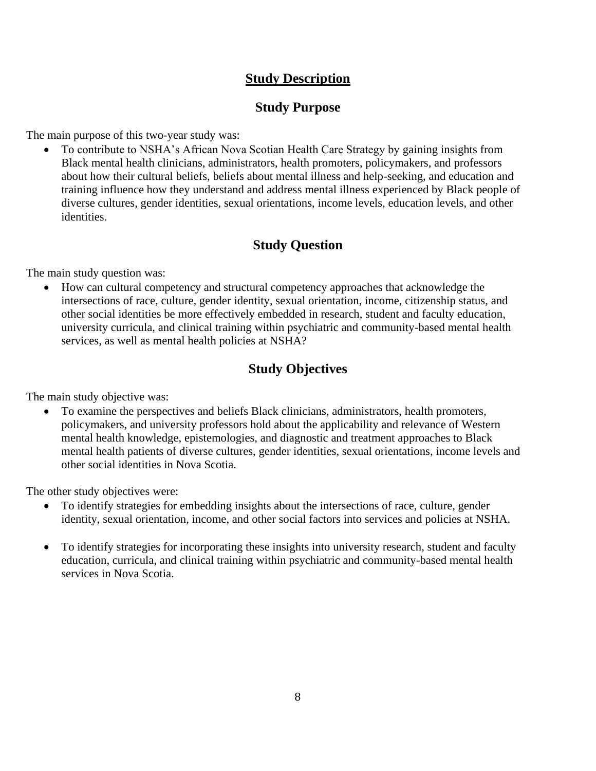# Study Description

## Study Purpose

The main purpose of this two-year study was:

- To contribute to NSHA's African Nova Scotian Health Care Strategy by gaining insights from Black mental health clinicians, administrators, health promoters, policymakers, and professors about how their cultural beliefs, beliefs about mental illness and help-seeking, and education and training influence how they understand and address mental illness experienced by Black people of diverse cultures, gender identities, sexual orientations, income levels, education levels, and other identities.

## Study Question

The main study question was:

- How can cultural competency and structural competency approaches that acknowledge the intersections of race, culture, gender identity, sexual orientation, income, citizenship status, and other social identities be more effectively embedded in research, student and faculty education, university curricula, and clinical training within psychiatric and community-based mental health services, as well as mental health policies at NSHA?

## Study Objectives

The main study objective was:

- To examine the perspectives and beliefs Black clinicians, administrators, health promoters, policymakers, and university professors hold about the applicability and relevance of Western mental health knowledge, epistemologies, and diagnostic and treatment approaches to Black mental health patients of diverse cultures, gender identities, sexual orientations, income levels and other social identities in Nova Scotia.

The other study objectives were:

- To identify strategies for embedding insights about the intersections of race, culture, gender identity, sexual orientation, income, and other social factors into services and policies at NSHA.
- To identify strategies for incorporating these insights into university research, student and faculty education, curricula, and clinical training within psychiatric and community-based mental health services in Nova Scotia.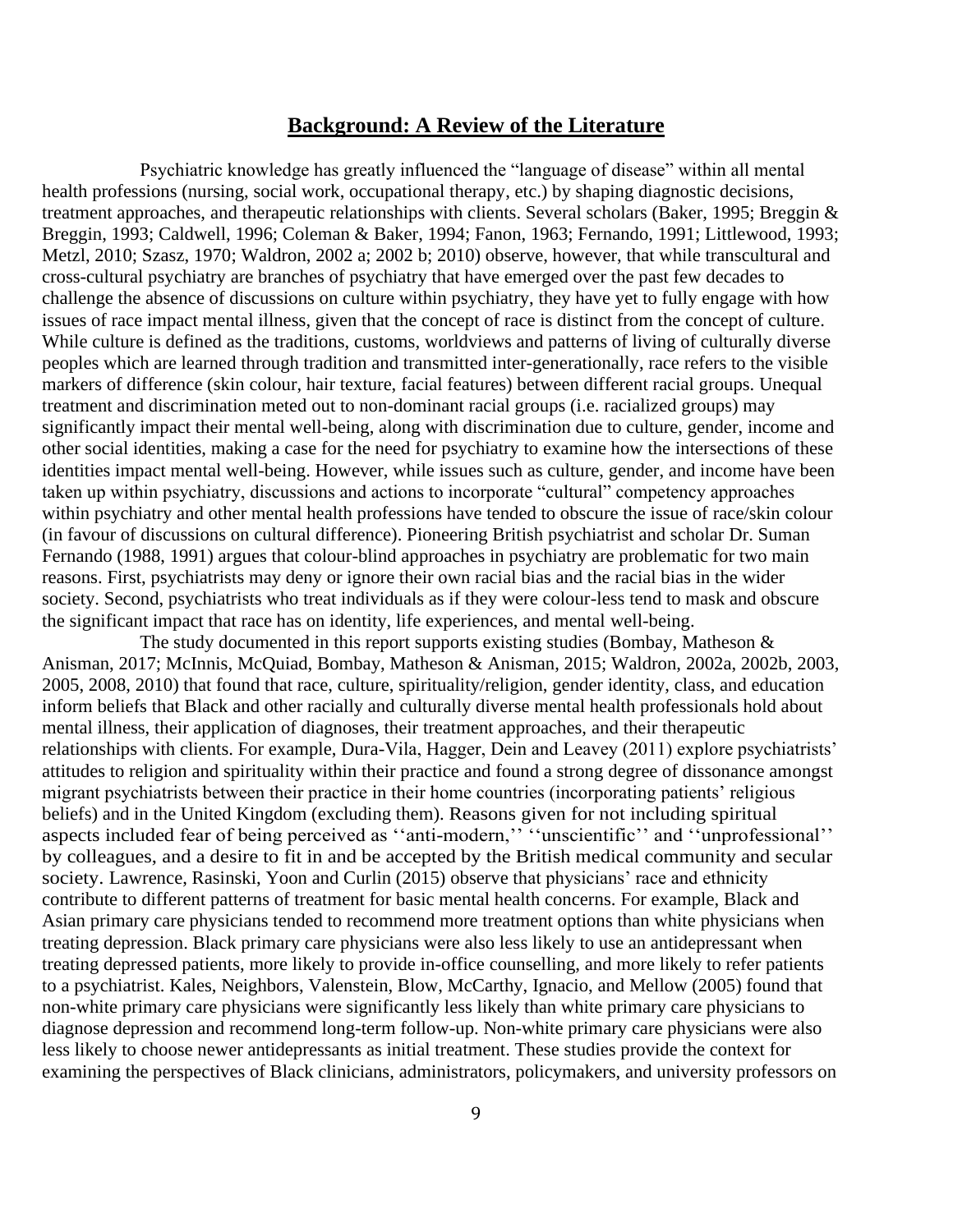## Background: A Review of the Literature

Psychiatric knowledge has greatly influenced the "language of disease" within all mental health professions (nursing, social work, occupational therapy, etc.) by shaping diagnostic decisions, treatment approaches, and therapeutic relationships with clients. Several scholars (Baker, 1995; Breggin & Breggin, 1993; Caldwell, 1996; Coleman & Baker, 1994; Fanon, 1963; Fernando, 1991; Littlewood, 1993; Metzl, 2010; Szasz, 1970; Waldron, 2002 a; 2002 b; 2010) observe, however, that while transcultural and cross-cultural psychiatry are branches of psychiatry that have emerged over the past few decades to challenge the absence of discussions on culture within psychiatry, they have yet to fully engage with how issues of race impact mental illness, given that the concept of race is distinct from the concept of culture. While culture is defined as the traditions, customs, worldviews and patterns of living of culturally diverse peoples which are learned through tradition and transmitted inter-generationally, race refers to the visible markers of difference (skin colour, hair texture, facial features) between different racial groups. Unequal treatment and discrimination meted out to non-dominant racial groups (i.e. racialized groups) may significantly impact their mental well-being, along with discrimination due to culture, gender, income and other social identities, making a case for the need for psychiatry to examine how the intersections of these identities impact mental well-being. However, while issues such as culture, gender, and income have been taken up within psychiatry, discussions and actions to incorporate "cultural" competency approaches within psychiatry and other mental health professions have tended to obscure the issue of race/skin colour (in favour of discussions on cultural difference). Pioneering British psychiatrist and scholar Dr. Suman Fernando (1988, 1991) argues that colour-blind approaches in psychiatry are problematic for two main reasons. First, psychiatrists may deny or ignore their own racial bias and the racial bias in the wider society. Second, psychiatrists who treat individuals as if they were colour-less tend to mask and obscure the significant impact that race has on identity, life experiences, and mental well-being.

The study documented in this report supports existing studies (Bombay, Matheson & Anisman, 2017; McInnis, McQuiad, Bombay, Matheson & Anisman, 2015; Waldron, 2002a, 2002b, 2003, 2005, 2008, 2010) that found that race, culture, spirituality/religion, gender identity, class, and education inform beliefs that Black and other racially and culturally diverse mental health professionals hold about mental illness, their application of diagnoses, their treatment approaches, and their therapeutic relationships with clients. For example, Dura-Vila, Hagger, Dein and Leavey (2011) explore psychiatrists' attitudes to religion and spirituality within their practice and found a strong degree of dissonance amongst migrant psychiatrists between their practice in their home countries (incorporating patients' religious beliefs) and in the United Kingdom (excluding them). Reasons given for not including spiritual aspects included fear of being perceived as ''anti-modern,'' ''unscientific'' and ''unprofessional'' by colleagues, and a desire to fit in and be accepted by the British medical community and secular society. Lawrence, Rasinski, Yoon and Curlin (2015) observe that physicians' race and ethnicity contribute to different patterns of treatment for basic mental health concerns. For example, Black and Asian primary care physicians tended to recommend more treatment options than white physicians when treating depression. Black primary care physicians were also less likely to use an antidepressant when treating depressed patients, more likely to provide in-office counselling, and more likely to refer patients to a psychiatrist. Kales, Neighbors, Valenstein, Blow, McCarthy, Ignacio, and Mellow (2005) found that non-white primary care physicians were significantly less likely than white primary care physicians to diagnose depression and recommend long-term follow-up. Non-white primary care physicians were also less likely to choose newer antidepressants as initial treatment. These studies provide the context for examining the perspectives of Black clinicians, administrators, policymakers, and university professors on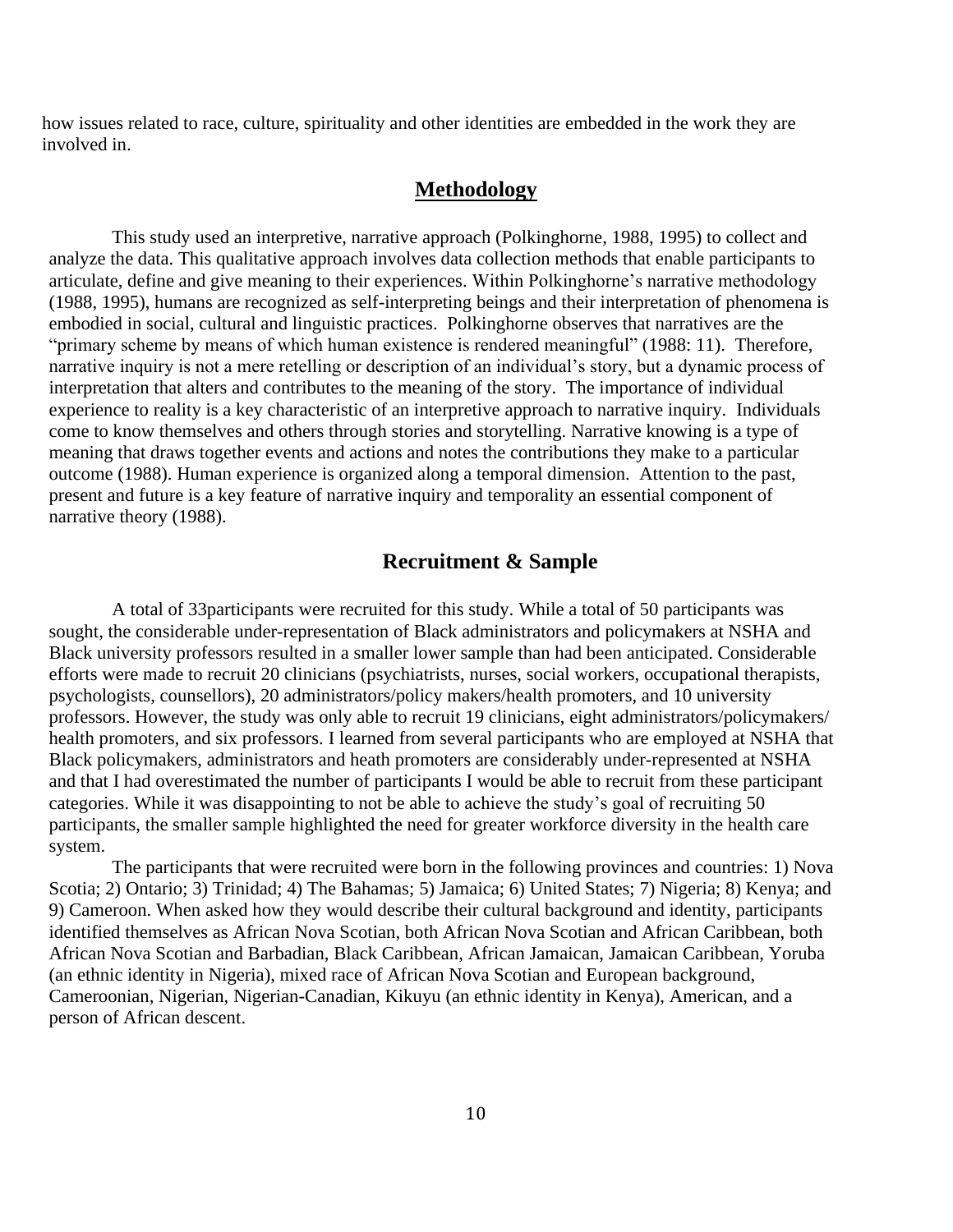how issues related to race, culture, spirituality and other identities are embedded in the work they are involved in.

## Methodology

This study used an interpretive, narrative approach (Polkinghorne, 1988, 1995) to collect and analyze the data. This qualitative approach involves data collection methods that enable participants to articulate, define and give meaning to their experiences. Within Polkinghorne's narrative methodology (1988, 1995), humans are recognized as self-interpreting beings and their interpretation of phenomena is embodied in social, cultural and linguistic practices. Polkinghorne observes that narratives are the "primary scheme by means of which human existence is rendered meaningful" (1988: 11). Therefore, narrative inquiry is not a mere retelling or description of an individual's story, but a dynamic process of interpretation that alters and contributes to the meaning of the story. The importance of individual experience to reality is a key characteristic of an interpretive approach to narrative inquiry. Individuals come to know themselves and others through stories and storytelling. Narrative knowing is a type of meaning that draws together events and actions and notes the contributions they make to a particular outcome (1988). Human experience is organized along a temporal dimension. Attention to the past, present and future is a key feature of narrative inquiry and temporality an essential component of narrative theory (1988).

## Recruitment & Sample

A total of 33participants were recruited for this study. While a total of 50 participants was sought, the considerable under-representation of Black administrators and policymakers at NSHA and Black university professors resulted in a smaller lower sample than had been anticipated. Considerable efforts were made to recruit 20 clinicians (psychiatrists, nurses, social workers, occupational therapists, psychologists, counsellors), 20 administrators/policy makers/health promoters, and 10 university professors. However, the study was only able to recruit 19 clinicians, eight administrators/policymakers/ health promoters, and six professors. I learned from several participants who are employed at NSHA that Black policymakers, administrators and heath promoters are considerably under-represented at NSHA and that I had overestimated the number of participants I would be able to recruit from these participant categories. While it was disappointing to not be able to achieve the study's goal of recruiting 50 participants, the smaller sample highlighted the need for greater workforce diversity in the health care system.

The participants that were recruited were born in the following provinces and countries: 1) Nova Scotia; 2) Ontario; 3) Trinidad; 4) The Bahamas; 5) Jamaica; 6) United States; 7) Nigeria; 8) Kenya; and 9) Cameroon. When asked how they would describe their cultural background and identity, participants identified themselves as African Nova Scotian, both African Nova Scotian and African Caribbean, both African Nova Scotian and Barbadian, Black Caribbean, African Jamaican, Jamaican Caribbean, Yoruba (an ethnic identity in Nigeria), mixed race of African Nova Scotian and European background, Cameroonian, Nigerian, Nigerian-Canadian, Kikuyu (an ethnic identity in Kenya), American, and a person of African descent.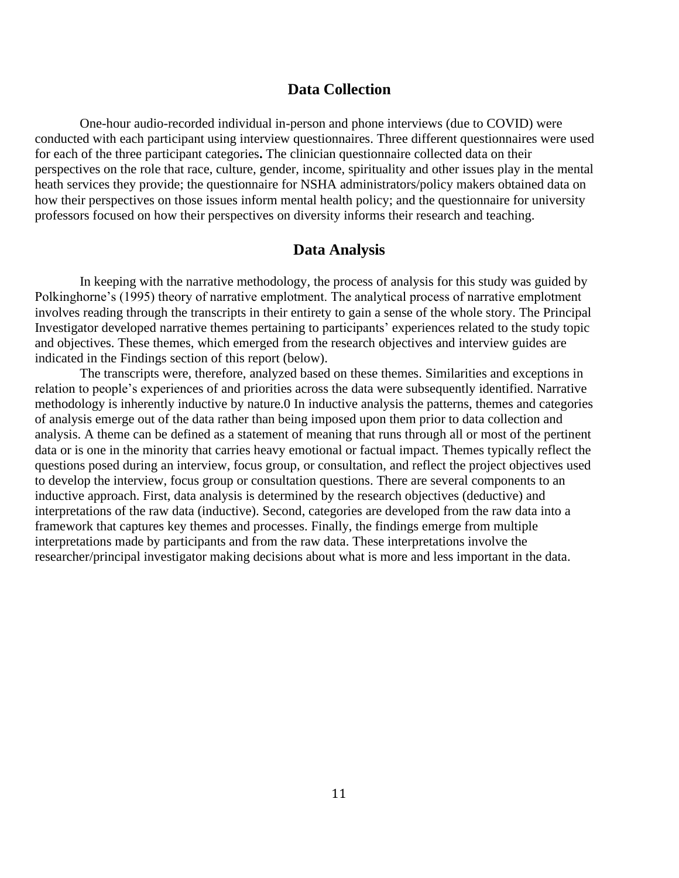## Data Collection

One-hour audio-recorded individual in-person and phone interviews (due to COVID) were conducted with each participant using interview questionnaires. Three different questionnaires were used for each of the three participant categories**.** The clinician questionnaire collected data on their perspectives on the role that race, culture, gender, income, spirituality and other issues play in the mental heath services they provide; the questionnaire for NSHA administrators/policy makers obtained data on how their perspectives on those issues inform mental health policy; and the questionnaire for university professors focused on how their perspectives on diversity informs their research and teaching.

## Data Analysis

In keeping with the narrative methodology, the process of analysis for this study was guided by Polkinghorne's (1995) theory of narrative emplotment. The analytical process of narrative emplotment involves reading through the transcripts in their entirety to gain a sense of the whole story. The Principal Investigator developed narrative themes pertaining to participants' experiences related to the study topic and objectives. These themes, which emerged from the research objectives and interview guides are indicated in the Findings section of this report (below).

The transcripts were, therefore, analyzed based on these themes. Similarities and exceptions in relation to people's experiences of and priorities across the data were subsequently identified. Narrative methodology is inherently inductive by nature.0 In inductive analysis the patterns, themes and categories of analysis emerge out of the data rather than being imposed upon them prior to data collection and analysis. A theme can be defined as a statement of meaning that runs through all or most of the pertinent data or is one in the minority that carries heavy emotional or factual impact. Themes typically reflect the questions posed during an interview, focus group, or consultation, and reflect the project objectives used to develop the interview, focus group or consultation questions. There are several components to an inductive approach. First, data analysis is determined by the research objectives (deductive) and interpretations of the raw data (inductive). Second, categories are developed from the raw data into a framework that captures key themes and processes. Finally, the findings emerge from multiple interpretations made by participants and from the raw data. These interpretations involve the researcher/principal investigator making decisions about what is more and less important in the data.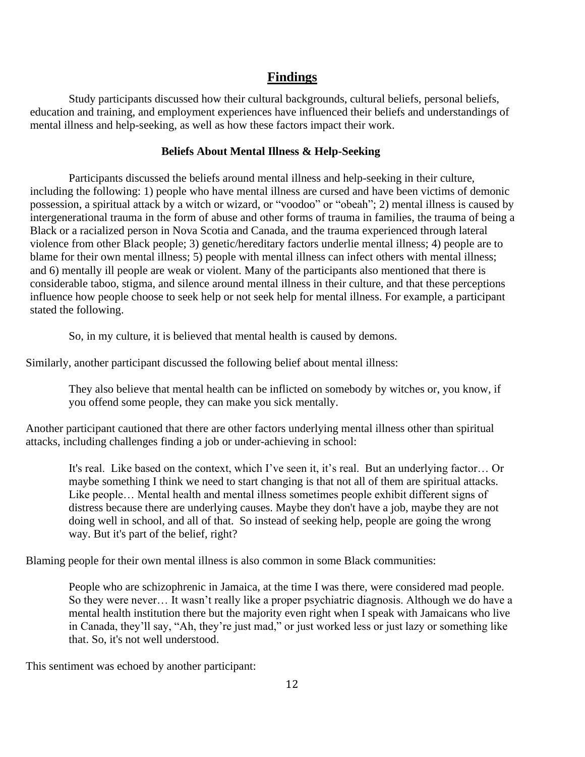## Findings

Study participants discussed how their cultural backgrounds, cultural beliefs, personal beliefs, education and training, and employment experiences have influenced their beliefs and understandings of mental illness and help-seeking, as well as how these factors impact their work.

### Beliefs About Mental Illness & Help-Seeking

Participants discussed the beliefs around mental illness and help-seeking in their culture, including the following: 1) people who have mental illness are cursed and have been victims of demonic possession, a spiritual attack by a witch or wizard, or "voodoo" or "obeah"; 2) mental illness is caused by intergenerational trauma in the form of abuse and other forms of trauma in families, the trauma of being a Black or a racialized person in Nova Scotia and Canada, and the trauma experienced through lateral violence from other Black people; 3) genetic/hereditary factors underlie mental illness; 4) people are to blame for their own mental illness; 5) people with mental illness can infect others with mental illness; and 6) mentally ill people are weak or violent. Many of the participants also mentioned that there is considerable taboo, stigma, and silence around mental illness in their culture, and that these perceptions influence how people choose to seek help or not seek help for mental illness. For example, a participant stated the following.

> So, in my culture, it is believed that mental health is caused by demons.

Similarly, another participant discussed the following belief about mental illness:

> They also believe that mental health can be inflicted on somebody by witches or, you know, if you offend some people, they can make you sick mentally.

Another participant cautioned that there are other factors underlying mental illness other than spiritual attacks, including challenges finding a job or under-achieving in school:

> It's real. Like based on the context, which I've seen it, it's real. But an underlying factor… Or maybe something I think we need to start changing is that not all of them are spiritual attacks. Like people… Mental health and mental illness sometimes people exhibit different signs of distress because there are underlying causes. Maybe they don't have a job, maybe they are not doing well in school, and all of that. So instead of seeking help, people are going the wrong way. But it's part of the belief, right?

Blaming people for their own mental illness is also common in some Black communities:

> People who are schizophrenic in Jamaica, at the time I was there, were considered mad people. So they were never… It wasn't really like a proper psychiatric diagnosis. Although we do have a mental health institution there but the majority even right when I speak with Jamaicans who live in Canada, they'll say, "Ah, they're just mad," or just worked less or just lazy or something like that. So, it's not well understood.

This sentiment was echoed by another participant: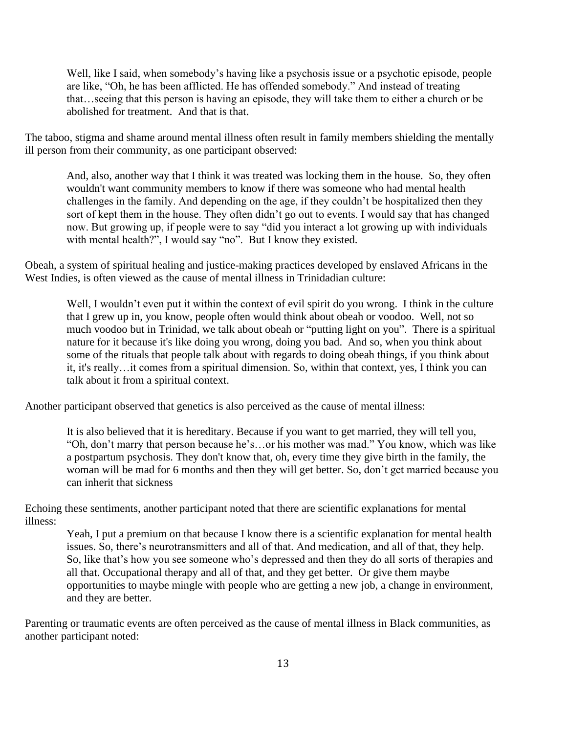> Well, like I said, when somebody's having like a psychosis issue or a psychotic episode, people are like, "Oh, he has been afflicted. He has offended somebody." And instead of treating that…seeing that this person is having an episode, they will take them to either a church or be abolished for treatment. And that is that.

The taboo, stigma and shame around mental illness often result in family members shielding the mentally ill person from their community, as one participant observed:

> And, also, another way that I think it was treated was locking them in the house. So, they often wouldn't want community members to know if there was someone who had mental health challenges in the family. And depending on the age, if they couldn't be hospitalized then they sort of kept them in the house. They often didn't go out to events. I would say that has changed now. But growing up, if people were to say "did you interact a lot growing up with individuals with mental health?", I would say "no". But I know they existed.

Obeah, a system of spiritual healing and justice-making practices developed by enslaved Africans in the West Indies, is often viewed as the cause of mental illness in Trinidadian culture:

> Well, I wouldn't even put it within the context of evil spirit do you wrong. I think in the culture that I grew up in, you know, people often would think about obeah or voodoo. Well, not so much voodoo but in Trinidad, we talk about obeah or "putting light on you". There is a spiritual nature for it because it's like doing you wrong, doing you bad. And so, when you think about some of the rituals that people talk about with regards to doing obeah things, if you think about it, it's really…it comes from a spiritual dimension. So, within that context, yes, I think you can talk about it from a spiritual context.

Another participant observed that genetics is also perceived as the cause of mental illness:

> It is also believed that it is hereditary. Because if you want to get married, they will tell you, "Oh, don't marry that person because he's…or his mother was mad." You know, which was like a postpartum psychosis. They don't know that, oh, every time they give birth in the family, the woman will be mad for 6 months and then they will get better. So, don't get married because you can inherit that sickness

Echoing these sentiments, another participant noted that there are scientific explanations for mental illness:

> Yeah, I put a premium on that because I know there is a scientific explanation for mental health issues. So, there's neurotransmitters and all of that. And medication, and all of that, they help. So, like that's how you see someone who's depressed and then they do all sorts of therapies and all that. Occupational therapy and all of that, and they get better. Or give them maybe opportunities to maybe mingle with people who are getting a new job, a change in environment, and they are better.

Parenting or traumatic events are often perceived as the cause of mental illness in Black communities, as another participant noted: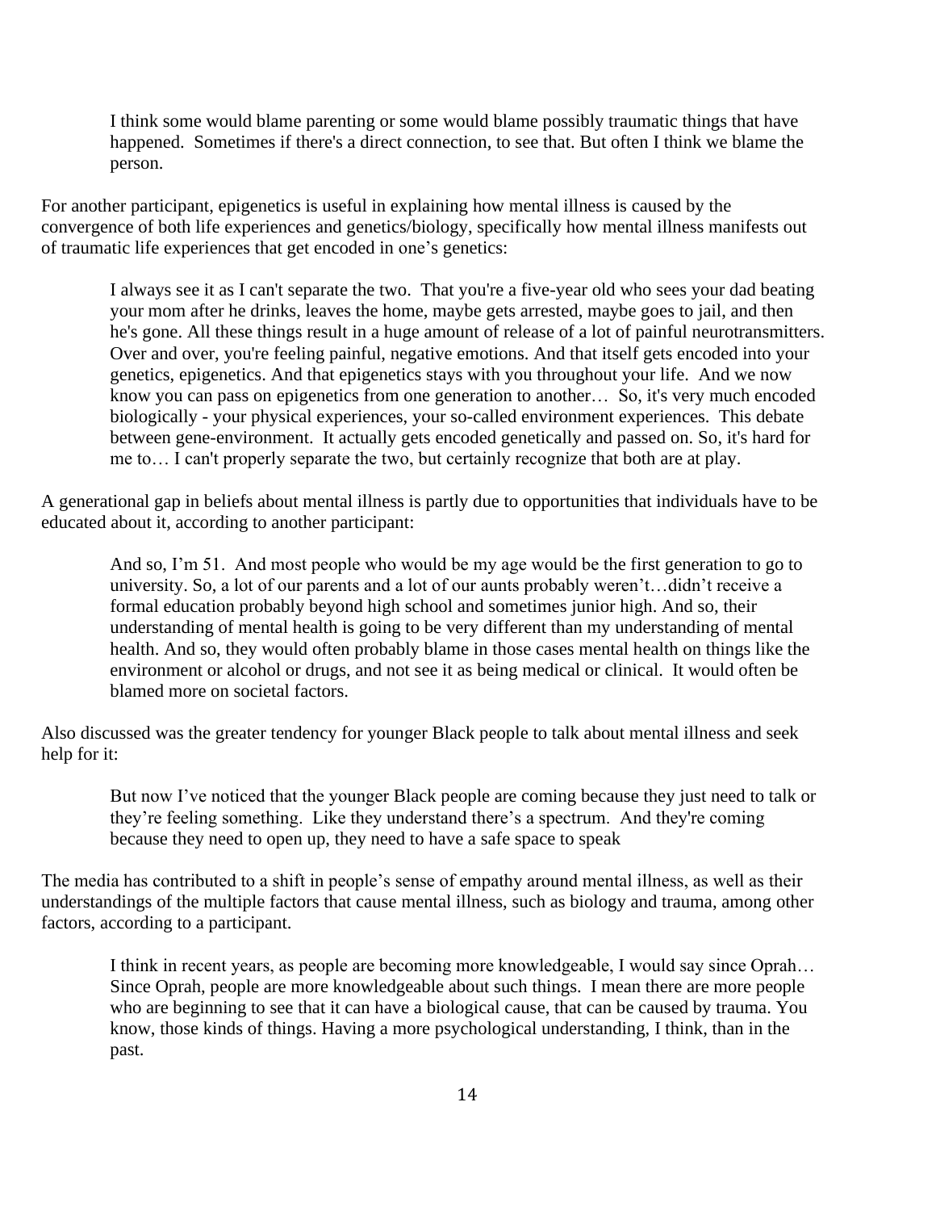> I think some would blame parenting or some would blame possibly traumatic things that have happened. Sometimes if there's a direct connection, to see that. But often I think we blame the person.

For another participant, epigenetics is useful in explaining how mental illness is caused by the convergence of both life experiences and genetics/biology, specifically how mental illness manifests out of traumatic life experiences that get encoded in one's genetics:

> I always see it as I can't separate the two. That you're a five-year old who sees your dad beating your mom after he drinks, leaves the home, maybe gets arrested, maybe goes to jail, and then he's gone. All these things result in a huge amount of release of a lot of painful neurotransmitters. Over and over, you're feeling painful, negative emotions. And that itself gets encoded into your genetics, epigenetics. And that epigenetics stays with you throughout your life. And we now know you can pass on epigenetics from one generation to another… So, it's very much encoded biologically - your physical experiences, your so-called environment experiences. This debate between gene-environment. It actually gets encoded genetically and passed on. So, it's hard for me to… I can't properly separate the two, but certainly recognize that both are at play.

A generational gap in beliefs about mental illness is partly due to opportunities that individuals have to be educated about it, according to another participant:

> And so, I'm 51. And most people who would be my age would be the first generation to go to university. So, a lot of our parents and a lot of our aunts probably weren't…didn't receive a formal education probably beyond high school and sometimes junior high. And so, their understanding of mental health is going to be very different than my understanding of mental health. And so, they would often probably blame in those cases mental health on things like the environment or alcohol or drugs, and not see it as being medical or clinical. It would often be blamed more on societal factors.

Also discussed was the greater tendency for younger Black people to talk about mental illness and seek help for it:

> But now I've noticed that the younger Black people are coming because they just need to talk or they're feeling something. Like they understand there's a spectrum. And they're coming because they need to open up, they need to have a safe space to speak

The media has contributed to a shift in people's sense of empathy around mental illness, as well as their understandings of the multiple factors that cause mental illness, such as biology and trauma, among other factors, according to a participant.

> I think in recent years, as people are becoming more knowledgeable, I would say since Oprah… Since Oprah, people are more knowledgeable about such things. I mean there are more people who are beginning to see that it can have a biological cause, that can be caused by trauma. You know, those kinds of things. Having a more psychological understanding, I think, than in the past.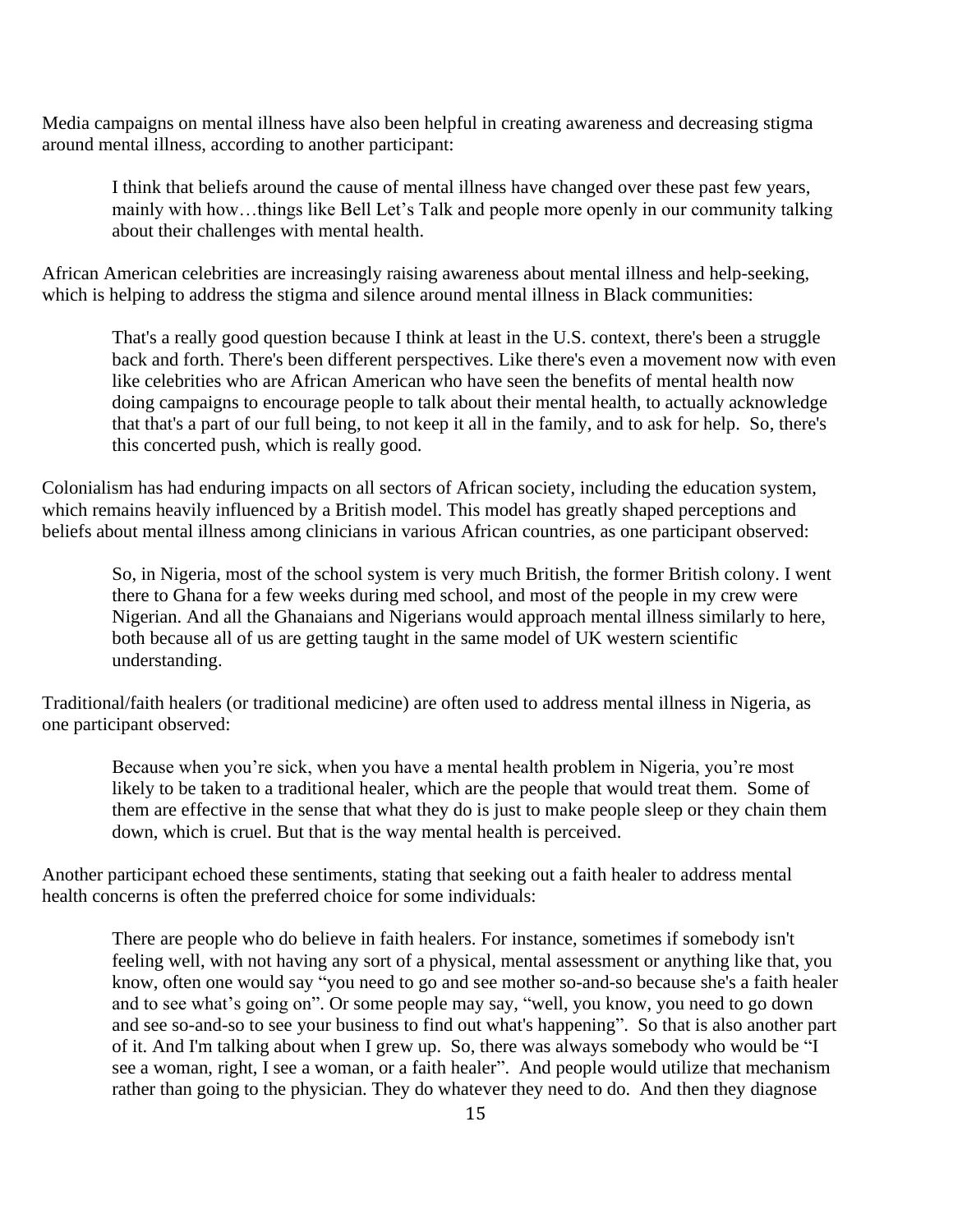Media campaigns on mental illness have also been helpful in creating awareness and decreasing stigma around mental illness, according to another participant:

> I think that beliefs around the cause of mental illness have changed over these past few years, mainly with how…things like Bell Let's Talk and people more openly in our community talking about their challenges with mental health.

African American celebrities are increasingly raising awareness about mental illness and help-seeking, which is helping to address the stigma and silence around mental illness in Black communities:

> That's a really good question because I think at least in the U.S. context, there's been a struggle back and forth. There's been different perspectives. Like there's even a movement now with even like celebrities who are African American who have seen the benefits of mental health now doing campaigns to encourage people to talk about their mental health, to actually acknowledge that that's a part of our full being, to not keep it all in the family, and to ask for help. So, there's this concerted push, which is really good.

Colonialism has had enduring impacts on all sectors of African society, including the education system, which remains heavily influenced by a British model. This model has greatly shaped perceptions and beliefs about mental illness among clinicians in various African countries, as one participant observed:

> So, in Nigeria, most of the school system is very much British, the former British colony. I went there to Ghana for a few weeks during med school, and most of the people in my crew were Nigerian. And all the Ghanaians and Nigerians would approach mental illness similarly to here, both because all of us are getting taught in the same model of UK western scientific understanding.

Traditional/faith healers (or traditional medicine) are often used to address mental illness in Nigeria, as one participant observed:

> Because when you're sick, when you have a mental health problem in Nigeria, you're most likely to be taken to a traditional healer, which are the people that would treat them. Some of them are effective in the sense that what they do is just to make people sleep or they chain them down, which is cruel. But that is the way mental health is perceived.

Another participant echoed these sentiments, stating that seeking out a faith healer to address mental health concerns is often the preferred choice for some individuals:

> There are people who do believe in faith healers. For instance, sometimes if somebody isn't feeling well, with not having any sort of a physical, mental assessment or anything like that, you know, often one would say "you need to go and see mother so-and-so because she's a faith healer and to see what's going on". Or some people may say, "well, you know, you need to go down and see so-and-so to see your business to find out what's happening". So that is also another part of it. And I'm talking about when I grew up. So, there was always somebody who would be "I see a woman, right, I see a woman, or a faith healer". And people would utilize that mechanism rather than going to the physician. They do whatever they need to do. And then they diagnose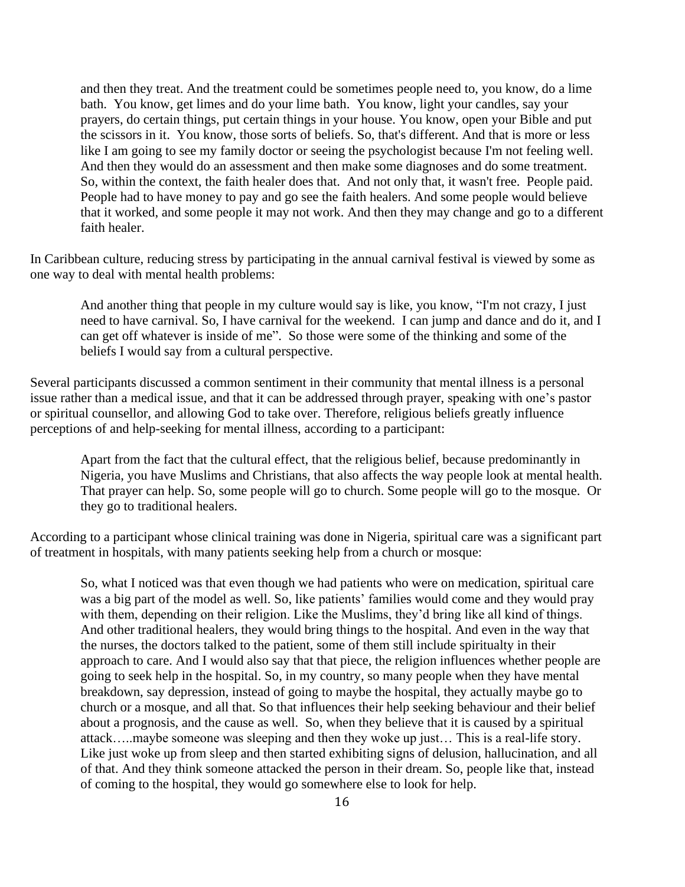> and then they treat. And the treatment could be sometimes people need to, you know, do a lime bath. You know, get limes and do your lime bath. You know, light your candles, say your prayers, do certain things, put certain things in your house. You know, open your Bible and put the scissors in it. You know, those sorts of beliefs. So, that's different. And that is more or less like I am going to see my family doctor or seeing the psychologist because I'm not feeling well. And then they would do an assessment and then make some diagnoses and do some treatment. So, within the context, the faith healer does that. And not only that, it wasn't free. People paid. People had to have money to pay and go see the faith healers. And some people would believe that it worked, and some people it may not work. And then they may change and go to a different faith healer.

In Caribbean culture, reducing stress by participating in the annual carnival festival is viewed by some as one way to deal with mental health problems:

> And another thing that people in my culture would say is like, you know, "I'm not crazy, I just need to have carnival. So, I have carnival for the weekend. I can jump and dance and do it, and I can get off whatever is inside of me". So those were some of the thinking and some of the beliefs I would say from a cultural perspective.

Several participants discussed a common sentiment in their community that mental illness is a personal issue rather than a medical issue, and that it can be addressed through prayer, speaking with one's pastor or spiritual counsellor, and allowing God to take over. Therefore, religious beliefs greatly influence perceptions of and help-seeking for mental illness, according to a participant:

> Apart from the fact that the cultural effect, that the religious belief, because predominantly in Nigeria, you have Muslims and Christians, that also affects the way people look at mental health. That prayer can help. So, some people will go to church. Some people will go to the mosque. Or they go to traditional healers.

According to a participant whose clinical training was done in Nigeria, spiritual care was a significant part of treatment in hospitals, with many patients seeking help from a church or mosque:

> So, what I noticed was that even though we had patients who were on medication, spiritual care was a big part of the model as well. So, like patients' families would come and they would pray with them, depending on their religion. Like the Muslims, they'd bring like all kind of things. And other traditional healers, they would bring things to the hospital. And even in the way that the nurses, the doctors talked to the patient, some of them still include spiritualty in their approach to care. And I would also say that that piece, the religion influences whether people are going to seek help in the hospital. So, in my country, so many people when they have mental breakdown, say depression, instead of going to maybe the hospital, they actually maybe go to church or a mosque, and all that. So that influences their help seeking behaviour and their belief about a prognosis, and the cause as well. So, when they believe that it is caused by a spiritual attack…..maybe someone was sleeping and then they woke up just… This is a real-life story. Like just woke up from sleep and then started exhibiting signs of delusion, hallucination, and all of that. And they think someone attacked the person in their dream. So, people like that, instead of coming to the hospital, they would go somewhere else to look for help.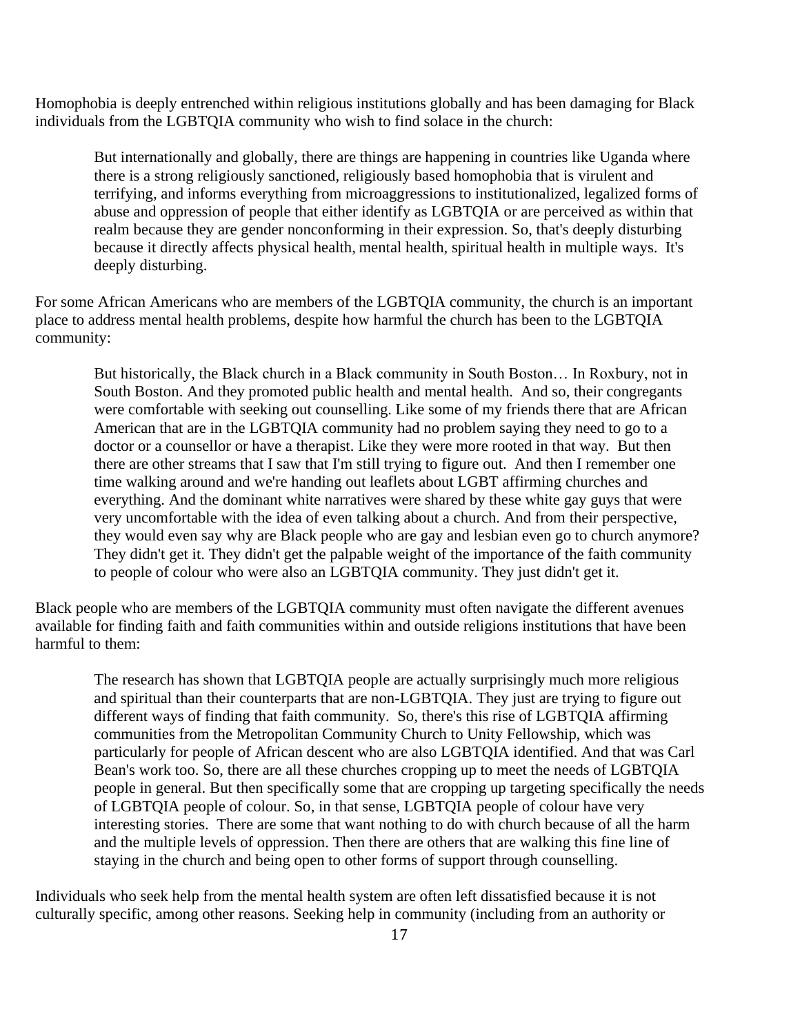Homophobia is deeply entrenched within religious institutions globally and has been damaging for Black individuals from the LGBTQIA community who wish to find solace in the church:

> But internationally and globally, there are things are happening in countries like Uganda where there is a strong religiously sanctioned, religiously based homophobia that is virulent and terrifying, and informs everything from microaggressions to institutionalized, legalized forms of abuse and oppression of people that either identify as LGBTQIA or are perceived as within that realm because they are gender nonconforming in their expression. So, that's deeply disturbing because it directly affects physical health, mental health, spiritual health in multiple ways. It's deeply disturbing.

For some African Americans who are members of the LGBTQIA community, the church is an important place to address mental health problems, despite how harmful the church has been to the LGBTQIA community:

> But historically, the Black church in a Black community in South Boston… In Roxbury, not in South Boston. And they promoted public health and mental health. And so, their congregants were comfortable with seeking out counselling. Like some of my friends there that are African American that are in the LGBTQIA community had no problem saying they need to go to a doctor or a counsellor or have a therapist. Like they were more rooted in that way. But then there are other streams that I saw that I'm still trying to figure out. And then I remember one time walking around and we're handing out leaflets about LGBT affirming churches and everything. And the dominant white narratives were shared by these white gay guys that were very uncomfortable with the idea of even talking about a church. And from their perspective, they would even say why are Black people who are gay and lesbian even go to church anymore? They didn't get it. They didn't get the palpable weight of the importance of the faith community to people of colour who were also an LGBTQIA community. They just didn't get it.

Black people who are members of the LGBTQIA community must often navigate the different avenues available for finding faith and faith communities within and outside religions institutions that have been harmful to them:

> The research has shown that LGBTQIA people are actually surprisingly much more religious and spiritual than their counterparts that are non-LGBTQIA. They just are trying to figure out different ways of finding that faith community. So, there's this rise of LGBTQIA affirming communities from the Metropolitan Community Church to Unity Fellowship, which was particularly for people of African descent who are also LGBTQIA identified. And that was Carl Bean's work too. So, there are all these churches cropping up to meet the needs of LGBTQIA people in general. But then specifically some that are cropping up targeting specifically the needs of LGBTQIA people of colour. So, in that sense, LGBTQIA people of colour have very interesting stories. There are some that want nothing to do with church because of all the harm and the multiple levels of oppression. Then there are others that are walking this fine line of staying in the church and being open to other forms of support through counselling.

Individuals who seek help from the mental health system are often left dissatisfied because it is not culturally specific, among other reasons. Seeking help in community (including from an authority or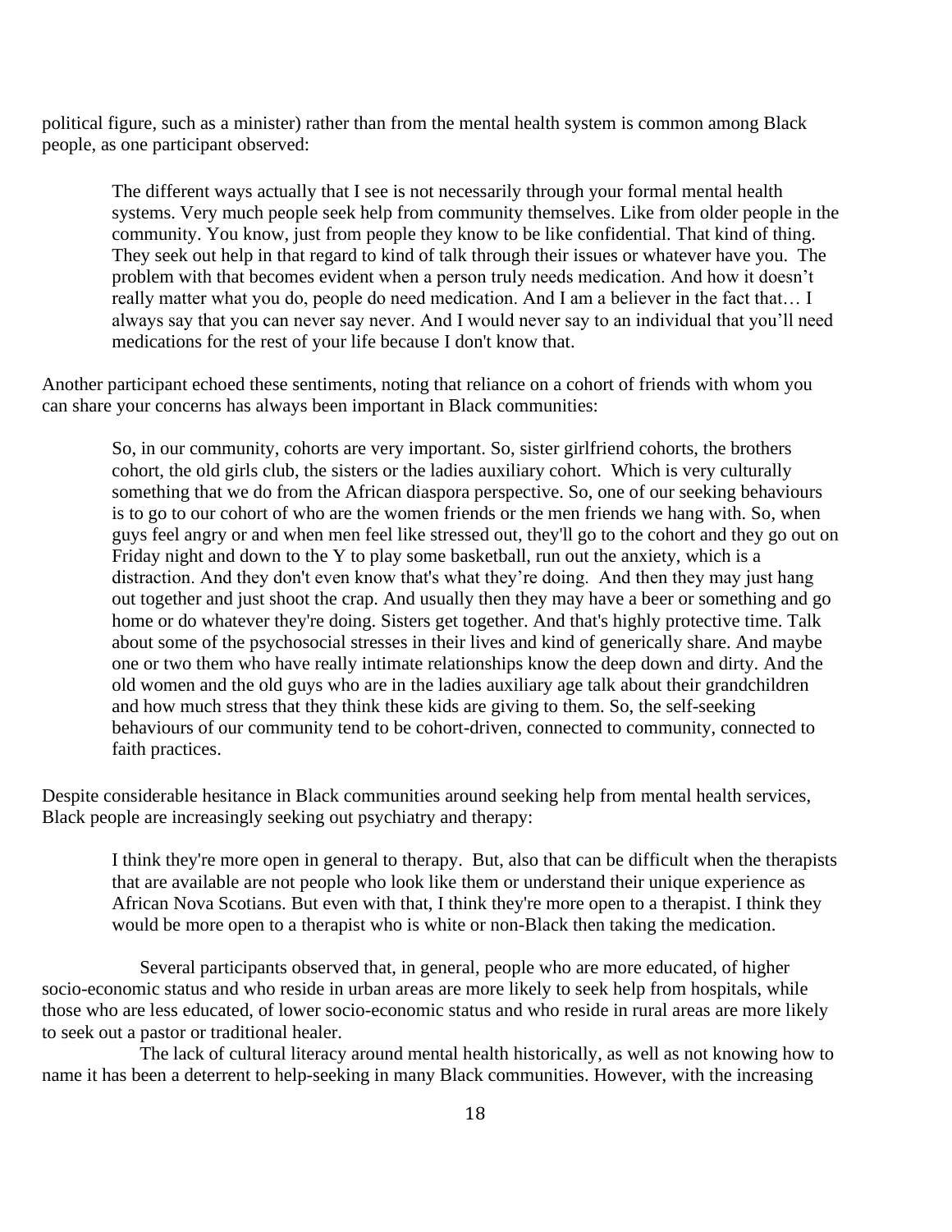political figure, such as a minister) rather than from the mental health system is common among Black people, as one participant observed:

> The different ways actually that I see is not necessarily through your formal mental health systems. Very much people seek help from community themselves. Like from older people in the community. You know, just from people they know to be like confidential. That kind of thing. They seek out help in that regard to kind of talk through their issues or whatever have you. The problem with that becomes evident when a person truly needs medication. And how it doesn't really matter what you do, people do need medication. And I am a believer in the fact that… I always say that you can never say never. And I would never say to an individual that you'll need medications for the rest of your life because I don't know that.

Another participant echoed these sentiments, noting that reliance on a cohort of friends with whom you can share your concerns has always been important in Black communities:

> So, in our community, cohorts are very important. So, sister girlfriend cohorts, the brothers cohort, the old girls club, the sisters or the ladies auxiliary cohort. Which is very culturally something that we do from the African diaspora perspective. So, one of our seeking behaviours is to go to our cohort of who are the women friends or the men friends we hang with. So, when guys feel angry or and when men feel like stressed out, they'll go to the cohort and they go out on Friday night and down to the Y to play some basketball, run out the anxiety, which is a distraction. And they don't even know that's what they're doing. And then they may just hang out together and just shoot the crap. And usually then they may have a beer or something and go home or do whatever they're doing. Sisters get together. And that's highly protective time. Talk about some of the psychosocial stresses in their lives and kind of generically share. And maybe one or two them who have really intimate relationships know the deep down and dirty. And the old women and the old guys who are in the ladies auxiliary age talk about their grandchildren and how much stress that they think these kids are giving to them. So, the self-seeking behaviours of our community tend to be cohort-driven, connected to community, connected to faith practices.

Despite considerable hesitance in Black communities around seeking help from mental health services, Black people are increasingly seeking out psychiatry and therapy:

> I think they're more open in general to therapy. But, also that can be difficult when the therapists that are available are not people who look like them or understand their unique experience as African Nova Scotians. But even with that, I think they're more open to a therapist. I think they would be more open to a therapist who is white or non-Black then taking the medication.

Several participants observed that, in general, people who are more educated, of higher socio-economic status and who reside in urban areas are more likely to seek help from hospitals, while those who are less educated, of lower socio-economic status and who reside in rural areas are more likely to seek out a pastor or traditional healer.

The lack of cultural literacy around mental health historically, as well as not knowing how to name it has been a deterrent to help-seeking in many Black communities. However, with the increasing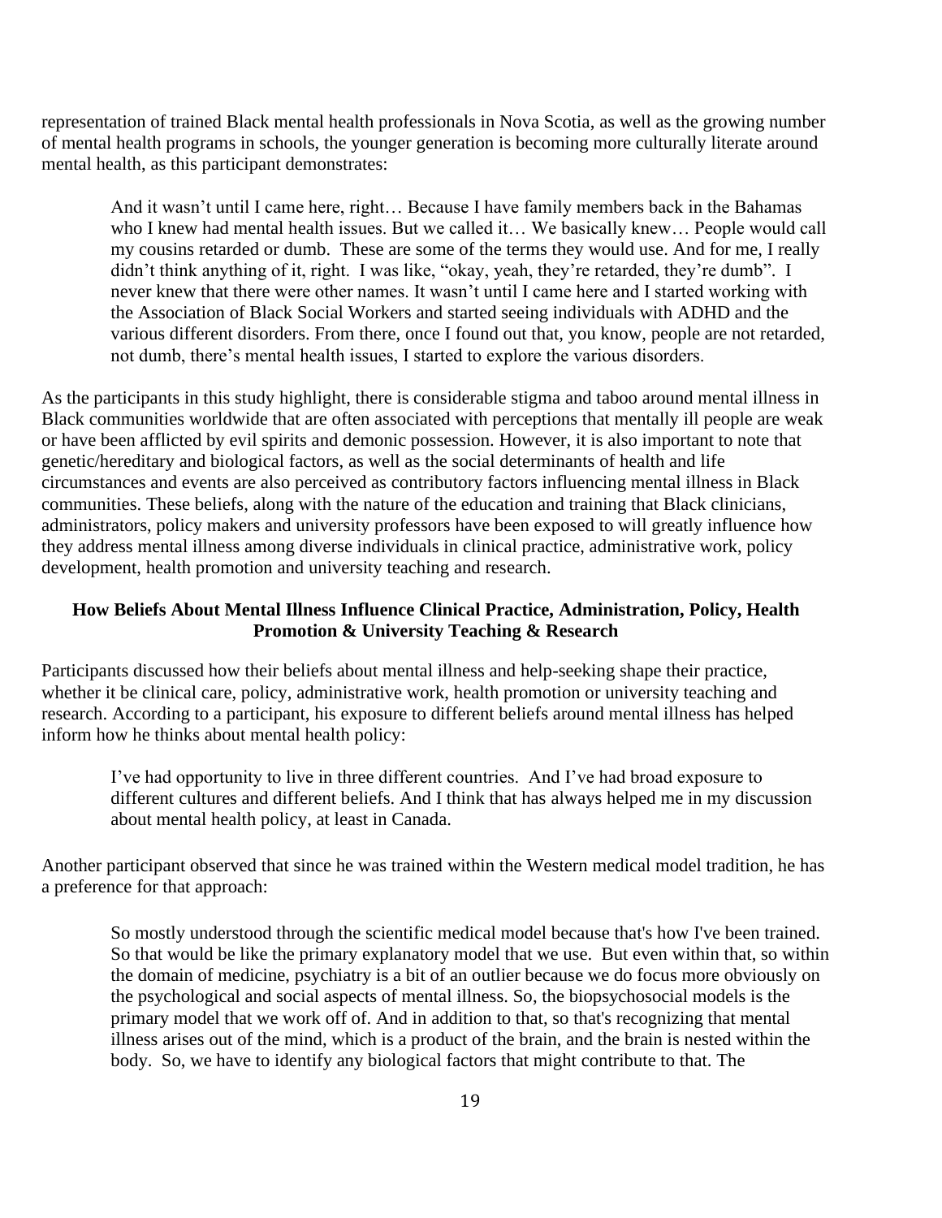representation of trained Black mental health professionals in Nova Scotia, as well as the growing number of mental health programs in schools, the younger generation is becoming more culturally literate around mental health, as this participant demonstrates:

> And it wasn't until I came here, right… Because I have family members back in the Bahamas who I knew had mental health issues. But we called it… We basically knew… People would call my cousins retarded or dumb. These are some of the terms they would use. And for me, I really didn't think anything of it, right. I was like, "okay, yeah, they're retarded, they're dumb". I never knew that there were other names. It wasn't until I came here and I started working with the Association of Black Social Workers and started seeing individuals with ADHD and the various different disorders. From there, once I found out that, you know, people are not retarded, not dumb, there's mental health issues, I started to explore the various disorders.

As the participants in this study highlight, there is considerable stigma and taboo around mental illness in Black communities worldwide that are often associated with perceptions that mentally ill people are weak or have been afflicted by evil spirits and demonic possession. However, it is also important to note that genetic/hereditary and biological factors, as well as the social determinants of health and life circumstances and events are also perceived as contributory factors influencing mental illness in Black communities. These beliefs, along with the nature of the education and training that Black clinicians, administrators, policy makers and university professors have been exposed to will greatly influence how they address mental illness among diverse individuals in clinical practice, administrative work, policy development, health promotion and university teaching and research.

### How Beliefs About Mental Illness Influence Clinical Practice, Administration, Policy, Health Promotion & University Teaching & Research

Participants discussed how their beliefs about mental illness and help-seeking shape their practice, whether it be clinical care, policy, administrative work, health promotion or university teaching and research. According to a participant, his exposure to different beliefs around mental illness has helped inform how he thinks about mental health policy:

> I've had opportunity to live in three different countries. And I've had broad exposure to different cultures and different beliefs. And I think that has always helped me in my discussion about mental health policy, at least in Canada.

Another participant observed that since he was trained within the Western medical model tradition, he has a preference for that approach:

> So mostly understood through the scientific medical model because that's how I've been trained. So that would be like the primary explanatory model that we use. But even within that, so within the domain of medicine, psychiatry is a bit of an outlier because we do focus more obviously on the psychological and social aspects of mental illness. So, the biopsychosocial models is the primary model that we work off of. And in addition to that, so that's recognizing that mental illness arises out of the mind, which is a product of the brain, and the brain is nested within the body. So, we have to identify any biological factors that might contribute to that. The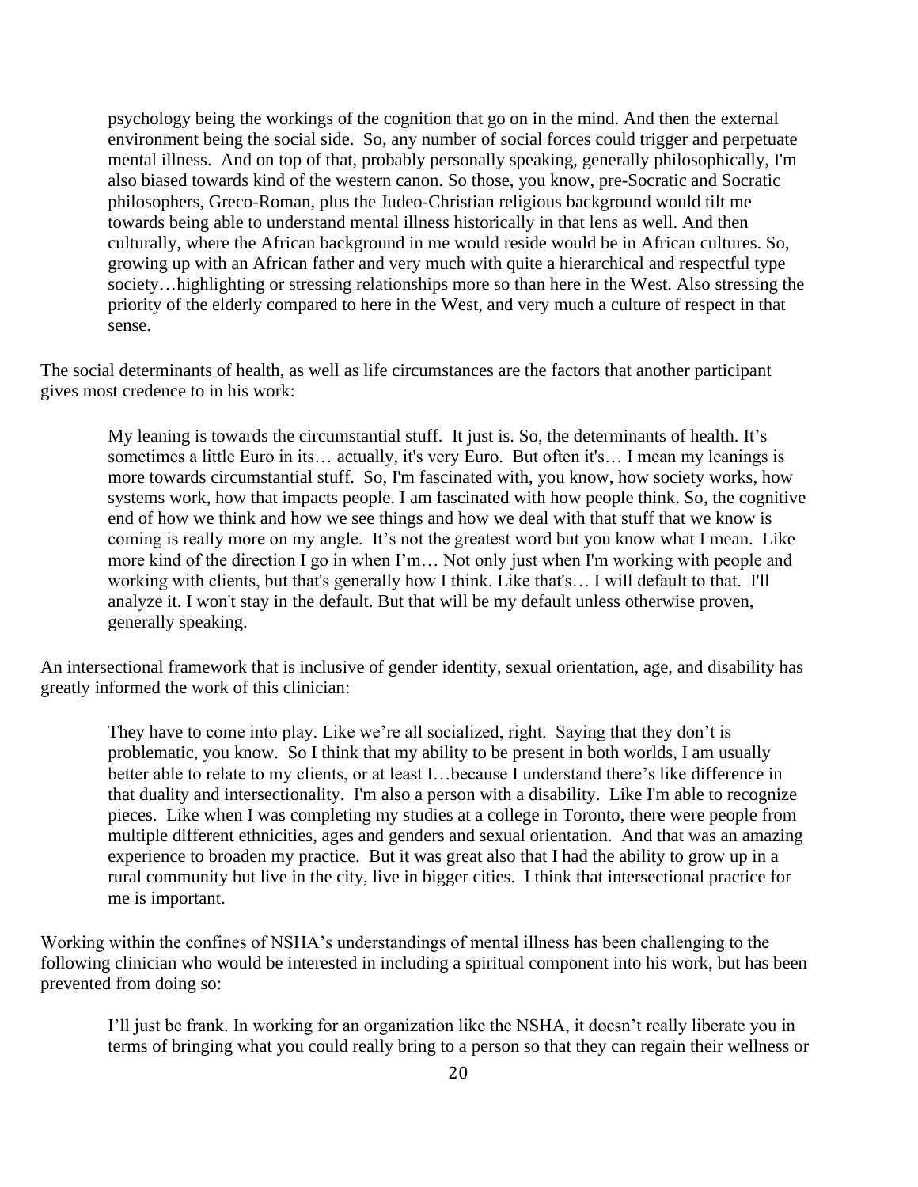> psychology being the workings of the cognition that go on in the mind. And then the external environment being the social side. So, any number of social forces could trigger and perpetuate mental illness. And on top of that, probably personally speaking, generally philosophically, I'm also biased towards kind of the western canon. So those, you know, pre-Socratic and Socratic philosophers, Greco-Roman, plus the Judeo-Christian religious background would tilt me towards being able to understand mental illness historically in that lens as well. And then culturally, where the African background in me would reside would be in African cultures. So, growing up with an African father and very much with quite a hierarchical and respectful type society…highlighting or stressing relationships more so than here in the West. Also stressing the priority of the elderly compared to here in the West, and very much a culture of respect in that sense.

The social determinants of health, as well as life circumstances are the factors that another participant gives most credence to in his work:

> My leaning is towards the circumstantial stuff. It just is. So, the determinants of health. It's sometimes a little Euro in its… actually, it's very Euro. But often it's… I mean my leanings is more towards circumstantial stuff. So, I'm fascinated with, you know, how society works, how systems work, how that impacts people. I am fascinated with how people think. So, the cognitive end of how we think and how we see things and how we deal with that stuff that we know is coming is really more on my angle. It's not the greatest word but you know what I mean. Like more kind of the direction I go in when I'm… Not only just when I'm working with people and working with clients, but that's generally how I think. Like that's… I will default to that. I'll analyze it. I won't stay in the default. But that will be my default unless otherwise proven, generally speaking.

An intersectional framework that is inclusive of gender identity, sexual orientation, age, and disability has greatly informed the work of this clinician:

> They have to come into play. Like we're all socialized, right. Saying that they don't is problematic, you know. So I think that my ability to be present in both worlds, I am usually better able to relate to my clients, or at least I…because I understand there's like difference in that duality and intersectionality. I'm also a person with a disability. Like I'm able to recognize pieces. Like when I was completing my studies at a college in Toronto, there were people from multiple different ethnicities, ages and genders and sexual orientation. And that was an amazing experience to broaden my practice. But it was great also that I had the ability to grow up in a rural community but live in the city, live in bigger cities. I think that intersectional practice for me is important.

Working within the confines of NSHA's understandings of mental illness has been challenging to the following clinician who would be interested in including a spiritual component into his work, but has been prevented from doing so:

> I'll just be frank. In working for an organization like the NSHA, it doesn't really liberate you in terms of bringing what you could really bring to a person so that they can regain their wellness or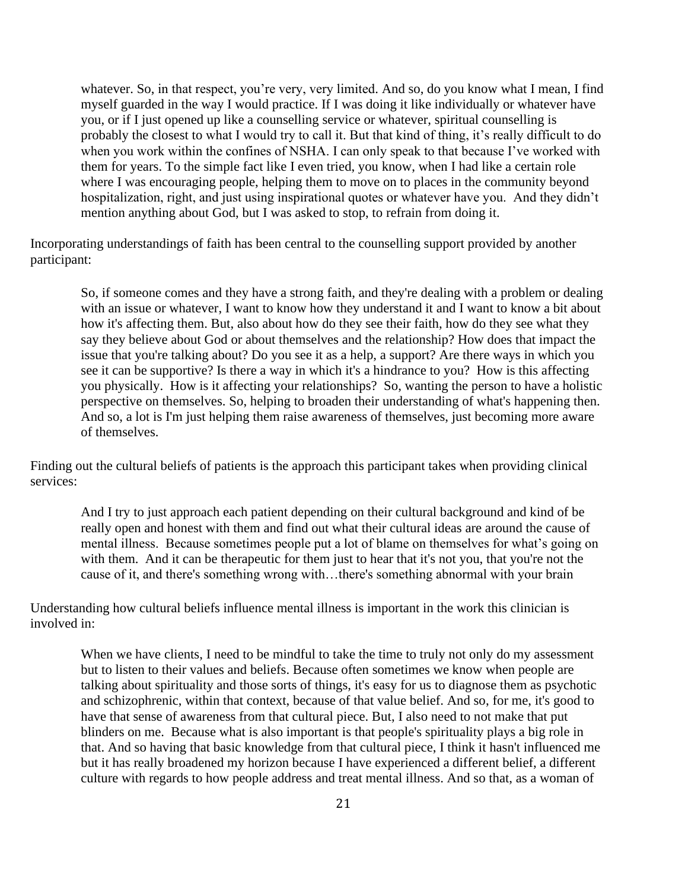> whatever. So, in that respect, you're very, very limited. And so, do you know what I mean, I find myself guarded in the way I would practice. If I was doing it like individually or whatever have you, or if I just opened up like a counselling service or whatever, spiritual counselling is probably the closest to what I would try to call it. But that kind of thing, it's really difficult to do when you work within the confines of NSHA. I can only speak to that because I've worked with them for years. To the simple fact like I even tried, you know, when I had like a certain role where I was encouraging people, helping them to move on to places in the community beyond hospitalization, right, and just using inspirational quotes or whatever have you. And they didn't mention anything about God, but I was asked to stop, to refrain from doing it.

Incorporating understandings of faith has been central to the counselling support provided by another participant:

> So, if someone comes and they have a strong faith, and they're dealing with a problem or dealing with an issue or whatever, I want to know how they understand it and I want to know a bit about how it's affecting them. But, also about how do they see their faith, how do they see what they say they believe about God or about themselves and the relationship? How does that impact the issue that you're talking about? Do you see it as a help, a support? Are there ways in which you see it can be supportive? Is there a way in which it's a hindrance to you? How is this affecting you physically. How is it affecting your relationships? So, wanting the person to have a holistic perspective on themselves. So, helping to broaden their understanding of what's happening then. And so, a lot is I'm just helping them raise awareness of themselves, just becoming more aware of themselves.

Finding out the cultural beliefs of patients is the approach this participant takes when providing clinical services:

> And I try to just approach each patient depending on their cultural background and kind of be really open and honest with them and find out what their cultural ideas are around the cause of mental illness. Because sometimes people put a lot of blame on themselves for what's going on with them. And it can be therapeutic for them just to hear that it's not you, that you're not the cause of it, and there's something wrong with…there's something abnormal with your brain

Understanding how cultural beliefs influence mental illness is important in the work this clinician is involved in:

> When we have clients, I need to be mindful to take the time to truly not only do my assessment but to listen to their values and beliefs. Because often sometimes we know when people are talking about spirituality and those sorts of things, it's easy for us to diagnose them as psychotic and schizophrenic, within that context, because of that value belief. And so, for me, it's good to have that sense of awareness from that cultural piece. But, I also need to not make that put blinders on me. Because what is also important is that people's spirituality plays a big role in that. And so having that basic knowledge from that cultural piece, I think it hasn't influenced me but it has really broadened my horizon because I have experienced a different belief, a different culture with regards to how people address and treat mental illness. And so that, as a woman of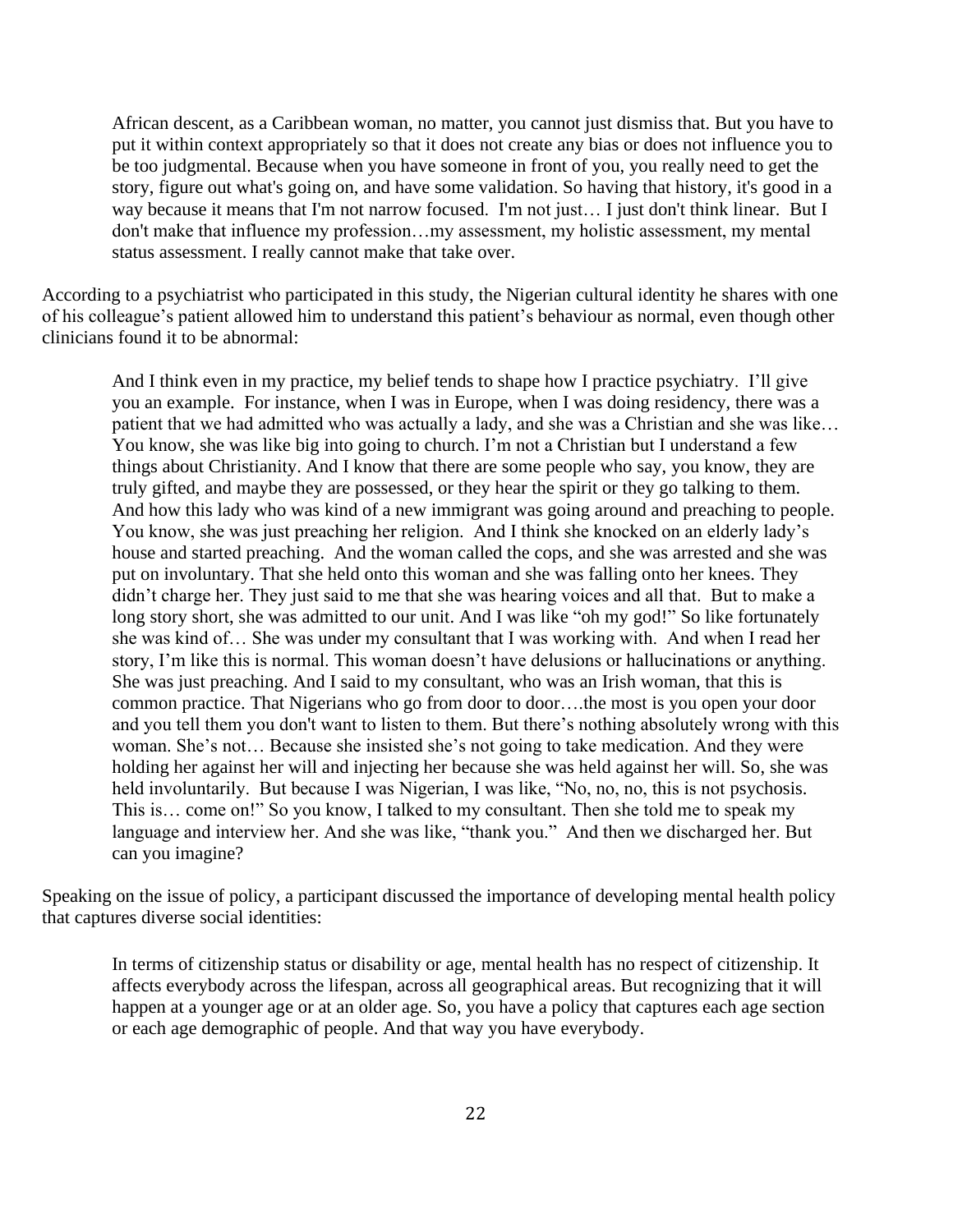> African descent, as a Caribbean woman, no matter, you cannot just dismiss that. But you have to put it within context appropriately so that it does not create any bias or does not influence you to be too judgmental. Because when you have someone in front of you, you really need to get the story, figure out what's going on, and have some validation. So having that history, it's good in a way because it means that I'm not narrow focused. I'm not just… I just don't think linear. But I don't make that influence my profession…my assessment, my holistic assessment, my mental status assessment. I really cannot make that take over.

According to a psychiatrist who participated in this study, the Nigerian cultural identity he shares with one of his colleague's patient allowed him to understand this patient's behaviour as normal, even though other clinicians found it to be abnormal:

> And I think even in my practice, my belief tends to shape how I practice psychiatry. I'll give you an example. For instance, when I was in Europe, when I was doing residency, there was a patient that we had admitted who was actually a lady, and she was a Christian and she was like… You know, she was like big into going to church. I'm not a Christian but I understand a few things about Christianity. And I know that there are some people who say, you know, they are truly gifted, and maybe they are possessed, or they hear the spirit or they go talking to them. And how this lady who was kind of a new immigrant was going around and preaching to people. You know, she was just preaching her religion. And I think she knocked on an elderly lady's house and started preaching. And the woman called the cops, and she was arrested and she was put on involuntary. That she held onto this woman and she was falling onto her knees. They didn't charge her. They just said to me that she was hearing voices and all that. But to make a long story short, she was admitted to our unit. And I was like "oh my god!" So like fortunately she was kind of… She was under my consultant that I was working with. And when I read her story, I'm like this is normal. This woman doesn't have delusions or hallucinations or anything. She was just preaching. And I said to my consultant, who was an Irish woman, that this is common practice. That Nigerians who go from door to door….the most is you open your door and you tell them you don't want to listen to them. But there's nothing absolutely wrong with this woman. She's not… Because she insisted she's not going to take medication. And they were holding her against her will and injecting her because she was held against her will. So, she was held involuntarily. But because I was Nigerian, I was like, "No, no, no, this is not psychosis. This is… come on!" So you know, I talked to my consultant. Then she told me to speak my language and interview her. And she was like, "thank you." And then we discharged her. But can you imagine?

Speaking on the issue of policy, a participant discussed the importance of developing mental health policy that captures diverse social identities:

> In terms of citizenship status or disability or age, mental health has no respect of citizenship. It affects everybody across the lifespan, across all geographical areas. But recognizing that it will happen at a younger age or at an older age. So, you have a policy that captures each age section or each age demographic of people. And that way you have everybody.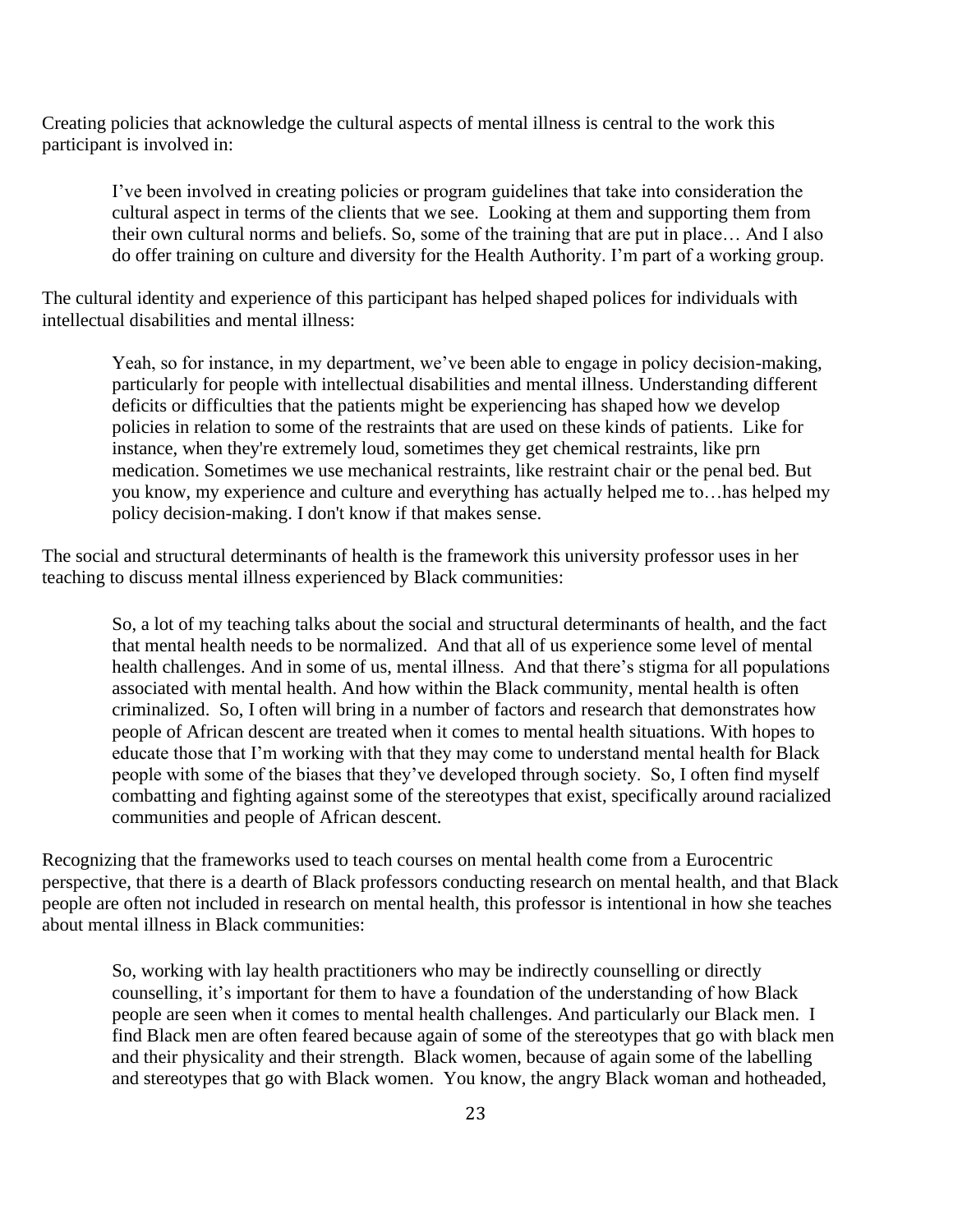Creating policies that acknowledge the cultural aspects of mental illness is central to the work this participant is involved in:

> I've been involved in creating policies or program guidelines that take into consideration the cultural aspect in terms of the clients that we see. Looking at them and supporting them from their own cultural norms and beliefs. So, some of the training that are put in place… And I also do offer training on culture and diversity for the Health Authority. I'm part of a working group.

The cultural identity and experience of this participant has helped shaped polices for individuals with intellectual disabilities and mental illness:

> Yeah, so for instance, in my department, we've been able to engage in policy decision-making, particularly for people with intellectual disabilities and mental illness. Understanding different deficits or difficulties that the patients might be experiencing has shaped how we develop policies in relation to some of the restraints that are used on these kinds of patients. Like for instance, when they're extremely loud, sometimes they get chemical restraints, like prn medication. Sometimes we use mechanical restraints, like restraint chair or the penal bed. But you know, my experience and culture and everything has actually helped me to…has helped my policy decision-making. I don't know if that makes sense.

The social and structural determinants of health is the framework this university professor uses in her teaching to discuss mental illness experienced by Black communities:

> So, a lot of my teaching talks about the social and structural determinants of health, and the fact that mental health needs to be normalized. And that all of us experience some level of mental health challenges. And in some of us, mental illness. And that there's stigma for all populations associated with mental health. And how within the Black community, mental health is often criminalized. So, I often will bring in a number of factors and research that demonstrates how people of African descent are treated when it comes to mental health situations. With hopes to educate those that I'm working with that they may come to understand mental health for Black people with some of the biases that they've developed through society. So, I often find myself combatting and fighting against some of the stereotypes that exist, specifically around racialized communities and people of African descent.

Recognizing that the frameworks used to teach courses on mental health come from a Eurocentric perspective, that there is a dearth of Black professors conducting research on mental health, and that Black people are often not included in research on mental health, this professor is intentional in how she teaches about mental illness in Black communities:

> So, working with lay health practitioners who may be indirectly counselling or directly counselling, it's important for them to have a foundation of the understanding of how Black people are seen when it comes to mental health challenges. And particularly our Black men. I find Black men are often feared because again of some of the stereotypes that go with black men and their physicality and their strength. Black women, because of again some of the labelling and stereotypes that go with Black women. You know, the angry Black woman and hotheaded,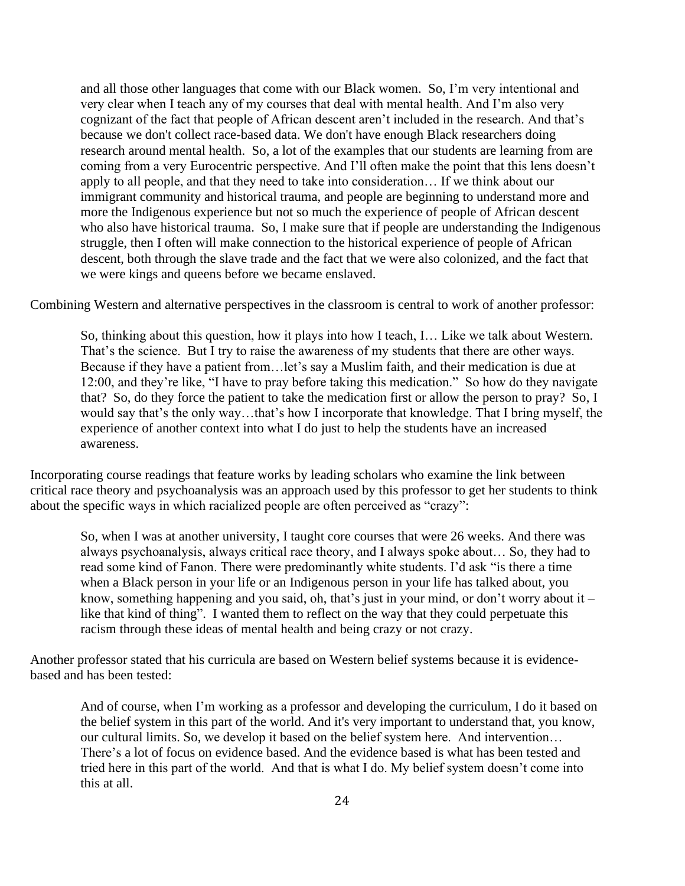> and all those other languages that come with our Black women. So, I'm very intentional and very clear when I teach any of my courses that deal with mental health. And I'm also very cognizant of the fact that people of African descent aren't included in the research. And that's because we don't collect race-based data. We don't have enough Black researchers doing research around mental health. So, a lot of the examples that our students are learning from are coming from a very Eurocentric perspective. And I'll often make the point that this lens doesn't apply to all people, and that they need to take into consideration… If we think about our immigrant community and historical trauma, and people are beginning to understand more and more the Indigenous experience but not so much the experience of people of African descent who also have historical trauma. So, I make sure that if people are understanding the Indigenous struggle, then I often will make connection to the historical experience of people of African descent, both through the slave trade and the fact that we were also colonized, and the fact that we were kings and queens before we became enslaved.

Combining Western and alternative perspectives in the classroom is central to work of another professor:

> So, thinking about this question, how it plays into how I teach, I… Like we talk about Western. That's the science. But I try to raise the awareness of my students that there are other ways. Because if they have a patient from…let's say a Muslim faith, and their medication is due at 12:00, and they're like, "I have to pray before taking this medication." So how do they navigate that? So, do they force the patient to take the medication first or allow the person to pray? So, I would say that's the only way…that's how I incorporate that knowledge. That I bring myself, the experience of another context into what I do just to help the students have an increased awareness.

Incorporating course readings that feature works by leading scholars who examine the link between critical race theory and psychoanalysis was an approach used by this professor to get her students to think about the specific ways in which racialized people are often perceived as "crazy":

> So, when I was at another university, I taught core courses that were 26 weeks. And there was always psychoanalysis, always critical race theory, and I always spoke about… So, they had to read some kind of Fanon. There were predominantly white students. I'd ask "is there a time when a Black person in your life or an Indigenous person in your life has talked about, you know, something happening and you said, oh, that's just in your mind, or don't worry about it – like that kind of thing". I wanted them to reflect on the way that they could perpetuate this racism through these ideas of mental health and being crazy or not crazy.

Another professor stated that his curricula are based on Western belief systems because it is evidence-based and has been tested:

> And of course, when I'm working as a professor and developing the curriculum, I do it based on the belief system in this part of the world. And it's very important to understand that, you know, our cultural limits. So, we develop it based on the belief system here. And intervention… There's a lot of focus on evidence based. And the evidence based is what has been tested and tried here in this part of the world. And that is what I do. My belief system doesn't come into this at all.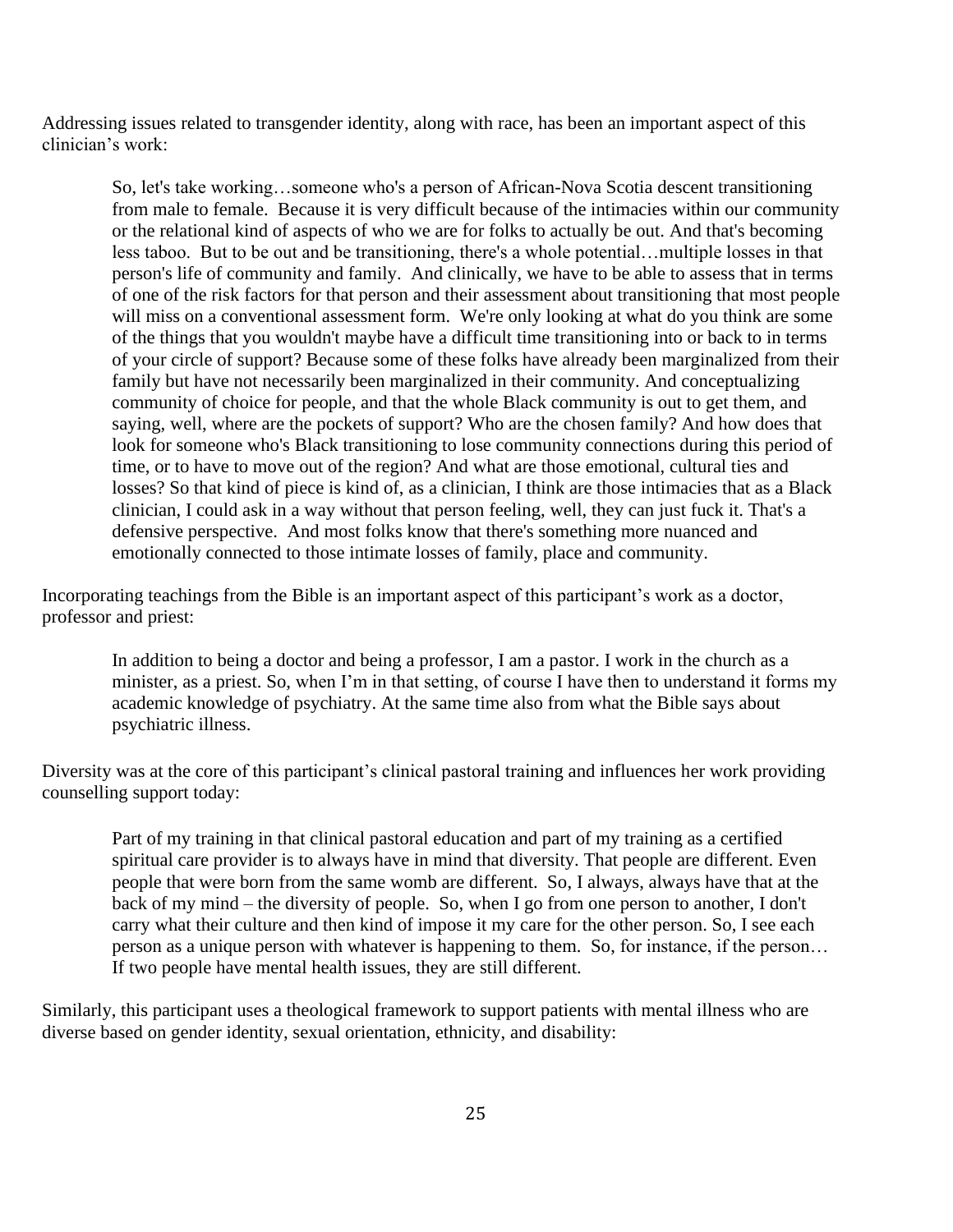Addressing issues related to transgender identity, along with race, has been an important aspect of this clinician's work:

> So, let's take working…someone who's a person of African-Nova Scotia descent transitioning from male to female. Because it is very difficult because of the intimacies within our community or the relational kind of aspects of who we are for folks to actually be out. And that's becoming less taboo. But to be out and be transitioning, there's a whole potential…multiple losses in that person's life of community and family. And clinically, we have to be able to assess that in terms of one of the risk factors for that person and their assessment about transitioning that most people will miss on a conventional assessment form. We're only looking at what do you think are some of the things that you wouldn't maybe have a difficult time transitioning into or back to in terms of your circle of support? Because some of these folks have already been marginalized from their family but have not necessarily been marginalized in their community. And conceptualizing community of choice for people, and that the whole Black community is out to get them, and saying, well, where are the pockets of support? Who are the chosen family? And how does that look for someone who's Black transitioning to lose community connections during this period of time, or to have to move out of the region? And what are those emotional, cultural ties and losses? So that kind of piece is kind of, as a clinician, I think are those intimacies that as a Black clinician, I could ask in a way without that person feeling, well, they can just fuck it. That's a defensive perspective. And most folks know that there's something more nuanced and emotionally connected to those intimate losses of family, place and community.

Incorporating teachings from the Bible is an important aspect of this participant's work as a doctor, professor and priest:

> In addition to being a doctor and being a professor, I am a pastor. I work in the church as a minister, as a priest. So, when I'm in that setting, of course I have then to understand it forms my academic knowledge of psychiatry. At the same time also from what the Bible says about psychiatric illness.

Diversity was at the core of this participant's clinical pastoral training and influences her work providing counselling support today:

> Part of my training in that clinical pastoral education and part of my training as a certified spiritual care provider is to always have in mind that diversity. That people are different. Even people that were born from the same womb are different. So, I always, always have that at the back of my mind – the diversity of people. So, when I go from one person to another, I don't carry what their culture and then kind of impose it my care for the other person. So, I see each person as a unique person with whatever is happening to them. So, for instance, if the person… If two people have mental health issues, they are still different.

Similarly, this participant uses a theological framework to support patients with mental illness who are diverse based on gender identity, sexual orientation, ethnicity, and disability: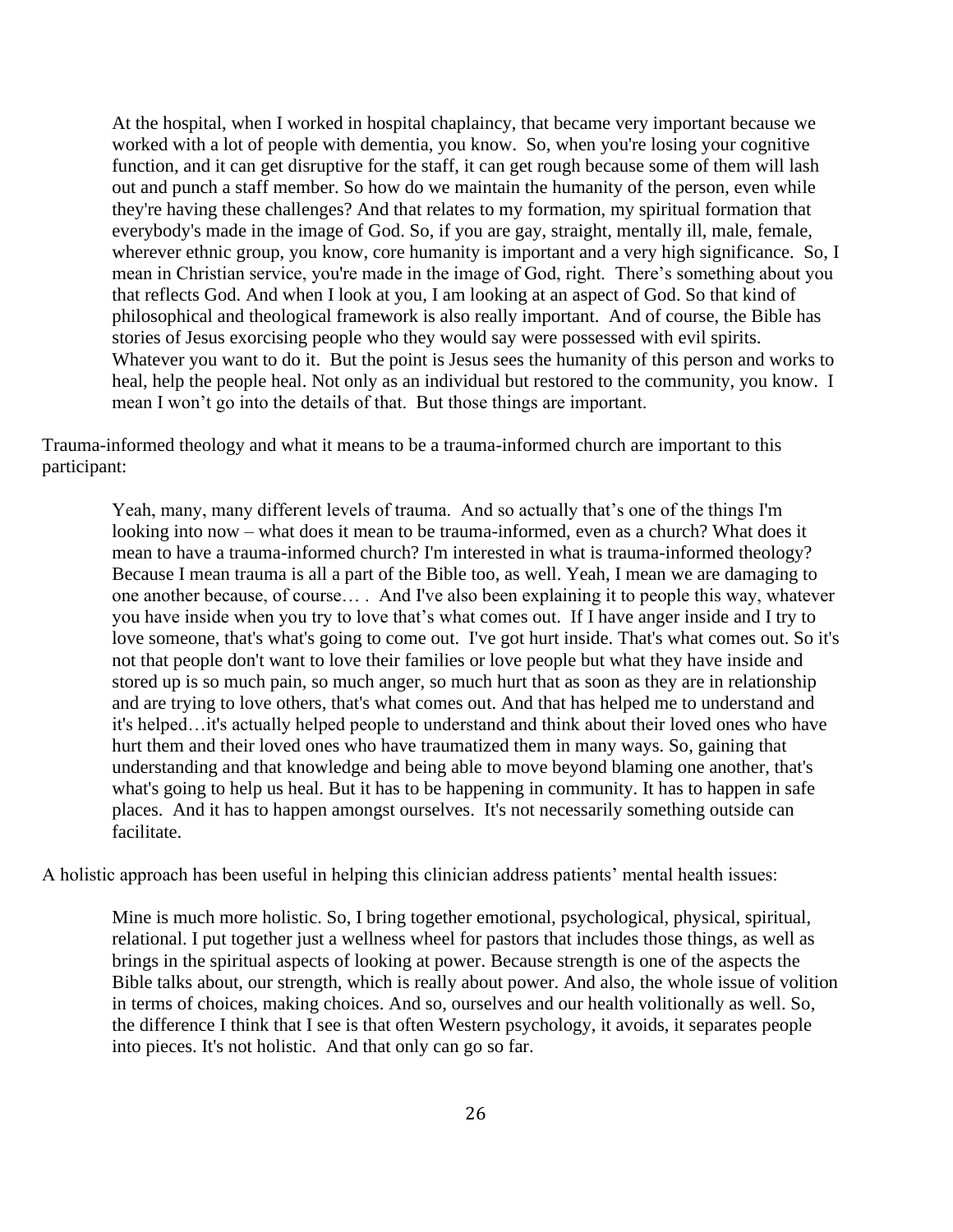> At the hospital, when I worked in hospital chaplaincy, that became very important because we worked with a lot of people with dementia, you know. So, when you're losing your cognitive function, and it can get disruptive for the staff, it can get rough because some of them will lash out and punch a staff member. So how do we maintain the humanity of the person, even while they're having these challenges? And that relates to my formation, my spiritual formation that everybody's made in the image of God. So, if you are gay, straight, mentally ill, male, female, wherever ethnic group, you know, core humanity is important and a very high significance. So, I mean in Christian service, you're made in the image of God, right. There's something about you that reflects God. And when I look at you, I am looking at an aspect of God. So that kind of philosophical and theological framework is also really important. And of course, the Bible has stories of Jesus exorcising people who they would say were possessed with evil spirits. Whatever you want to do it. But the point is Jesus sees the humanity of this person and works to heal, help the people heal. Not only as an individual but restored to the community, you know. I mean I won't go into the details of that. But those things are important.

Trauma-informed theology and what it means to be a trauma-informed church are important to this participant:

> Yeah, many, many different levels of trauma. And so actually that's one of the things I'm looking into now – what does it mean to be trauma-informed, even as a church? What does it mean to have a trauma-informed church? I'm interested in what is trauma-informed theology? Because I mean trauma is all a part of the Bible too, as well. Yeah, I mean we are damaging to one another because, of course… . And I've also been explaining it to people this way, whatever you have inside when you try to love that's what comes out. If I have anger inside and I try to love someone, that's what's going to come out. I've got hurt inside. That's what comes out. So it's not that people don't want to love their families or love people but what they have inside and stored up is so much pain, so much anger, so much hurt that as soon as they are in relationship and are trying to love others, that's what comes out. And that has helped me to understand and it's helped…it's actually helped people to understand and think about their loved ones who have hurt them and their loved ones who have traumatized them in many ways. So, gaining that understanding and that knowledge and being able to move beyond blaming one another, that's what's going to help us heal. But it has to be happening in community. It has to happen in safe places. And it has to happen amongst ourselves. It's not necessarily something outside can facilitate.

A holistic approach has been useful in helping this clinician address patients' mental health issues:

> Mine is much more holistic. So, I bring together emotional, psychological, physical, spiritual, relational. I put together just a wellness wheel for pastors that includes those things, as well as brings in the spiritual aspects of looking at power. Because strength is one of the aspects the Bible talks about, our strength, which is really about power. And also, the whole issue of volition in terms of choices, making choices. And so, ourselves and our health volitionally as well. So, the difference I think that I see is that often Western psychology, it avoids, it separates people into pieces. It's not holistic. And that only can go so far.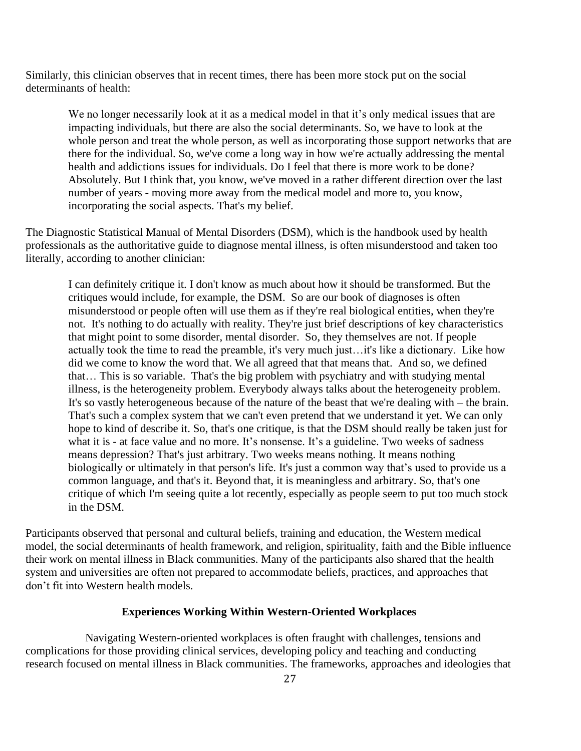Similarly, this clinician observes that in recent times, there has been more stock put on the social determinants of health:

> We no longer necessarily look at it as a medical model in that it's only medical issues that are impacting individuals, but there are also the social determinants. So, we have to look at the whole person and treat the whole person, as well as incorporating those support networks that are there for the individual. So, we've come a long way in how we're actually addressing the mental health and addictions issues for individuals. Do I feel that there is more work to be done? Absolutely. But I think that, you know, we've moved in a rather different direction over the last number of years - moving more away from the medical model and more to, you know, incorporating the social aspects. That's my belief.

The Diagnostic Statistical Manual of Mental Disorders (DSM), which is the handbook used by health professionals as the authoritative guide to diagnose mental illness, is often misunderstood and taken too literally, according to another clinician:

> I can definitely critique it. I don't know as much about how it should be transformed. But the critiques would include, for example, the DSM. So are our book of diagnoses is often misunderstood or people often will use them as if they're real biological entities, when they're not. It's nothing to do actually with reality. They're just brief descriptions of key characteristics that might point to some disorder, mental disorder. So, they themselves are not. If people actually took the time to read the preamble, it's very much just…it's like a dictionary. Like how did we come to know the word that. We all agreed that that means that. And so, we defined that… This is so variable. That's the big problem with psychiatry and with studying mental illness, is the heterogeneity problem. Everybody always talks about the heterogeneity problem. It's so vastly heterogeneous because of the nature of the beast that we're dealing with – the brain. That's such a complex system that we can't even pretend that we understand it yet. We can only hope to kind of describe it. So, that's one critique, is that the DSM should really be taken just for what it is - at face value and no more. It's nonsense. It's a guideline. Two weeks of sadness means depression? That's just arbitrary. Two weeks means nothing. It means nothing biologically or ultimately in that person's life. It's just a common way that's used to provide us a common language, and that's it. Beyond that, it is meaningless and arbitrary. So, that's one critique of which I'm seeing quite a lot recently, especially as people seem to put too much stock in the DSM.

Participants observed that personal and cultural beliefs, training and education, the Western medical model, the social determinants of health framework, and religion, spirituality, faith and the Bible influence their work on mental illness in Black communities. Many of the participants also shared that the health system and universities are often not prepared to accommodate beliefs, practices, and approaches that don't fit into Western health models.

## Experiences Working Within Western-Oriented Workplaces

Navigating Western-oriented workplaces is often fraught with challenges, tensions and complications for those providing clinical services, developing policy and teaching and conducting research focused on mental illness in Black communities. The frameworks, approaches and ideologies that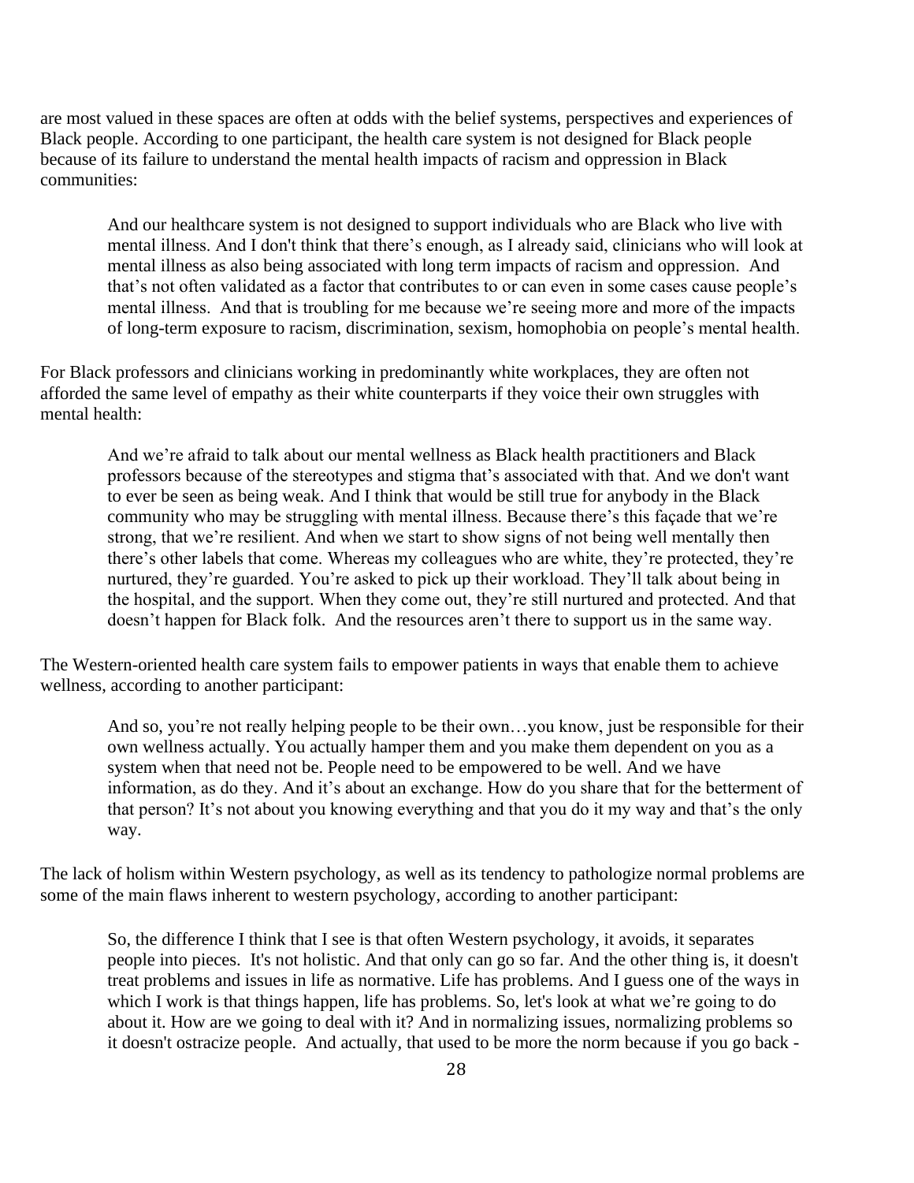are most valued in these spaces are often at odds with the belief systems, perspectives and experiences of Black people. According to one participant, the health care system is not designed for Black people because of its failure to understand the mental health impacts of racism and oppression in Black communities:

> And our healthcare system is not designed to support individuals who are Black who live with mental illness. And I don't think that there's enough, as I already said, clinicians who will look at mental illness as also being associated with long term impacts of racism and oppression. And that's not often validated as a factor that contributes to or can even in some cases cause people's mental illness. And that is troubling for me because we're seeing more and more of the impacts of long-term exposure to racism, discrimination, sexism, homophobia on people's mental health.

For Black professors and clinicians working in predominantly white workplaces, they are often not afforded the same level of empathy as their white counterparts if they voice their own struggles with mental health:

> And we're afraid to talk about our mental wellness as Black health practitioners and Black professors because of the stereotypes and stigma that's associated with that. And we don't want to ever be seen as being weak. And I think that would be still true for anybody in the Black community who may be struggling with mental illness. Because there's this façade that we're strong, that we're resilient. And when we start to show signs of not being well mentally then there's other labels that come. Whereas my colleagues who are white, they're protected, they're nurtured, they're guarded. You're asked to pick up their workload. They'll talk about being in the hospital, and the support. When they come out, they're still nurtured and protected. And that doesn't happen for Black folk. And the resources aren't there to support us in the same way.

The Western-oriented health care system fails to empower patients in ways that enable them to achieve wellness, according to another participant:

> And so, you're not really helping people to be their own…you know, just be responsible for their own wellness actually. You actually hamper them and you make them dependent on you as a system when that need not be. People need to be empowered to be well. And we have information, as do they. And it's about an exchange. How do you share that for the betterment of that person? It's not about you knowing everything and that you do it my way and that's the only way.

The lack of holism within Western psychology, as well as its tendency to pathologize normal problems are some of the main flaws inherent to western psychology, according to another participant:

> So, the difference I think that I see is that often Western psychology, it avoids, it separates people into pieces. It's not holistic. And that only can go so far. And the other thing is, it doesn't treat problems and issues in life as normative. Life has problems. And I guess one of the ways in which I work is that things happen, life has problems. So, let's look at what we're going to do about it. How are we going to deal with it? And in normalizing issues, normalizing problems so it doesn't ostracize people. And actually, that used to be more the norm because if you go back -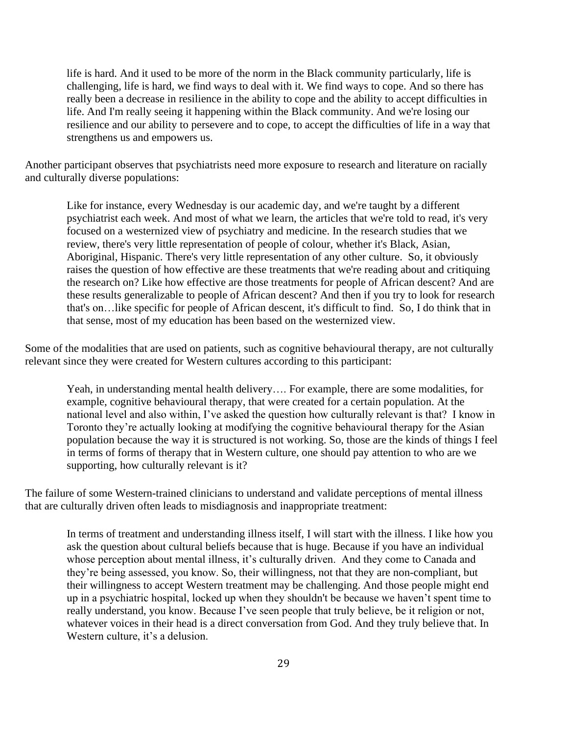> life is hard. And it used to be more of the norm in the Black community particularly, life is challenging, life is hard, we find ways to deal with it. We find ways to cope. And so there has really been a decrease in resilience in the ability to cope and the ability to accept difficulties in life. And I'm really seeing it happening within the Black community. And we're losing our resilience and our ability to persevere and to cope, to accept the difficulties of life in a way that strengthens us and empowers us.

Another participant observes that psychiatrists need more exposure to research and literature on racially and culturally diverse populations:

> Like for instance, every Wednesday is our academic day, and we're taught by a different psychiatrist each week. And most of what we learn, the articles that we're told to read, it's very focused on a westernized view of psychiatry and medicine. In the research studies that we review, there's very little representation of people of colour, whether it's Black, Asian, Aboriginal, Hispanic. There's very little representation of any other culture. So, it obviously raises the question of how effective are these treatments that we're reading about and critiquing the research on? Like how effective are those treatments for people of African descent? And are these results generalizable to people of African descent? And then if you try to look for research that's on…like specific for people of African descent, it's difficult to find. So, I do think that in that sense, most of my education has been based on the westernized view.

Some of the modalities that are used on patients, such as cognitive behavioural therapy, are not culturally relevant since they were created for Western cultures according to this participant:

> Yeah, in understanding mental health delivery…. For example, there are some modalities, for example, cognitive behavioural therapy, that were created for a certain population. At the national level and also within, I've asked the question how culturally relevant is that? I know in Toronto they're actually looking at modifying the cognitive behavioural therapy for the Asian population because the way it is structured is not working. So, those are the kinds of things I feel in terms of forms of therapy that in Western culture, one should pay attention to who are we supporting, how culturally relevant is it?

The failure of some Western-trained clinicians to understand and validate perceptions of mental illness that are culturally driven often leads to misdiagnosis and inappropriate treatment:

> In terms of treatment and understanding illness itself, I will start with the illness. I like how you ask the question about cultural beliefs because that is huge. Because if you have an individual whose perception about mental illness, it's culturally driven. And they come to Canada and they're being assessed, you know. So, their willingness, not that they are non-compliant, but their willingness to accept Western treatment may be challenging. And those people might end up in a psychiatric hospital, locked up when they shouldn't be because we haven't spent time to really understand, you know. Because I've seen people that truly believe, be it religion or not, whatever voices in their head is a direct conversation from God. And they truly believe that. In Western culture, it's a delusion.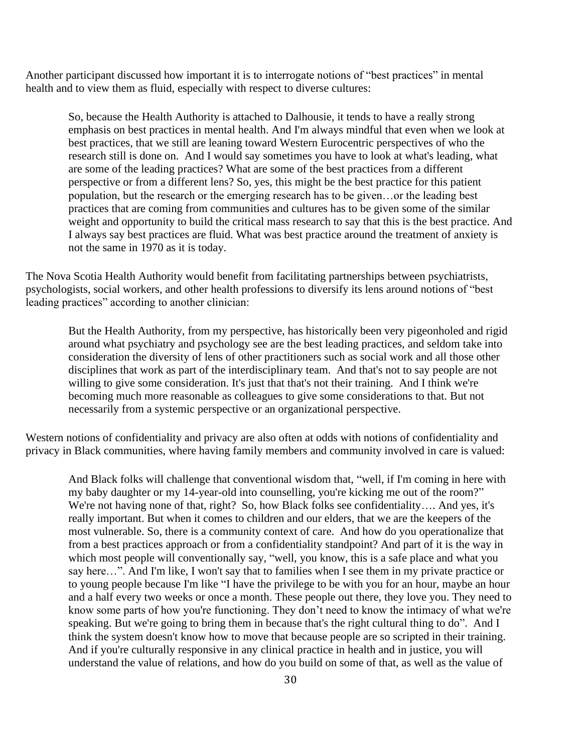Another participant discussed how important it is to interrogate notions of "best practices" in mental health and to view them as fluid, especially with respect to diverse cultures:

> So, because the Health Authority is attached to Dalhousie, it tends to have a really strong emphasis on best practices in mental health. And I'm always mindful that even when we look at best practices, that we still are leaning toward Western Eurocentric perspectives of who the research still is done on. And I would say sometimes you have to look at what's leading, what are some of the leading practices? What are some of the best practices from a different perspective or from a different lens? So, yes, this might be the best practice for this patient population, but the research or the emerging research has to be given…or the leading best practices that are coming from communities and cultures has to be given some of the similar weight and opportunity to build the critical mass research to say that this is the best practice. And I always say best practices are fluid. What was best practice around the treatment of anxiety is not the same in 1970 as it is today.

The Nova Scotia Health Authority would benefit from facilitating partnerships between psychiatrists, psychologists, social workers, and other health professions to diversify its lens around notions of "best leading practices" according to another clinician:

> But the Health Authority, from my perspective, has historically been very pigeonholed and rigid around what psychiatry and psychology see are the best leading practices, and seldom take into consideration the diversity of lens of other practitioners such as social work and all those other disciplines that work as part of the interdisciplinary team. And that's not to say people are not willing to give some consideration. It's just that that's not their training. And I think we're becoming much more reasonable as colleagues to give some considerations to that. But not necessarily from a systemic perspective or an organizational perspective.

Western notions of confidentiality and privacy are also often at odds with notions of confidentiality and privacy in Black communities, where having family members and community involved in care is valued:

> And Black folks will challenge that conventional wisdom that, "well, if I'm coming in here with my baby daughter or my 14-year-old into counselling, you're kicking me out of the room?" We're not having none of that, right? So, how Black folks see confidentiality…. And yes, it's really important. But when it comes to children and our elders, that we are the keepers of the most vulnerable. So, there is a community context of care. And how do you operationalize that from a best practices approach or from a confidentiality standpoint? And part of it is the way in which most people will conventionally say, "well, you know, this is a safe place and what you say here…". And I'm like, I won't say that to families when I see them in my private practice or to young people because I'm like "I have the privilege to be with you for an hour, maybe an hour and a half every two weeks or once a month. These people out there, they love you. They need to know some parts of how you're functioning. They don't need to know the intimacy of what we're speaking. But we're going to bring them in because that's the right cultural thing to do". And I think the system doesn't know how to move that because people are so scripted in their training. And if you're culturally responsive in any clinical practice in health and in justice, you will understand the value of relations, and how do you build on some of that, as well as the value of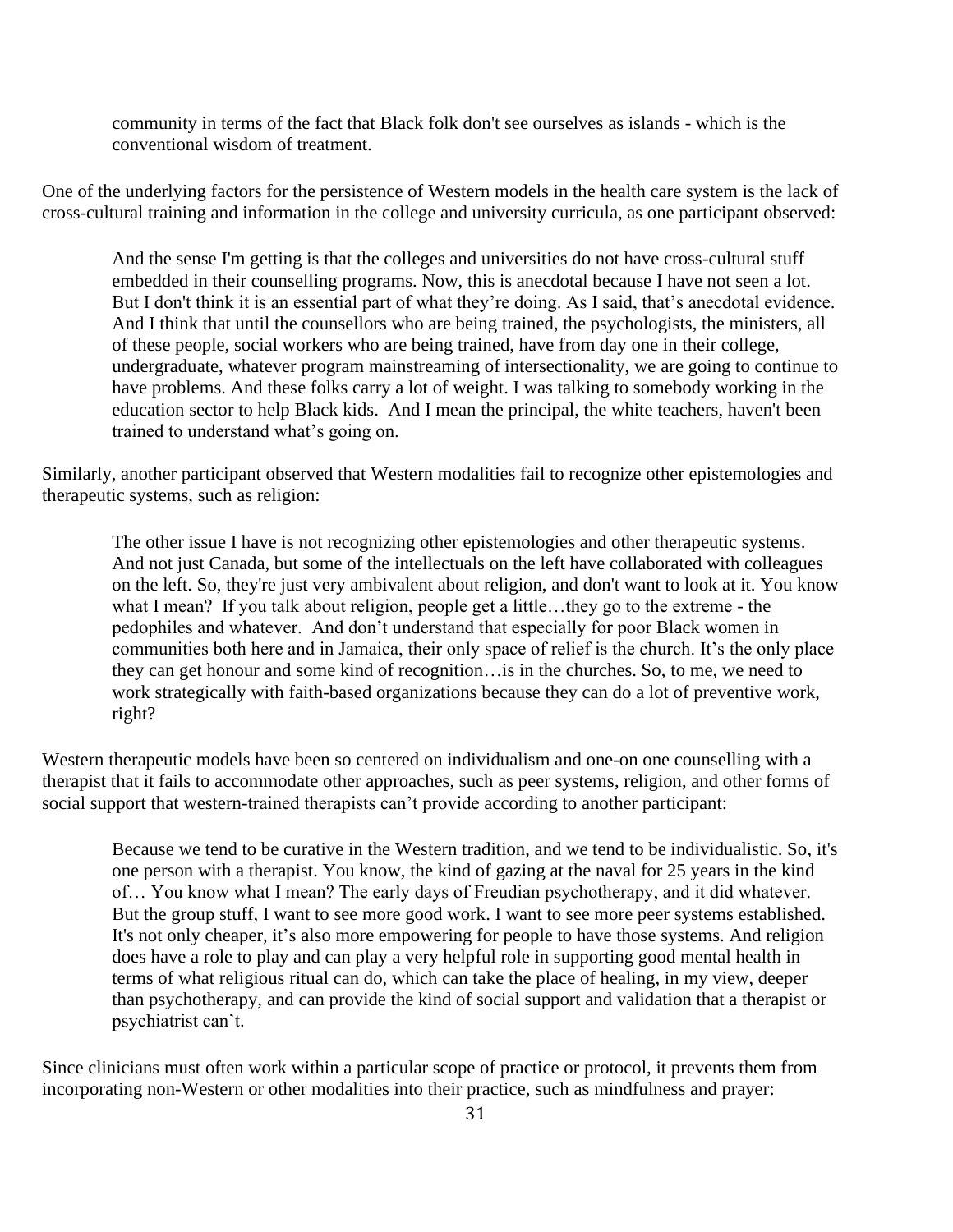> community in terms of the fact that Black folk don't see ourselves as islands - which is the conventional wisdom of treatment.

One of the underlying factors for the persistence of Western models in the health care system is the lack of cross-cultural training and information in the college and university curricula, as one participant observed:

> And the sense I'm getting is that the colleges and universities do not have cross-cultural stuff embedded in their counselling programs. Now, this is anecdotal because I have not seen a lot. But I don't think it is an essential part of what they're doing. As I said, that's anecdotal evidence. And I think that until the counsellors who are being trained, the psychologists, the ministers, all of these people, social workers who are being trained, have from day one in their college, undergraduate, whatever program mainstreaming of intersectionality, we are going to continue to have problems. And these folks carry a lot of weight. I was talking to somebody working in the education sector to help Black kids. And I mean the principal, the white teachers, haven't been trained to understand what's going on.

Similarly, another participant observed that Western modalities fail to recognize other epistemologies and therapeutic systems, such as religion:

> The other issue I have is not recognizing other epistemologies and other therapeutic systems. And not just Canada, but some of the intellectuals on the left have collaborated with colleagues on the left. So, they're just very ambivalent about religion, and don't want to look at it. You know what I mean? If you talk about religion, people get a little…they go to the extreme - the pedophiles and whatever. And don't understand that especially for poor Black women in communities both here and in Jamaica, their only space of relief is the church. It's the only place they can get honour and some kind of recognition…is in the churches. So, to me, we need to work strategically with faith-based organizations because they can do a lot of preventive work, right?

Western therapeutic models have been so centered on individualism and one-on one counselling with a therapist that it fails to accommodate other approaches, such as peer systems, religion, and other forms of social support that western-trained therapists can't provide according to another participant:

> Because we tend to be curative in the Western tradition, and we tend to be individualistic. So, it's one person with a therapist. You know, the kind of gazing at the naval for 25 years in the kind of… You know what I mean? The early days of Freudian psychotherapy, and it did whatever. But the group stuff, I want to see more good work. I want to see more peer systems established. It's not only cheaper, it's also more empowering for people to have those systems. And religion does have a role to play and can play a very helpful role in supporting good mental health in terms of what religious ritual can do, which can take the place of healing, in my view, deeper than psychotherapy, and can provide the kind of social support and validation that a therapist or psychiatrist can't.

Since clinicians must often work within a particular scope of practice or protocol, it prevents them from incorporating non-Western or other modalities into their practice, such as mindfulness and prayer: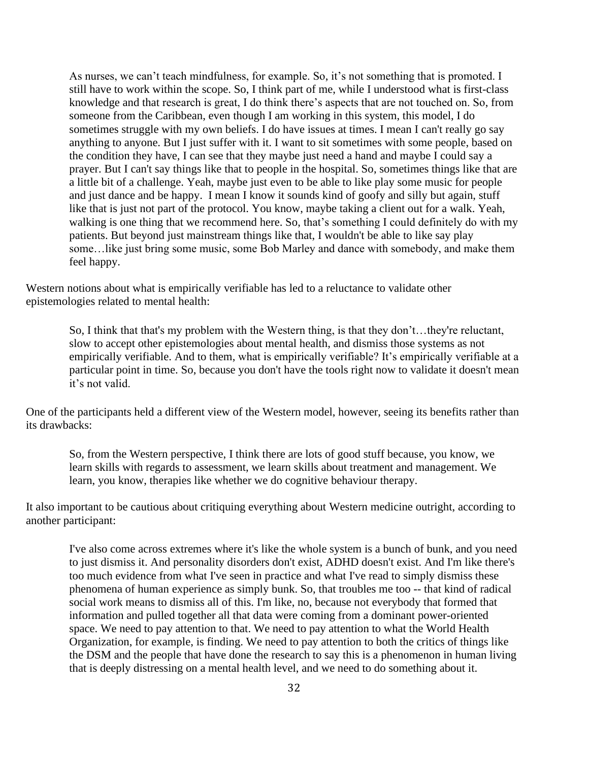> As nurses, we can't teach mindfulness, for example. So, it's not something that is promoted. I still have to work within the scope. So, I think part of me, while I understood what is first-class knowledge and that research is great, I do think there's aspects that are not touched on. So, from someone from the Caribbean, even though I am working in this system, this model, I do sometimes struggle with my own beliefs. I do have issues at times. I mean I can't really go say anything to anyone. But I just suffer with it. I want to sit sometimes with some people, based on the condition they have, I can see that they maybe just need a hand and maybe I could say a prayer. But I can't say things like that to people in the hospital. So, sometimes things like that are a little bit of a challenge. Yeah, maybe just even to be able to like play some music for people and just dance and be happy. I mean I know it sounds kind of goofy and silly but again, stuff like that is just not part of the protocol. You know, maybe taking a client out for a walk. Yeah, walking is one thing that we recommend here. So, that's something I could definitely do with my patients. But beyond just mainstream things like that, I wouldn't be able to like say play some…like just bring some music, some Bob Marley and dance with somebody, and make them feel happy.

Western notions about what is empirically verifiable has led to a reluctance to validate other epistemologies related to mental health:

> So, I think that that's my problem with the Western thing, is that they don't…they're reluctant, slow to accept other epistemologies about mental health, and dismiss those systems as not empirically verifiable. And to them, what is empirically verifiable? It's empirically verifiable at a particular point in time. So, because you don't have the tools right now to validate it doesn't mean it's not valid.

One of the participants held a different view of the Western model, however, seeing its benefits rather than its drawbacks:

> So, from the Western perspective, I think there are lots of good stuff because, you know, we learn skills with regards to assessment, we learn skills about treatment and management. We learn, you know, therapies like whether we do cognitive behaviour therapy.

It also important to be cautious about critiquing everything about Western medicine outright, according to another participant:

> I've also come across extremes where it's like the whole system is a bunch of bunk, and you need to just dismiss it. And personality disorders don't exist, ADHD doesn't exist. And I'm like there's too much evidence from what I've seen in practice and what I've read to simply dismiss these phenomena of human experience as simply bunk. So, that troubles me too -- that kind of radical social work means to dismiss all of this. I'm like, no, because not everybody that formed that information and pulled together all that data were coming from a dominant power-oriented space. We need to pay attention to that. We need to pay attention to what the World Health Organization, for example, is finding. We need to pay attention to both the critics of things like the DSM and the people that have done the research to say this is a phenomenon in human living that is deeply distressing on a mental health level, and we need to do something about it.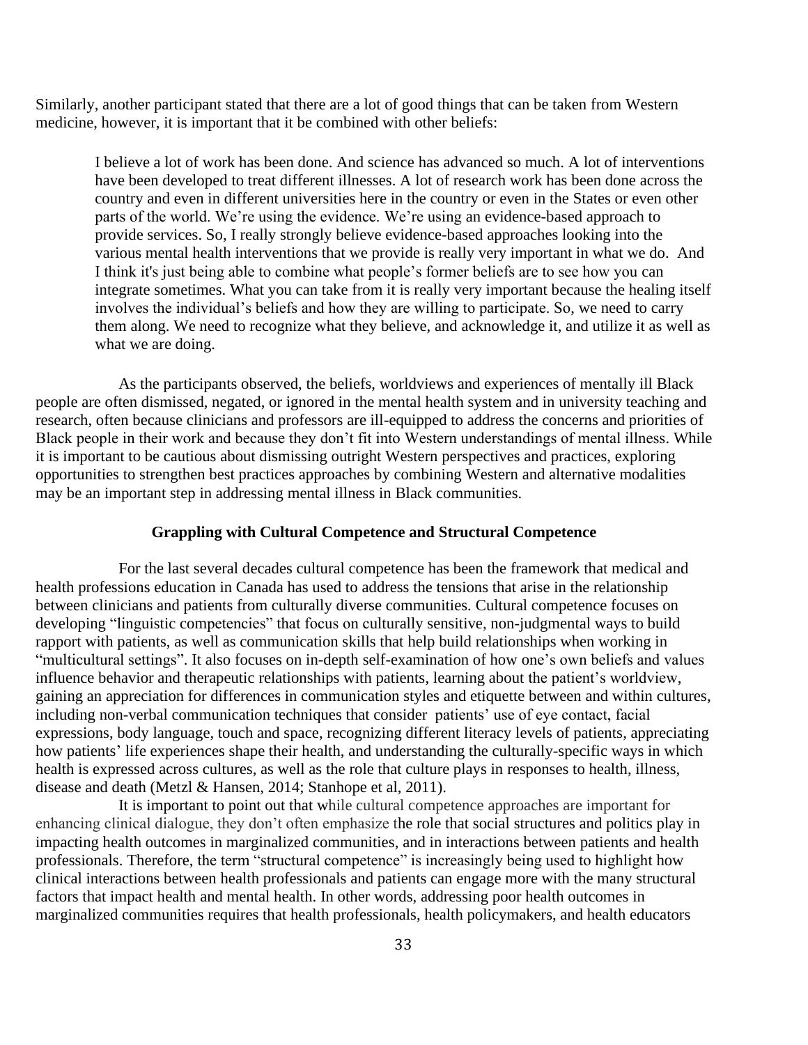Similarly, another participant stated that there are a lot of good things that can be taken from Western medicine, however, it is important that it be combined with other beliefs:

> I believe a lot of work has been done. And science has advanced so much. A lot of interventions have been developed to treat different illnesses. A lot of research work has been done across the country and even in different universities here in the country or even in the States or even other parts of the world. We're using the evidence. We're using an evidence-based approach to provide services. So, I really strongly believe evidence-based approaches looking into the various mental health interventions that we provide is really very important in what we do. And I think it's just being able to combine what people's former beliefs are to see how you can integrate sometimes. What you can take from it is really very important because the healing itself involves the individual's beliefs and how they are willing to participate. So, we need to carry them along. We need to recognize what they believe, and acknowledge it, and utilize it as well as what we are doing.

As the participants observed, the beliefs, worldviews and experiences of mentally ill Black people are often dismissed, negated, or ignored in the mental health system and in university teaching and research, often because clinicians and professors are ill-equipped to address the concerns and priorities of Black people in their work and because they don't fit into Western understandings of mental illness. While it is important to be cautious about dismissing outright Western perspectives and practices, exploring opportunities to strengthen best practices approaches by combining Western and alternative modalities may be an important step in addressing mental illness in Black communities.

## Grappling with Cultural Competence and Structural Competence

For the last several decades cultural competence has been the framework that medical and health professions education in Canada has used to address the tensions that arise in the relationship between clinicians and patients from culturally diverse communities. Cultural competence focuses on developing "linguistic competencies" that focus on culturally sensitive, non-judgmental ways to build rapport with patients, as well as communication skills that help build relationships when working in "multicultural settings". It also focuses on in-depth self-examination of how one's own beliefs and values influence behavior and therapeutic relationships with patients, learning about the patient's worldview, gaining an appreciation for differences in communication styles and etiquette between and within cultures, including non-verbal communication techniques that consider patients' use of eye contact, facial expressions, body language, touch and space, recognizing different literacy levels of patients, appreciating how patients' life experiences shape their health, and understanding the culturally-specific ways in which health is expressed across cultures, as well as the role that culture plays in responses to health, illness, disease and death (Metzl & Hansen, 2014; Stanhope et al, 2011).

It is important to point out that while cultural competence approaches are important for enhancing clinical dialogue, they don't often emphasize the role that social structures and politics play in impacting health outcomes in marginalized communities, and in interactions between patients and health professionals. Therefore, the term "structural competence" is increasingly being used to highlight how clinical interactions between health professionals and patients can engage more with the many structural factors that impact health and mental health. In other words, addressing poor health outcomes in marginalized communities requires that health professionals, health policymakers, and health educators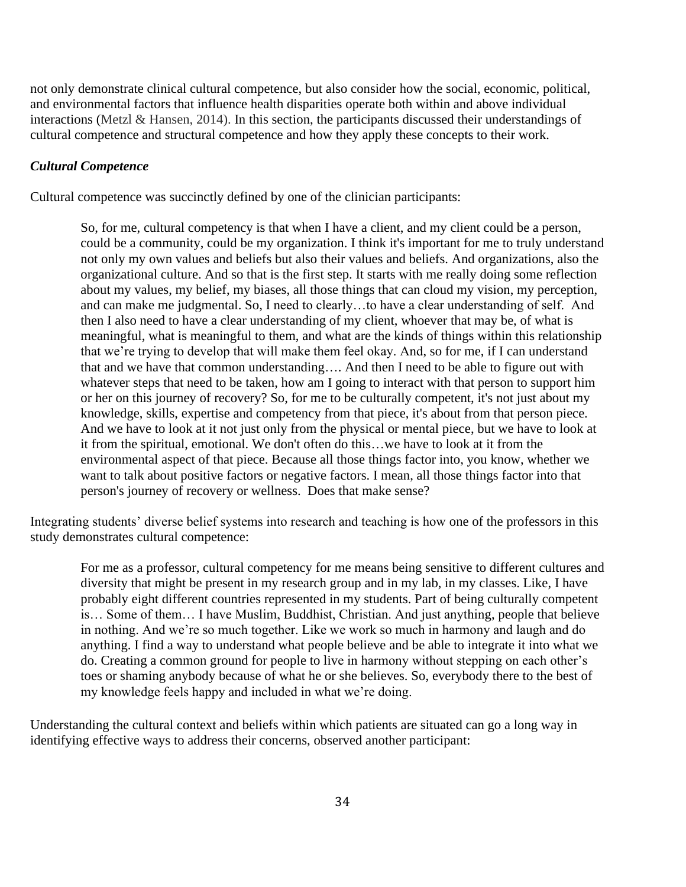not only demonstrate clinical cultural competence, but also consider how the social, economic, political, and environmental factors that influence health disparities operate both within and above individual interactions (Metzl & Hansen, 2014). In this section, the participants discussed their understandings of cultural competence and structural competence and how they apply these concepts to their work.

### *Cultural Competence*

Cultural competence was succinctly defined by one of the clinician participants:

> So, for me, cultural competency is that when I have a client, and my client could be a person, could be a community, could be my organization. I think it's important for me to truly understand not only my own values and beliefs but also their values and beliefs. And organizations, also the organizational culture. And so that is the first step. It starts with me really doing some reflection about my values, my belief, my biases, all those things that can cloud my vision, my perception, and can make me judgmental. So, I need to clearly…to have a clear understanding of self. And then I also need to have a clear understanding of my client, whoever that may be, of what is meaningful, what is meaningful to them, and what are the kinds of things within this relationship that we're trying to develop that will make them feel okay. And, so for me, if I can understand that and we have that common understanding…. And then I need to be able to figure out with whatever steps that need to be taken, how am I going to interact with that person to support him or her on this journey of recovery? So, for me to be culturally competent, it's not just about my knowledge, skills, expertise and competency from that piece, it's about from that person piece. And we have to look at it not just only from the physical or mental piece, but we have to look at it from the spiritual, emotional. We don't often do this…we have to look at it from the environmental aspect of that piece. Because all those things factor into, you know, whether we want to talk about positive factors or negative factors. I mean, all those things factor into that person's journey of recovery or wellness. Does that make sense?

Integrating students' diverse belief systems into research and teaching is how one of the professors in this study demonstrates cultural competence:

> For me as a professor, cultural competency for me means being sensitive to different cultures and diversity that might be present in my research group and in my lab, in my classes. Like, I have probably eight different countries represented in my students. Part of being culturally competent is… Some of them… I have Muslim, Buddhist, Christian. And just anything, people that believe in nothing. And we're so much together. Like we work so much in harmony and laugh and do anything. I find a way to understand what people believe and be able to integrate it into what we do. Creating a common ground for people to live in harmony without stepping on each other's toes or shaming anybody because of what he or she believes. So, everybody there to the best of my knowledge feels happy and included in what we're doing.

Understanding the cultural context and beliefs within which patients are situated can go a long way in identifying effective ways to address their concerns, observed another participant: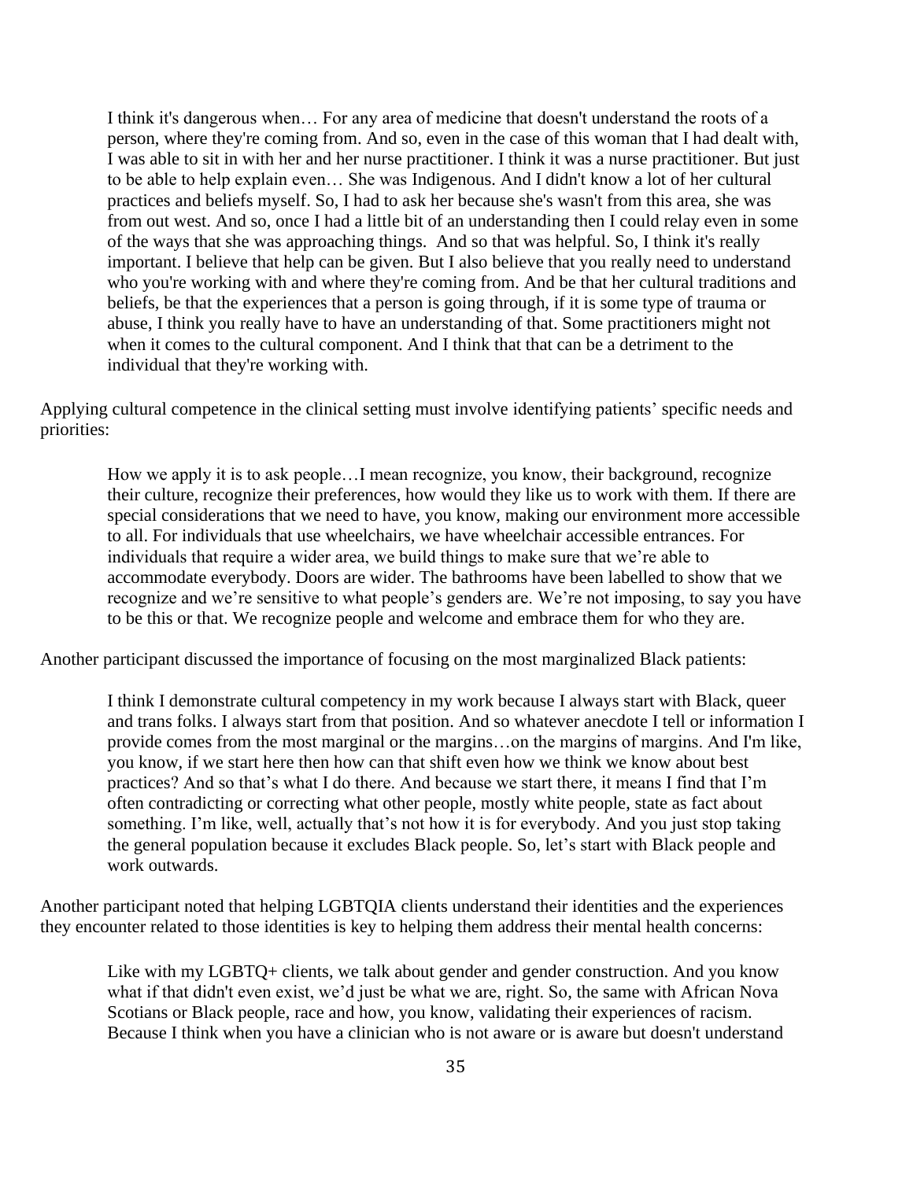> I think it's dangerous when… For any area of medicine that doesn't understand the roots of a person, where they're coming from. And so, even in the case of this woman that I had dealt with, I was able to sit in with her and her nurse practitioner. I think it was a nurse practitioner. But just to be able to help explain even… She was Indigenous. And I didn't know a lot of her cultural practices and beliefs myself. So, I had to ask her because she's wasn't from this area, she was from out west. And so, once I had a little bit of an understanding then I could relay even in some of the ways that she was approaching things. And so that was helpful. So, I think it's really important. I believe that help can be given. But I also believe that you really need to understand who you're working with and where they're coming from. And be that her cultural traditions and beliefs, be that the experiences that a person is going through, if it is some type of trauma or abuse, I think you really have to have an understanding of that. Some practitioners might not when it comes to the cultural component. And I think that that can be a detriment to the individual that they're working with.

Applying cultural competence in the clinical setting must involve identifying patients' specific needs and priorities:

> How we apply it is to ask people…I mean recognize, you know, their background, recognize their culture, recognize their preferences, how would they like us to work with them. If there are special considerations that we need to have, you know, making our environment more accessible to all. For individuals that use wheelchairs, we have wheelchair accessible entrances. For individuals that require a wider area, we build things to make sure that we're able to accommodate everybody. Doors are wider. The bathrooms have been labelled to show that we recognize and we're sensitive to what people's genders are. We're not imposing, to say you have to be this or that. We recognize people and welcome and embrace them for who they are.

Another participant discussed the importance of focusing on the most marginalized Black patients:

> I think I demonstrate cultural competency in my work because I always start with Black, queer and trans folks. I always start from that position. And so whatever anecdote I tell or information I provide comes from the most marginal or the margins…on the margins of margins. And I'm like, you know, if we start here then how can that shift even how we think we know about best practices? And so that's what I do there. And because we start there, it means I find that I'm often contradicting or correcting what other people, mostly white people, state as fact about something. I'm like, well, actually that's not how it is for everybody. And you just stop taking the general population because it excludes Black people. So, let's start with Black people and work outwards.

Another participant noted that helping LGBTQIA clients understand their identities and the experiences they encounter related to those identities is key to helping them address their mental health concerns:

> Like with my LGBTQ+ clients, we talk about gender and gender construction. And you know what if that didn't even exist, we'd just be what we are, right. So, the same with African Nova Scotians or Black people, race and how, you know, validating their experiences of racism. Because I think when you have a clinician who is not aware or is aware but doesn't understand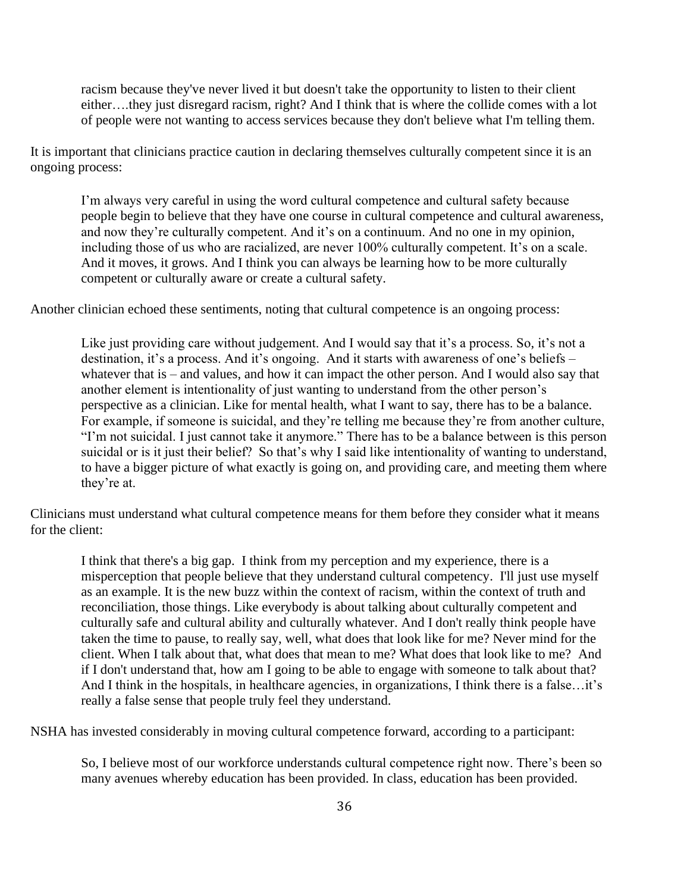> racism because they've never lived it but doesn't take the opportunity to listen to their client either….they just disregard racism, right? And I think that is where the collide comes with a lot of people were not wanting to access services because they don't believe what I'm telling them.

It is important that clinicians practice caution in declaring themselves culturally competent since it is an ongoing process:

> I'm always very careful in using the word cultural competence and cultural safety because people begin to believe that they have one course in cultural competence and cultural awareness, and now they're culturally competent. And it's on a continuum. And no one in my opinion, including those of us who are racialized, are never 100% culturally competent. It's on a scale. And it moves, it grows. And I think you can always be learning how to be more culturally competent or culturally aware or create a cultural safety.

Another clinician echoed these sentiments, noting that cultural competence is an ongoing process:

> Like just providing care without judgement. And I would say that it's a process. So, it's not a destination, it's a process. And it's ongoing. And it starts with awareness of one's beliefs – whatever that is – and values, and how it can impact the other person. And I would also say that another element is intentionality of just wanting to understand from the other person's perspective as a clinician. Like for mental health, what I want to say, there has to be a balance. For example, if someone is suicidal, and they're telling me because they're from another culture, "I'm not suicidal. I just cannot take it anymore." There has to be a balance between is this person suicidal or is it just their belief? So that's why I said like intentionality of wanting to understand, to have a bigger picture of what exactly is going on, and providing care, and meeting them where they're at.

Clinicians must understand what cultural competence means for them before they consider what it means for the client:

> I think that there's a big gap. I think from my perception and my experience, there is a misperception that people believe that they understand cultural competency. I'll just use myself as an example. It is the new buzz within the context of racism, within the context of truth and reconciliation, those things. Like everybody is about talking about culturally competent and culturally safe and cultural ability and culturally whatever. And I don't really think people have taken the time to pause, to really say, well, what does that look like for me? Never mind for the client. When I talk about that, what does that mean to me? What does that look like to me? And if I don't understand that, how am I going to be able to engage with someone to talk about that? And I think in the hospitals, in healthcare agencies, in organizations, I think there is a false…it's really a false sense that people truly feel they understand.

NSHA has invested considerably in moving cultural competence forward, according to a participant:

> So, I believe most of our workforce understands cultural competence right now. There's been so many avenues whereby education has been provided. In class, education has been provided.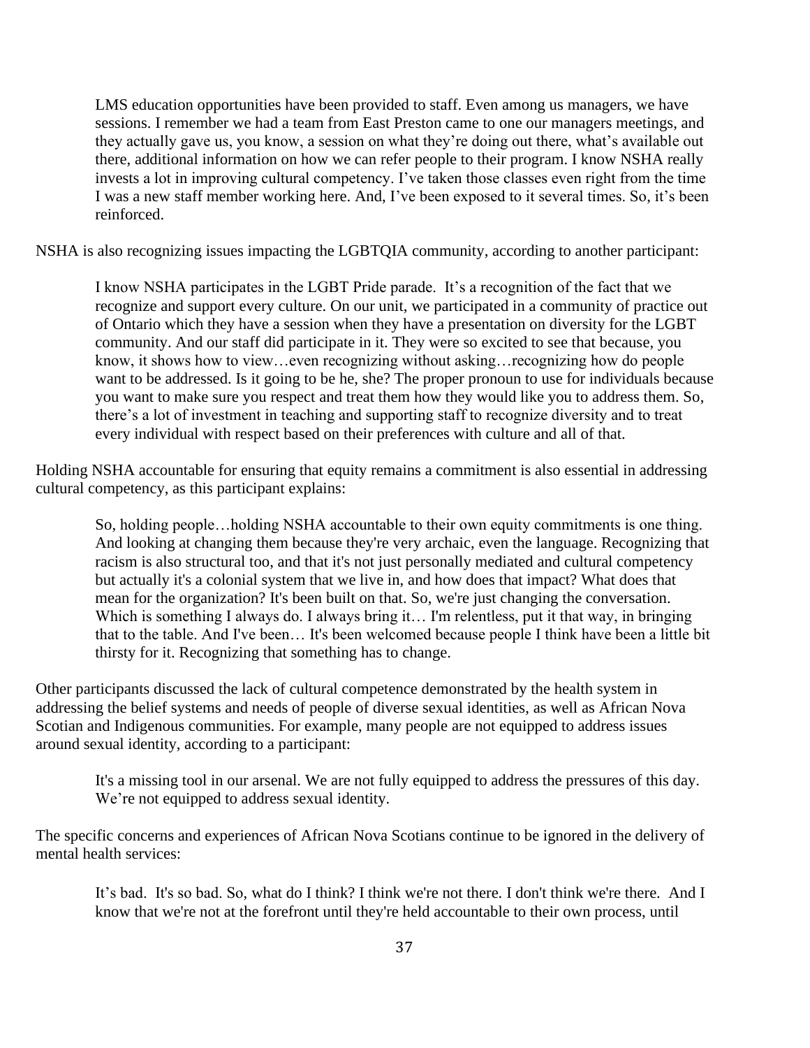> LMS education opportunities have been provided to staff. Even among us managers, we have sessions. I remember we had a team from East Preston came to one our managers meetings, and they actually gave us, you know, a session on what they're doing out there, what's available out there, additional information on how we can refer people to their program. I know NSHA really invests a lot in improving cultural competency. I've taken those classes even right from the time I was a new staff member working here. And, I've been exposed to it several times. So, it's been reinforced.

NSHA is also recognizing issues impacting the LGBTQIA community, according to another participant:

> I know NSHA participates in the LGBT Pride parade. It's a recognition of the fact that we recognize and support every culture. On our unit, we participated in a community of practice out of Ontario which they have a session when they have a presentation on diversity for the LGBT community. And our staff did participate in it. They were so excited to see that because, you know, it shows how to view…even recognizing without asking…recognizing how do people want to be addressed. Is it going to be he, she? The proper pronoun to use for individuals because you want to make sure you respect and treat them how they would like you to address them. So, there's a lot of investment in teaching and supporting staff to recognize diversity and to treat every individual with respect based on their preferences with culture and all of that.

Holding NSHA accountable for ensuring that equity remains a commitment is also essential in addressing cultural competency, as this participant explains:

> So, holding people…holding NSHA accountable to their own equity commitments is one thing. And looking at changing them because they're very archaic, even the language. Recognizing that racism is also structural too, and that it's not just personally mediated and cultural competency but actually it's a colonial system that we live in, and how does that impact? What does that mean for the organization? It's been built on that. So, we're just changing the conversation. Which is something I always do. I always bring it… I'm relentless, put it that way, in bringing that to the table. And I've been… It's been welcomed because people I think have been a little bit thirsty for it. Recognizing that something has to change.

Other participants discussed the lack of cultural competence demonstrated by the health system in addressing the belief systems and needs of people of diverse sexual identities, as well as African Nova Scotian and Indigenous communities. For example, many people are not equipped to address issues around sexual identity, according to a participant:

> It's a missing tool in our arsenal. We are not fully equipped to address the pressures of this day. We're not equipped to address sexual identity.

The specific concerns and experiences of African Nova Scotians continue to be ignored in the delivery of mental health services:

> It's bad. It's so bad. So, what do I think? I think we're not there. I don't think we're there. And I know that we're not at the forefront until they're held accountable to their own process, until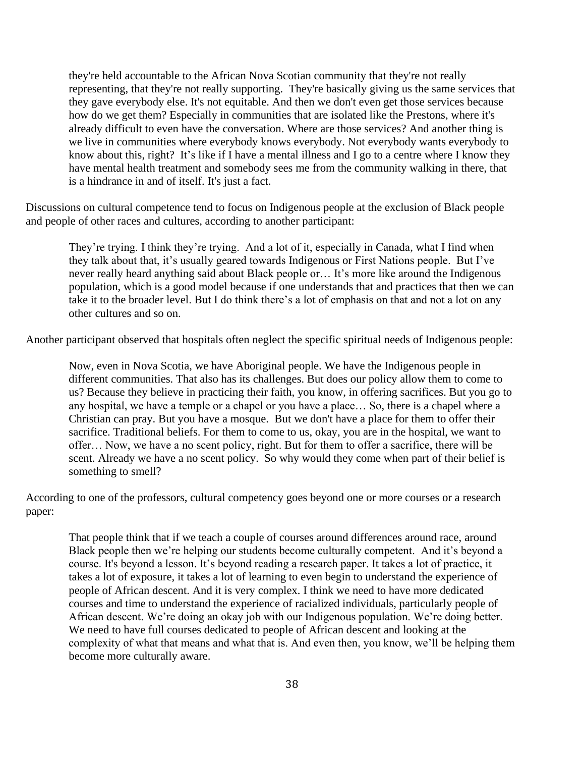> they're held accountable to the African Nova Scotian community that they're not really representing, that they're not really supporting. They're basically giving us the same services that they gave everybody else. It's not equitable. And then we don't even get those services because how do we get them? Especially in communities that are isolated like the Prestons, where it's already difficult to even have the conversation. Where are those services? And another thing is we live in communities where everybody knows everybody. Not everybody wants everybody to know about this, right? It's like if I have a mental illness and I go to a centre where I know they have mental health treatment and somebody sees me from the community walking in there, that is a hindrance in and of itself. It's just a fact.

Discussions on cultural competence tend to focus on Indigenous people at the exclusion of Black people and people of other races and cultures, according to another participant:

> They're trying. I think they're trying. And a lot of it, especially in Canada, what I find when they talk about that, it's usually geared towards Indigenous or First Nations people. But I've never really heard anything said about Black people or… It's more like around the Indigenous population, which is a good model because if one understands that and practices that then we can take it to the broader level. But I do think there's a lot of emphasis on that and not a lot on any other cultures and so on.

Another participant observed that hospitals often neglect the specific spiritual needs of Indigenous people:

> Now, even in Nova Scotia, we have Aboriginal people. We have the Indigenous people in different communities. That also has its challenges. But does our policy allow them to come to us? Because they believe in practicing their faith, you know, in offering sacrifices. But you go to any hospital, we have a temple or a chapel or you have a place… So, there is a chapel where a Christian can pray. But you have a mosque. But we don't have a place for them to offer their sacrifice. Traditional beliefs. For them to come to us, okay, you are in the hospital, we want to offer… Now, we have a no scent policy, right. But for them to offer a sacrifice, there will be scent. Already we have a no scent policy. So why would they come when part of their belief is something to smell?

According to one of the professors, cultural competency goes beyond one or more courses or a research paper:

> That people think that if we teach a couple of courses around differences around race, around Black people then we're helping our students become culturally competent. And it's beyond a course. It's beyond a lesson. It's beyond reading a research paper. It takes a lot of practice, it takes a lot of exposure, it takes a lot of learning to even begin to understand the experience of people of African descent. And it is very complex. I think we need to have more dedicated courses and time to understand the experience of racialized individuals, particularly people of African descent. We're doing an okay job with our Indigenous population. We're doing better. We need to have full courses dedicated to people of African descent and looking at the complexity of what that means and what that is. And even then, you know, we'll be helping them become more culturally aware.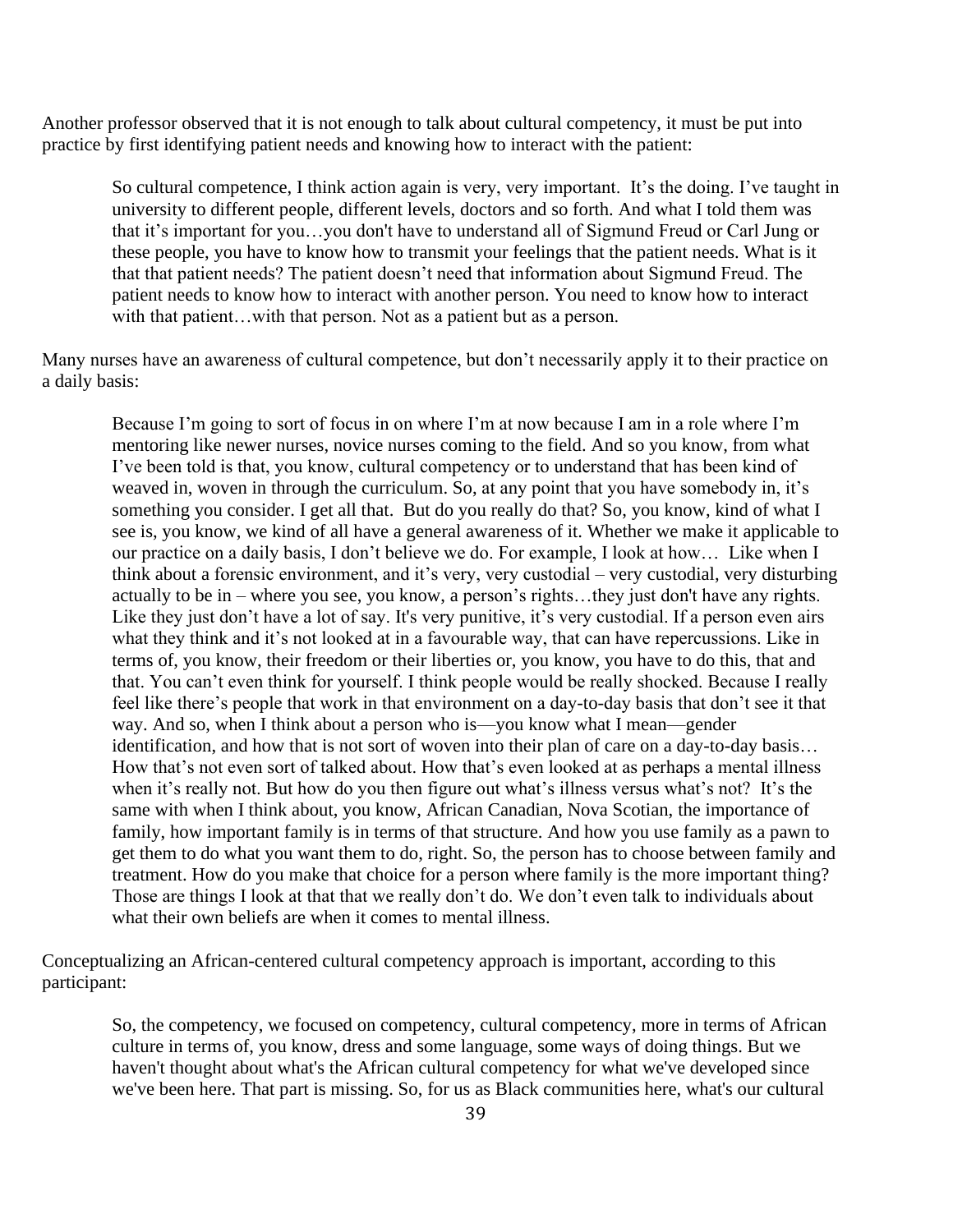Another professor observed that it is not enough to talk about cultural competency, it must be put into practice by first identifying patient needs and knowing how to interact with the patient:

> So cultural competence, I think action again is very, very important. It's the doing. I've taught in university to different people, different levels, doctors and so forth. And what I told them was that it's important for you…you don't have to understand all of Sigmund Freud or Carl Jung or these people, you have to know how to transmit your feelings that the patient needs. What is it that that patient needs? The patient doesn't need that information about Sigmund Freud. The patient needs to know how to interact with another person. You need to know how to interact with that patient…with that person. Not as a patient but as a person.

Many nurses have an awareness of cultural competence, but don't necessarily apply it to their practice on a daily basis:

> Because I'm going to sort of focus in on where I'm at now because I am in a role where I'm mentoring like newer nurses, novice nurses coming to the field. And so you know, from what I've been told is that, you know, cultural competency or to understand that has been kind of weaved in, woven in through the curriculum. So, at any point that you have somebody in, it's something you consider. I get all that. But do you really do that? So, you know, kind of what I see is, you know, we kind of all have a general awareness of it. Whether we make it applicable to our practice on a daily basis, I don't believe we do. For example, I look at how… Like when I think about a forensic environment, and it's very, very custodial – very custodial, very disturbing actually to be in – where you see, you know, a person's rights…they just don't have any rights. Like they just don't have a lot of say. It's very punitive, it's very custodial. If a person even airs what they think and it's not looked at in a favourable way, that can have repercussions. Like in terms of, you know, their freedom or their liberties or, you know, you have to do this, that and that. You can't even think for yourself. I think people would be really shocked. Because I really feel like there's people that work in that environment on a day-to-day basis that don't see it that way. And so, when I think about a person who is—you know what I mean—gender identification, and how that is not sort of woven into their plan of care on a day-to-day basis… How that's not even sort of talked about. How that's even looked at as perhaps a mental illness when it's really not. But how do you then figure out what's illness versus what's not? It's the same with when I think about, you know, African Canadian, Nova Scotian, the importance of family, how important family is in terms of that structure. And how you use family as a pawn to get them to do what you want them to do, right. So, the person has to choose between family and treatment. How do you make that choice for a person where family is the more important thing? Those are things I look at that that we really don't do. We don't even talk to individuals about what their own beliefs are when it comes to mental illness.

Conceptualizing an African-centered cultural competency approach is important, according to this participant:

> So, the competency, we focused on competency, cultural competency, more in terms of African culture in terms of, you know, dress and some language, some ways of doing things. But we haven't thought about what's the African cultural competency for what we've developed since we've been here. That part is missing. So, for us as Black communities here, what's our cultural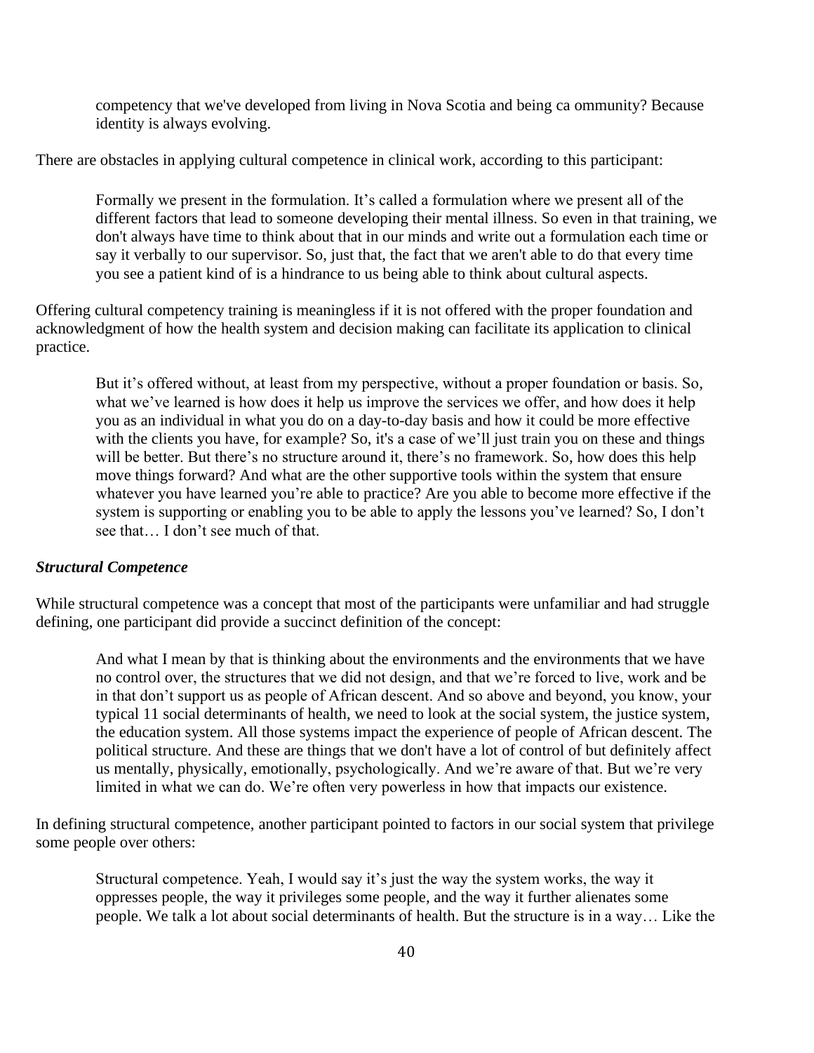> competency that we've developed from living in Nova Scotia and being ca ommunity? Because identity is always evolving.

There are obstacles in applying cultural competence in clinical work, according to this participant:

> Formally we present in the formulation. It's called a formulation where we present all of the different factors that lead to someone developing their mental illness. So even in that training, we don't always have time to think about that in our minds and write out a formulation each time or say it verbally to our supervisor. So, just that, the fact that we aren't able to do that every time you see a patient kind of is a hindrance to us being able to think about cultural aspects.

Offering cultural competency training is meaningless if it is not offered with the proper foundation and acknowledgment of how the health system and decision making can facilitate its application to clinical practice.

> But it's offered without, at least from my perspective, without a proper foundation or basis. So, what we've learned is how does it help us improve the services we offer, and how does it help you as an individual in what you do on a day-to-day basis and how it could be more effective with the clients you have, for example? So, it's a case of we'll just train you on these and things will be better. But there's no structure around it, there's no framework. So, how does this help move things forward? And what are the other supportive tools within the system that ensure whatever you have learned you're able to practice? Are you able to become more effective if the system is supporting or enabling you to be able to apply the lessons you've learned? So, I don't see that… I don't see much of that.

### *Structural Competence*

While structural competence was a concept that most of the participants were unfamiliar and had struggle defining, one participant did provide a succinct definition of the concept:

> And what I mean by that is thinking about the environments and the environments that we have no control over, the structures that we did not design, and that we're forced to live, work and be in that don't support us as people of African descent. And so above and beyond, you know, your typical 11 social determinants of health, we need to look at the social system, the justice system, the education system. All those systems impact the experience of people of African descent. The political structure. And these are things that we don't have a lot of control of but definitely affect us mentally, physically, emotionally, psychologically. And we're aware of that. But we're very limited in what we can do. We're often very powerless in how that impacts our existence.

In defining structural competence, another participant pointed to factors in our social system that privilege some people over others:

> Structural competence. Yeah, I would say it's just the way the system works, the way it oppresses people, the way it privileges some people, and the way it further alienates some people. We talk a lot about social determinants of health. But the structure is in a way… Like the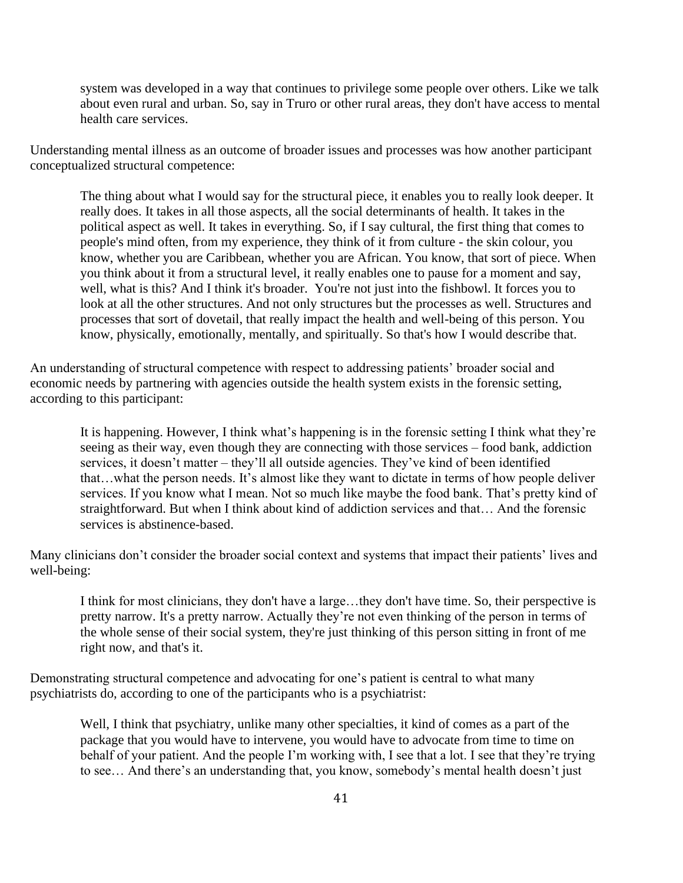> system was developed in a way that continues to privilege some people over others. Like we talk about even rural and urban. So, say in Truro or other rural areas, they don't have access to mental health care services.

Understanding mental illness as an outcome of broader issues and processes was how another participant conceptualized structural competence:

> The thing about what I would say for the structural piece, it enables you to really look deeper. It really does. It takes in all those aspects, all the social determinants of health. It takes in the political aspect as well. It takes in everything. So, if I say cultural, the first thing that comes to people's mind often, from my experience, they think of it from culture - the skin colour, you know, whether you are Caribbean, whether you are African. You know, that sort of piece. When you think about it from a structural level, it really enables one to pause for a moment and say, well, what is this? And I think it's broader. You're not just into the fishbowl. It forces you to look at all the other structures. And not only structures but the processes as well. Structures and processes that sort of dovetail, that really impact the health and well-being of this person. You know, physically, emotionally, mentally, and spiritually. So that's how I would describe that.

An understanding of structural competence with respect to addressing patients' broader social and economic needs by partnering with agencies outside the health system exists in the forensic setting, according to this participant:

> It is happening. However, I think what's happening is in the forensic setting I think what they're seeing as their way, even though they are connecting with those services – food bank, addiction services, it doesn't matter – they'll all outside agencies. They've kind of been identified that…what the person needs. It's almost like they want to dictate in terms of how people deliver services. If you know what I mean. Not so much like maybe the food bank. That's pretty kind of straightforward. But when I think about kind of addiction services and that… And the forensic services is abstinence-based.

Many clinicians don't consider the broader social context and systems that impact their patients' lives and well-being:

> I think for most clinicians, they don't have a large…they don't have time. So, their perspective is pretty narrow. It's a pretty narrow. Actually they're not even thinking of the person in terms of the whole sense of their social system, they're just thinking of this person sitting in front of me right now, and that's it.

Demonstrating structural competence and advocating for one's patient is central to what many psychiatrists do, according to one of the participants who is a psychiatrist:

> Well, I think that psychiatry, unlike many other specialties, it kind of comes as a part of the package that you would have to intervene, you would have to advocate from time to time on behalf of your patient. And the people I'm working with, I see that a lot. I see that they're trying to see… And there's an understanding that, you know, somebody's mental health doesn't just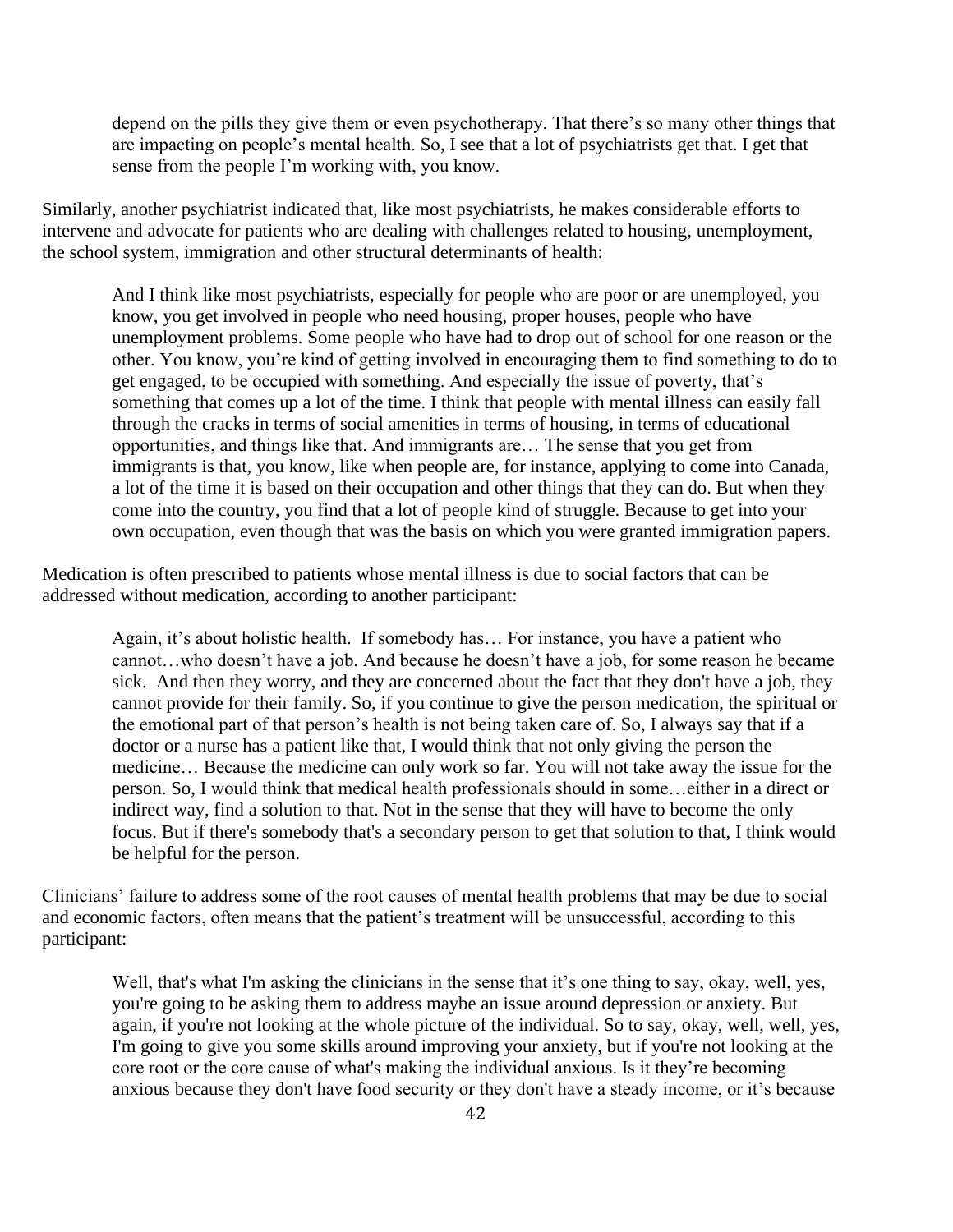> depend on the pills they give them or even psychotherapy. That there's so many other things that are impacting on people's mental health. So, I see that a lot of psychiatrists get that. I get that sense from the people I'm working with, you know.

Similarly, another psychiatrist indicated that, like most psychiatrists, he makes considerable efforts to intervene and advocate for patients who are dealing with challenges related to housing, unemployment, the school system, immigration and other structural determinants of health:

> And I think like most psychiatrists, especially for people who are poor or are unemployed, you know, you get involved in people who need housing, proper houses, people who have unemployment problems. Some people who have had to drop out of school for one reason or the other. You know, you're kind of getting involved in encouraging them to find something to do to get engaged, to be occupied with something. And especially the issue of poverty, that's something that comes up a lot of the time. I think that people with mental illness can easily fall through the cracks in terms of social amenities in terms of housing, in terms of educational opportunities, and things like that. And immigrants are… The sense that you get from immigrants is that, you know, like when people are, for instance, applying to come into Canada, a lot of the time it is based on their occupation and other things that they can do. But when they come into the country, you find that a lot of people kind of struggle. Because to get into your own occupation, even though that was the basis on which you were granted immigration papers.

Medication is often prescribed to patients whose mental illness is due to social factors that can be addressed without medication, according to another participant:

> Again, it's about holistic health. If somebody has… For instance, you have a patient who cannot…who doesn't have a job. And because he doesn't have a job, for some reason he became sick. And then they worry, and they are concerned about the fact that they don't have a job, they cannot provide for their family. So, if you continue to give the person medication, the spiritual or the emotional part of that person's health is not being taken care of. So, I always say that if a doctor or a nurse has a patient like that, I would think that not only giving the person the medicine… Because the medicine can only work so far. You will not take away the issue for the person. So, I would think that medical health professionals should in some…either in a direct or indirect way, find a solution to that. Not in the sense that they will have to become the only focus. But if there's somebody that's a secondary person to get that solution to that, I think would be helpful for the person.

Clinicians' failure to address some of the root causes of mental health problems that may be due to social and economic factors, often means that the patient's treatment will be unsuccessful, according to this participant:

> Well, that's what I'm asking the clinicians in the sense that it's one thing to say, okay, well, yes, you're going to be asking them to address maybe an issue around depression or anxiety. But again, if you're not looking at the whole picture of the individual. So to say, okay, well, well, yes, I'm going to give you some skills around improving your anxiety, but if you're not looking at the core root or the core cause of what's making the individual anxious. Is it they're becoming anxious because they don't have food security or they don't have a steady income, or it's because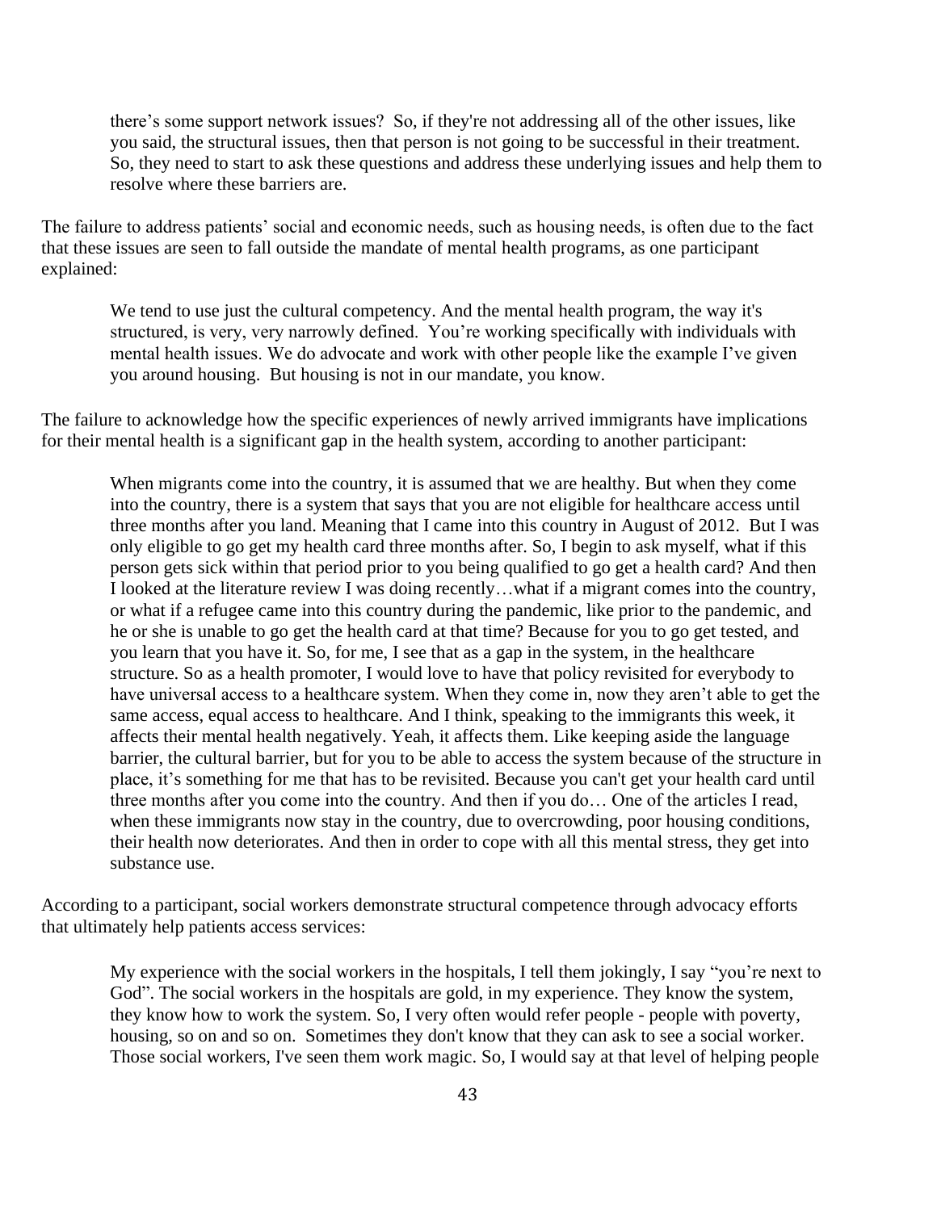> there's some support network issues? So, if they're not addressing all of the other issues, like you said, the structural issues, then that person is not going to be successful in their treatment. So, they need to start to ask these questions and address these underlying issues and help them to resolve where these barriers are.

The failure to address patients' social and economic needs, such as housing needs, is often due to the fact that these issues are seen to fall outside the mandate of mental health programs, as one participant explained:

> We tend to use just the cultural competency. And the mental health program, the way it's structured, is very, very narrowly defined. You're working specifically with individuals with mental health issues. We do advocate and work with other people like the example I've given you around housing. But housing is not in our mandate, you know.

The failure to acknowledge how the specific experiences of newly arrived immigrants have implications for their mental health is a significant gap in the health system, according to another participant:

> When migrants come into the country, it is assumed that we are healthy. But when they come into the country, there is a system that says that you are not eligible for healthcare access until three months after you land. Meaning that I came into this country in August of 2012. But I was only eligible to go get my health card three months after. So, I begin to ask myself, what if this person gets sick within that period prior to you being qualified to go get a health card? And then I looked at the literature review I was doing recently…what if a migrant comes into the country, or what if a refugee came into this country during the pandemic, like prior to the pandemic, and he or she is unable to go get the health card at that time? Because for you to go get tested, and you learn that you have it. So, for me, I see that as a gap in the system, in the healthcare structure. So as a health promoter, I would love to have that policy revisited for everybody to have universal access to a healthcare system. When they come in, now they aren't able to get the same access, equal access to healthcare. And I think, speaking to the immigrants this week, it affects their mental health negatively. Yeah, it affects them. Like keeping aside the language barrier, the cultural barrier, but for you to be able to access the system because of the structure in place, it's something for me that has to be revisited. Because you can't get your health card until three months after you come into the country. And then if you do… One of the articles I read, when these immigrants now stay in the country, due to overcrowding, poor housing conditions, their health now deteriorates. And then in order to cope with all this mental stress, they get into substance use.

According to a participant, social workers demonstrate structural competence through advocacy efforts that ultimately help patients access services:

> My experience with the social workers in the hospitals, I tell them jokingly, I say "you're next to God". The social workers in the hospitals are gold, in my experience. They know the system, they know how to work the system. So, I very often would refer people - people with poverty, housing, so on and so on. Sometimes they don't know that they can ask to see a social worker. Those social workers, I've seen them work magic. So, I would say at that level of helping people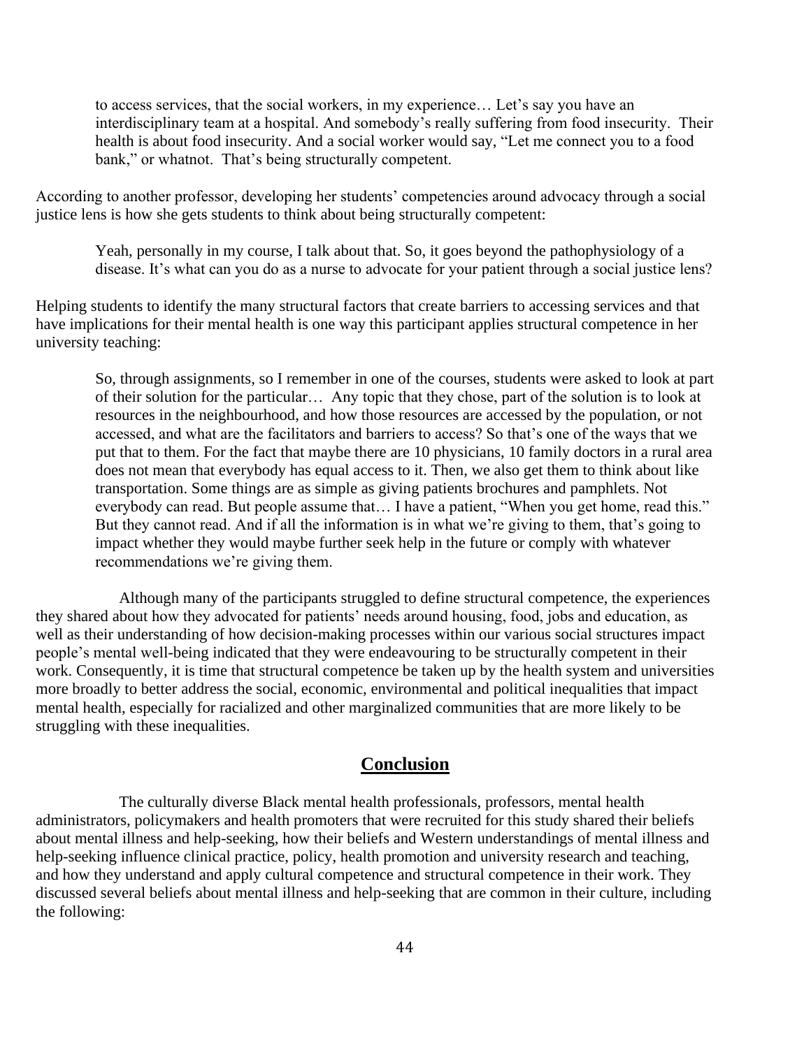> to access services, that the social workers, in my experience… Let's say you have an interdisciplinary team at a hospital. And somebody's really suffering from food insecurity. Their health is about food insecurity. And a social worker would say, "Let me connect you to a food bank," or whatnot. That's being structurally competent.

According to another professor, developing her students' competencies around advocacy through a social justice lens is how she gets students to think about being structurally competent:

> Yeah, personally in my course, I talk about that. So, it goes beyond the pathophysiology of a disease. It's what can you do as a nurse to advocate for your patient through a social justice lens?

Helping students to identify the many structural factors that create barriers to accessing services and that have implications for their mental health is one way this participant applies structural competence in her university teaching:

> So, through assignments, so I remember in one of the courses, students were asked to look at part of their solution for the particular… Any topic that they chose, part of the solution is to look at resources in the neighbourhood, and how those resources are accessed by the population, or not accessed, and what are the facilitators and barriers to access? So that's one of the ways that we put that to them. For the fact that maybe there are 10 physicians, 10 family doctors in a rural area does not mean that everybody has equal access to it. Then, we also get them to think about like transportation. Some things are as simple as giving patients brochures and pamphlets. Not everybody can read. But people assume that… I have a patient, "When you get home, read this." But they cannot read. And if all the information is in what we're giving to them, that's going to impact whether they would maybe further seek help in the future or comply with whatever recommendations we're giving them.

Although many of the participants struggled to define structural competence, the experiences they shared about how they advocated for patients' needs around housing, food, jobs and education, as well as their understanding of how decision-making processes within our various social structures impact people's mental well-being indicated that they were endeavouring to be structurally competent in their work. Consequently, it is time that structural competence be taken up by the health system and universities more broadly to better address the social, economic, environmental and political inequalities that impact mental health, especially for racialized and other marginalized communities that are more likely to be struggling with these inequalities.

## Conclusion

The culturally diverse Black mental health professionals, professors, mental health administrators, policymakers and health promoters that were recruited for this study shared their beliefs about mental illness and help-seeking, how their beliefs and Western understandings of mental illness and help-seeking influence clinical practice, policy, health promotion and university research and teaching, and how they understand and apply cultural competence and structural competence in their work. They discussed several beliefs about mental illness and help-seeking that are common in their culture, including the following: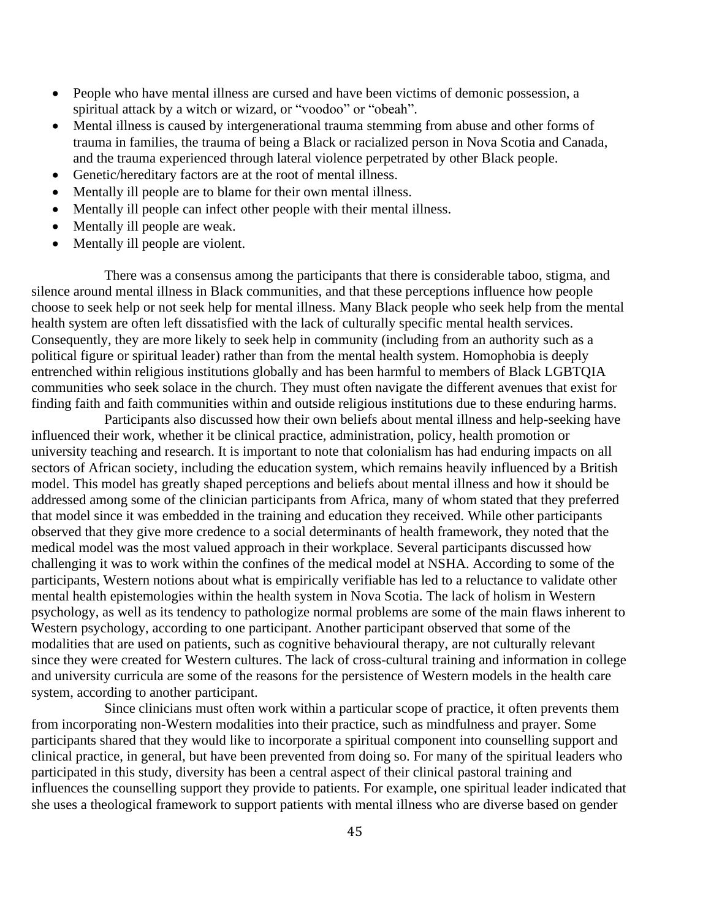- People who have mental illness are cursed and have been victims of demonic possession, a spiritual attack by a witch or wizard, or "voodoo" or "obeah".
- Mental illness is caused by intergenerational trauma stemming from abuse and other forms of trauma in families, the trauma of being a Black or racialized person in Nova Scotia and Canada, and the trauma experienced through lateral violence perpetrated by other Black people.
- Genetic/hereditary factors are at the root of mental illness.
- Mentally ill people are to blame for their own mental illness.
- Mentally ill people can infect other people with their mental illness.
- Mentally ill people are weak.
- Mentally ill people are violent.

There was a consensus among the participants that there is considerable taboo, stigma, and silence around mental illness in Black communities, and that these perceptions influence how people choose to seek help or not seek help for mental illness. Many Black people who seek help from the mental health system are often left dissatisfied with the lack of culturally specific mental health services. Consequently, they are more likely to seek help in community (including from an authority such as a political figure or spiritual leader) rather than from the mental health system. Homophobia is deeply entrenched within religious institutions globally and has been harmful to members of Black LGBTQIA communities who seek solace in the church. They must often navigate the different avenues that exist for finding faith and faith communities within and outside religious institutions due to these enduring harms.

Participants also discussed how their own beliefs about mental illness and help-seeking have influenced their work, whether it be clinical practice, administration, policy, health promotion or university teaching and research. It is important to note that colonialism has had enduring impacts on all sectors of African society, including the education system, which remains heavily influenced by a British model. This model has greatly shaped perceptions and beliefs about mental illness and how it should be addressed among some of the clinician participants from Africa, many of whom stated that they preferred that model since it was embedded in the training and education they received. While other participants observed that they give more credence to a social determinants of health framework, they noted that the medical model was the most valued approach in their workplace. Several participants discussed how challenging it was to work within the confines of the medical model at NSHA. According to some of the participants, Western notions about what is empirically verifiable has led to a reluctance to validate other mental health epistemologies within the health system in Nova Scotia. The lack of holism in Western psychology, as well as its tendency to pathologize normal problems are some of the main flaws inherent to Western psychology, according to one participant. Another participant observed that some of the modalities that are used on patients, such as cognitive behavioural therapy, are not culturally relevant since they were created for Western cultures. The lack of cross-cultural training and information in college and university curricula are some of the reasons for the persistence of Western models in the health care system, according to another participant.

Since clinicians must often work within a particular scope of practice, it often prevents them from incorporating non-Western modalities into their practice, such as mindfulness and prayer. Some participants shared that they would like to incorporate a spiritual component into counselling support and clinical practice, in general, but have been prevented from doing so. For many of the spiritual leaders who participated in this study, diversity has been a central aspect of their clinical pastoral training and influences the counselling support they provide to patients. For example, one spiritual leader indicated that she uses a theological framework to support patients with mental illness who are diverse based on gender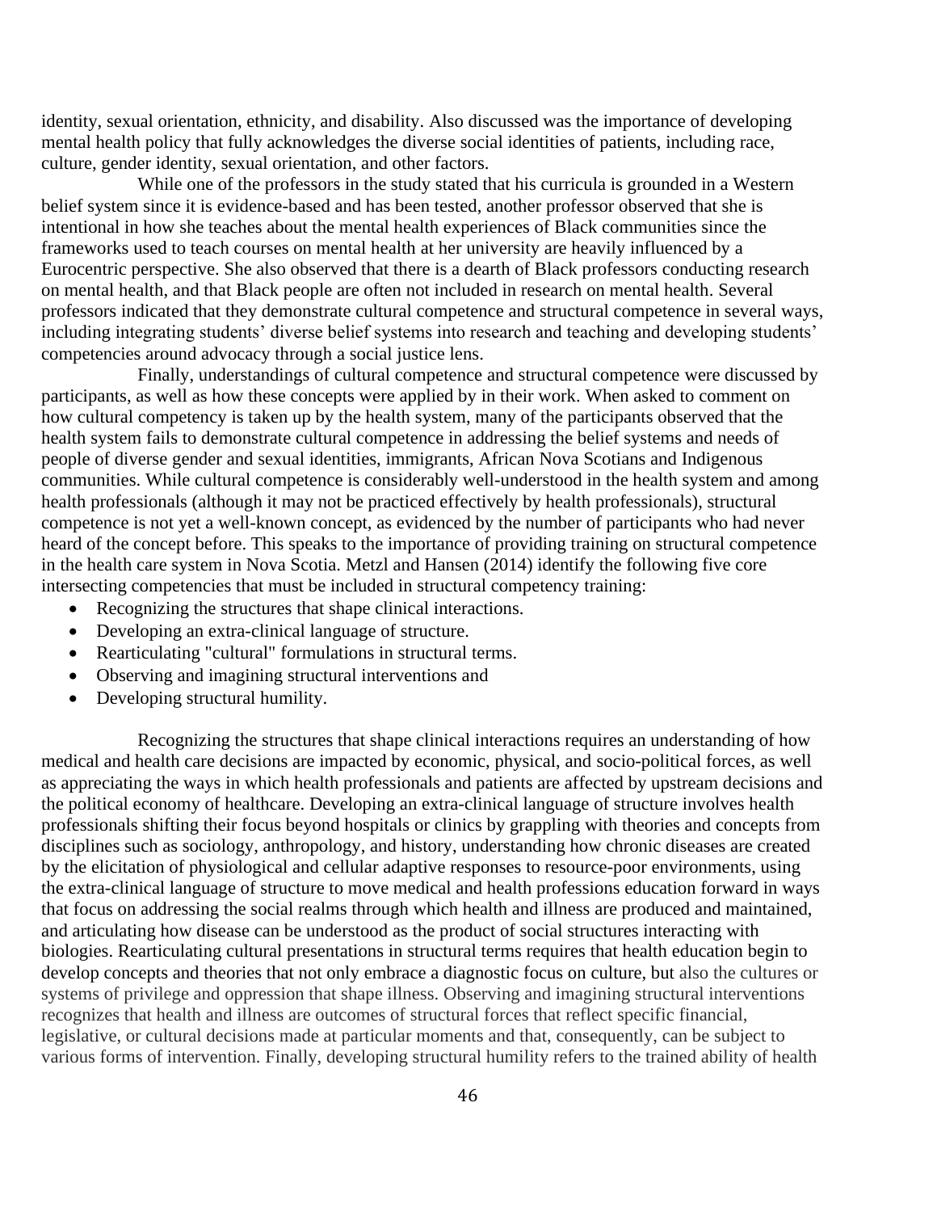identity, sexual orientation, ethnicity, and disability. Also discussed was the importance of developing mental health policy that fully acknowledges the diverse social identities of patients, including race, culture, gender identity, sexual orientation, and other factors.

While one of the professors in the study stated that his curricula is grounded in a Western belief system since it is evidence-based and has been tested, another professor observed that she is intentional in how she teaches about the mental health experiences of Black communities since the frameworks used to teach courses on mental health at her university are heavily influenced by a Eurocentric perspective. She also observed that there is a dearth of Black professors conducting research on mental health, and that Black people are often not included in research on mental health. Several professors indicated that they demonstrate cultural competence and structural competence in several ways, including integrating students' diverse belief systems into research and teaching and developing students' competencies around advocacy through a social justice lens.

Finally, understandings of cultural competence and structural competence were discussed by participants, as well as how these concepts were applied by in their work. When asked to comment on how cultural competency is taken up by the health system, many of the participants observed that the health system fails to demonstrate cultural competence in addressing the belief systems and needs of people of diverse gender and sexual identities, immigrants, African Nova Scotians and Indigenous communities. While cultural competence is considerably well-understood in the health system and among health professionals (although it may not be practiced effectively by health professionals), structural competence is not yet a well-known concept, as evidenced by the number of participants who had never heard of the concept before. This speaks to the importance of providing training on structural competence in the health care system in Nova Scotia. Metzl and Hansen (2014) identify the following five core intersecting competencies that must be included in structural competency training:

- Recognizing the structures that shape clinical interactions.
- Developing an extra-clinical language of structure.
- Rearticulating "cultural" formulations in structural terms.
- Observing and imagining structural interventions and
- Developing structural humility.

Recognizing the structures that shape clinical interactions requires an understanding of how medical and health care decisions are impacted by economic, physical, and socio-political forces, as well as appreciating the ways in which health professionals and patients are affected by upstream decisions and the political economy of healthcare. Developing an extra-clinical language of structure involves health professionals shifting their focus beyond hospitals or clinics by grappling with theories and concepts from disciplines such as sociology, anthropology, and history, understanding how chronic diseases are created by the elicitation of physiological and cellular adaptive responses to resource-poor environments, using the extra-clinical language of structure to move medical and health professions education forward in ways that focus on addressing the social realms through which health and illness are produced and maintained, and articulating how disease can be understood as the product of social structures interacting with biologies. Rearticulating cultural presentations in structural terms requires that health education begin to develop concepts and theories that not only embrace a diagnostic focus on culture, but also the cultures or systems of privilege and oppression that shape illness. Observing and imagining structural interventions recognizes that health and illness are outcomes of structural forces that reflect specific financial, legislative, or cultural decisions made at particular moments and that, consequently, can be subject to various forms of intervention. Finally, developing structural humility refers to the trained ability of health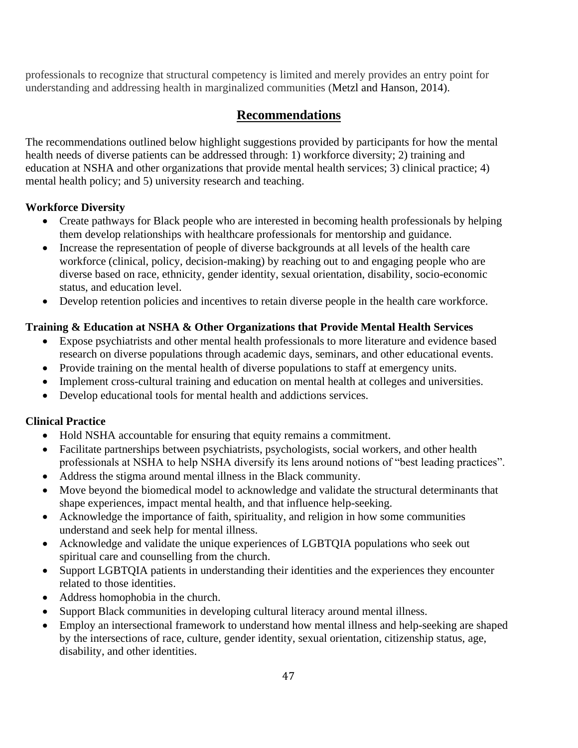professionals to recognize that structural competency is limited and merely provides an entry point for understanding and addressing health in marginalized communities (Metzl and Hanson, 2014).

## Recommendations

The recommendations outlined below highlight suggestions provided by participants for how the mental health needs of diverse patients can be addressed through: 1) workforce diversity; 2) training and education at NSHA and other organizations that provide mental health services; 3) clinical practice; 4) mental health policy; and 5) university research and teaching.

### Workforce Diversity

- Create pathways for Black people who are interested in becoming health professionals by helping them develop relationships with healthcare professionals for mentorship and guidance.
- Increase the representation of people of diverse backgrounds at all levels of the health care workforce (clinical, policy, decision-making) by reaching out to and engaging people who are diverse based on race, ethnicity, gender identity, sexual orientation, disability, socio-economic status, and education level.
- Develop retention policies and incentives to retain diverse people in the health care workforce.

### Training & Education at NSHA & Other Organizations that Provide Mental Health Services

- Expose psychiatrists and other mental health professionals to more literature and evidence based research on diverse populations through academic days, seminars, and other educational events.
- Provide training on the mental health of diverse populations to staff at emergency units.
- Implement cross-cultural training and education on mental health at colleges and universities.
- Develop educational tools for mental health and addictions services.

### Clinical Practice

- Hold NSHA accountable for ensuring that equity remains a commitment.
- Facilitate partnerships between psychiatrists, psychologists, social workers, and other health professionals at NSHA to help NSHA diversify its lens around notions of "best leading practices".
- Address the stigma around mental illness in the Black community.
- Move beyond the biomedical model to acknowledge and validate the structural determinants that shape experiences, impact mental health, and that influence help-seeking.
- Acknowledge the importance of faith, spirituality, and religion in how some communities understand and seek help for mental illness.
- Acknowledge and validate the unique experiences of LGBTQIA populations who seek out spiritual care and counselling from the church.
- Support LGBTQIA patients in understanding their identities and the experiences they encounter related to those identities.
- Address homophobia in the church.
- Support Black communities in developing cultural literacy around mental illness.
- Employ an intersectional framework to understand how mental illness and help-seeking are shaped by the intersections of race, culture, gender identity, sexual orientation, citizenship status, age, disability, and other identities.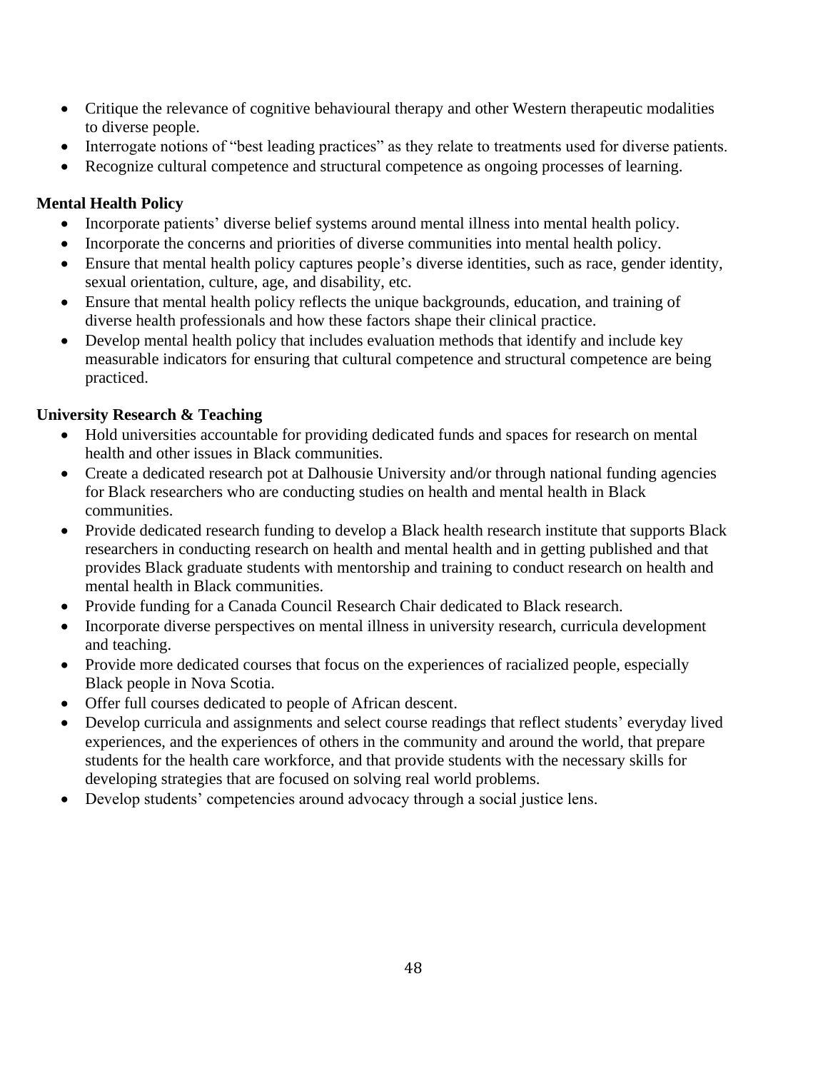- Critique the relevance of cognitive behavioural therapy and other Western therapeutic modalities to diverse people.
- Interrogate notions of "best leading practices" as they relate to treatments used for diverse patients.
- Recognize cultural competence and structural competence as ongoing processes of learning.

**Mental Health Policy**

- Incorporate patients' diverse belief systems around mental illness into mental health policy.
- Incorporate the concerns and priorities of diverse communities into mental health policy.
- Ensure that mental health policy captures people's diverse identities, such as race, gender identity, sexual orientation, culture, age, and disability, etc.
- Ensure that mental health policy reflects the unique backgrounds, education, and training of diverse health professionals and how these factors shape their clinical practice.
- Develop mental health policy that includes evaluation methods that identify and include key measurable indicators for ensuring that cultural competence and structural competence are being practiced.

**University Research & Teaching**

- Hold universities accountable for providing dedicated funds and spaces for research on mental health and other issues in Black communities.
- Create a dedicated research pot at Dalhousie University and/or through national funding agencies for Black researchers who are conducting studies on health and mental health in Black communities.
- Provide dedicated research funding to develop a Black health research institute that supports Black researchers in conducting research on health and mental health and in getting published and that provides Black graduate students with mentorship and training to conduct research on health and mental health in Black communities.
- Provide funding for a Canada Council Research Chair dedicated to Black research.
- Incorporate diverse perspectives on mental illness in university research, curricula development and teaching.
- Provide more dedicated courses that focus on the experiences of racialized people, especially Black people in Nova Scotia.
- Offer full courses dedicated to people of African descent.
- Develop curricula and assignments and select course readings that reflect students' everyday lived experiences, and the experiences of others in the community and around the world, that prepare students for the health care workforce, and that provide students with the necessary skills for developing strategies that are focused on solving real world problems.
- Develop students' competencies around advocacy through a social justice lens.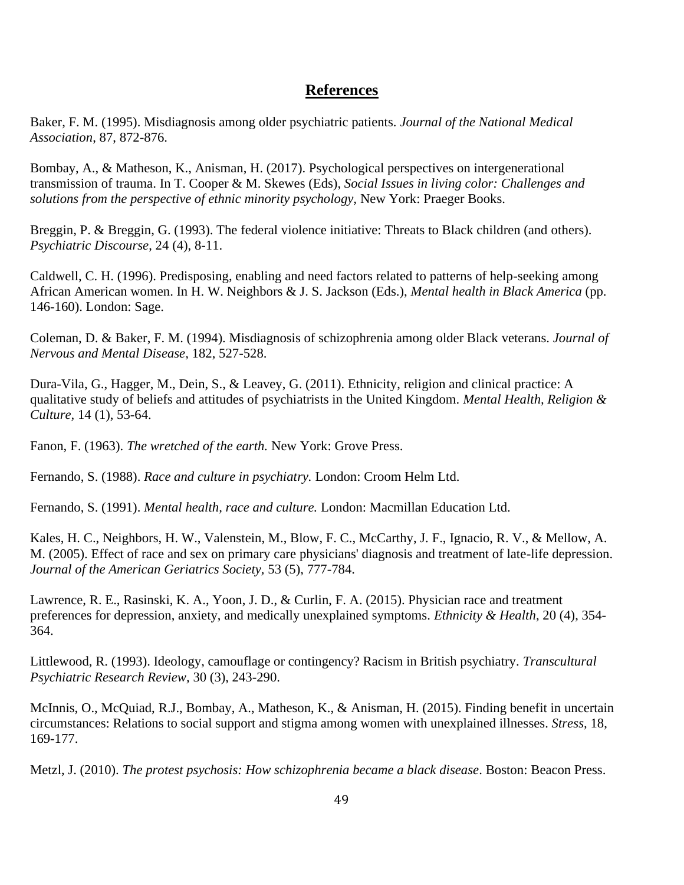## References

Baker, F. M. (1995). Misdiagnosis among older psychiatric patients. *Journal of the National Medical Association*, 87, 872-876.

Bombay, A., & Matheson, K., Anisman, H. (2017). Psychological perspectives on intergenerational transmission of trauma. In T. Cooper & M. Skewes (Eds), *Social Issues in living color: Challenges and solutions from the perspective of ethnic minority psychology*, New York: Praeger Books.

Breggin, P. & Breggin, G. (1993). The federal violence initiative: Threats to Black children (and others). *Psychiatric Discourse*, 24 (4), 8-11.

Caldwell, C. H. (1996). Predisposing, enabling and need factors related to patterns of help-seeking among African American women. In H. W. Neighbors & J. S. Jackson (Eds.), *Mental health in Black America* (pp. 146-160). London: Sage.

Coleman, D. & Baker, F. M. (1994). Misdiagnosis of schizophrenia among older Black veterans. *Journal of Nervous and Mental Disease,* 182, 527-528.

Dura-Vila, G., Hagger, M., Dein, S., & Leavey, G. (2011). Ethnicity, religion and clinical practice: A qualitative study of beliefs and attitudes of psychiatrists in the United Kingdom. *Mental Health, Religion & Culture,* 14 (1), 53-64.

Fanon, F. (1963). *The wretched of the earth.* New York: Grove Press.

Fernando, S. (1988). *Race and culture in psychiatry.* London: Croom Helm Ltd.

Fernando, S. (1991). *Mental health, race and culture.* London: Macmillan Education Ltd.

Kales, H. C., Neighbors, H. W., Valenstein, M., Blow, F. C., McCarthy, J. F., Ignacio, R. V., & Mellow, A. M. (2005). Effect of race and sex on primary care physicians' diagnosis and treatment of late-life depression. *Journal of the American Geriatrics Society,* 53 (5), 777-784.

Lawrence, R. E., Rasinski, K. A., Yoon, J. D., & Curlin, F. A. (2015). Physician race and treatment preferences for depression, anxiety, and medically unexplained symptoms. *Ethnicity & Health,* 20 (4), 354-364.

Littlewood, R. (1993). Ideology, camouflage or contingency? Racism in British psychiatry. *Transcultural Psychiatric Research Review,* 30 (3), 243-290.

McInnis, O., McQuiad, R.J., Bombay, A., Matheson, K., & Anisman, H. (2015). Finding benefit in uncertain circumstances: Relations to social support and stigma among women with unexplained illnesses. *Stress,* 18, 169-177.

Metzl, J. (2010). *The protest psychosis: How schizophrenia became a black disease*. Boston: Beacon Press.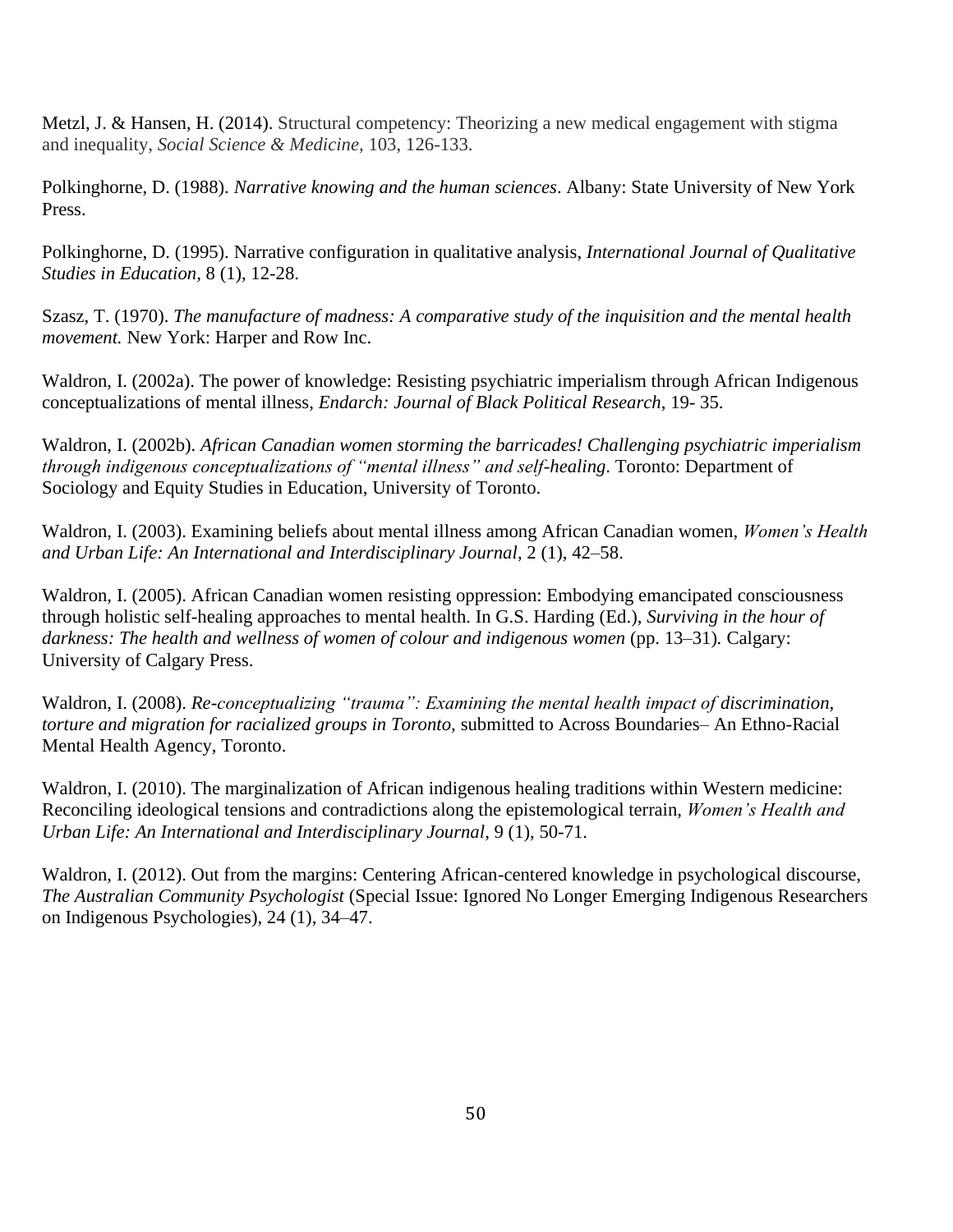Metzl, J. & Hansen, H. (2014). Structural competency: Theorizing a new medical engagement with stigma and inequality, *Social Science & Medicine*, 103, 126-133.

Polkinghorne, D. (1988). *Narrative knowing and the human sciences*. Albany: State University of New York Press.

Polkinghorne, D. (1995). Narrative configuration in qualitative analysis, *International Journal of Qualitative Studies in Education,* 8 (1), 12-28.

Szasz, T. (1970). *The manufacture of madness: A comparative study of the inquisition and the mental health movement.* New York: Harper and Row Inc.

Waldron, I. (2002a). The power of knowledge: Resisting psychiatric imperialism through African Indigenous conceptualizations of mental illness, *Endarch: Journal of Black Political Research*, 19- 35.

Waldron, I. (2002b). *African Canadian women storming the barricades! Challenging psychiatric imperialism through indigenous conceptualizations of "mental illness" and self-healing*. Toronto: Department of Sociology and Equity Studies in Education, University of Toronto.

Waldron, I. (2003). Examining beliefs about mental illness among African Canadian women, *Women's Health and Urban Life: An International and Interdisciplinary Journal*, 2 (1), 42–58.

Waldron, I. (2005). African Canadian women resisting oppression: Embodying emancipated consciousness through holistic self-healing approaches to mental health. In G.S. Harding (Ed.), *Surviving in the hour of darkness: The health and wellness of women of colour and indigenous women* (pp. 13–31)*.* Calgary: University of Calgary Press.

Waldron, I. (2008). *Re-conceptualizing "trauma": Examining the mental health impact of discrimination, torture and migration for racialized groups in Toronto,* submitted to Across Boundaries– An Ethno-Racial Mental Health Agency, Toronto.

Waldron, I. (2010). The marginalization of African indigenous healing traditions within Western medicine: Reconciling ideological tensions and contradictions along the epistemological terrain, *Women's Health and Urban Life: An International and Interdisciplinary Journal*, 9 (1), 50-71.

Waldron, I. (2012). Out from the margins: Centering African-centered knowledge in psychological discourse, *The Australian Community Psychologist* (Special Issue: Ignored No Longer Emerging Indigenous Researchers on Indigenous Psychologies), 24 (1), 34–47.